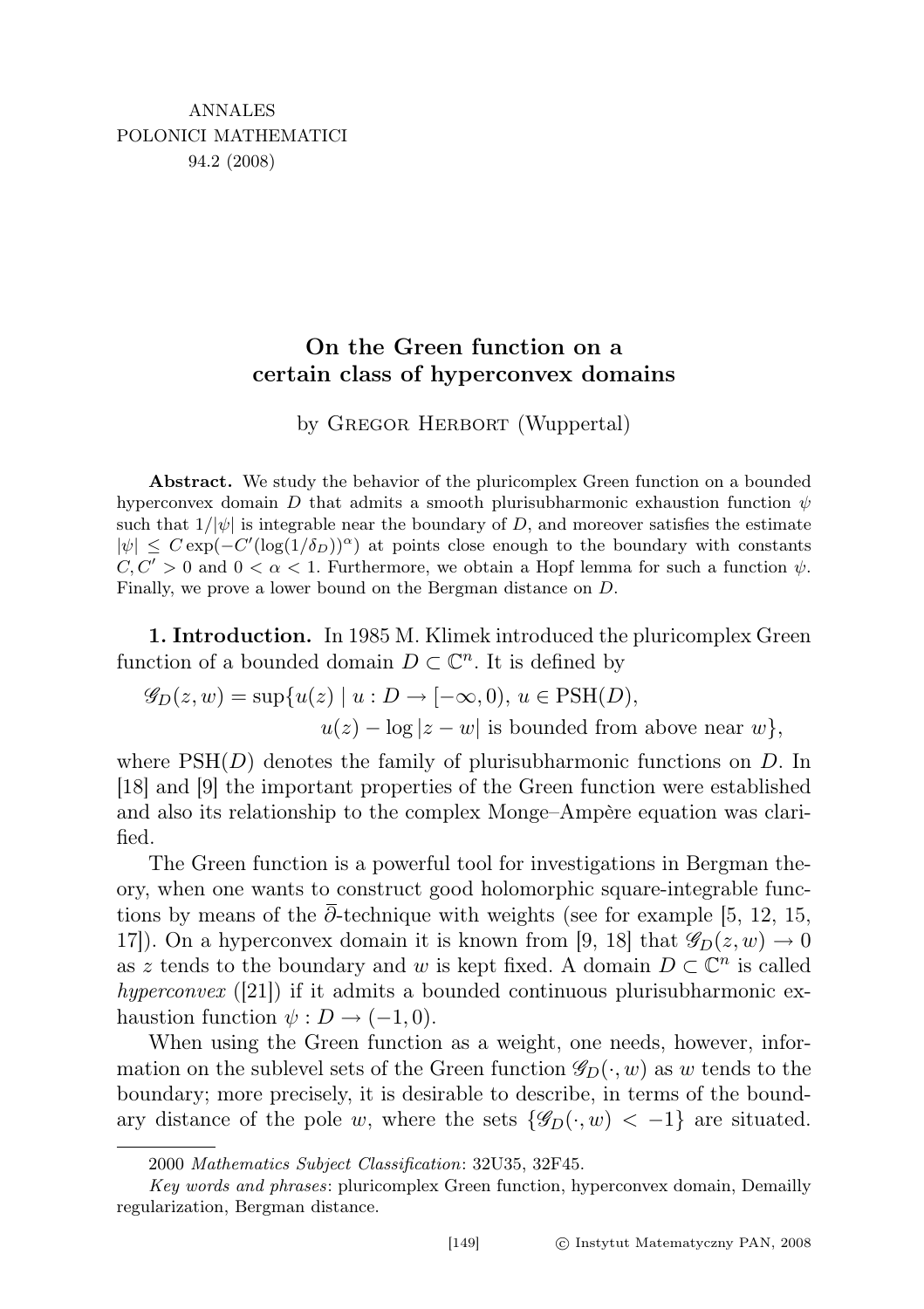ANNALES
POLONICI MATHEMATICI
94.2 (2008)

# On the Green function on a certain class of hyperconvex domains

by Gregor Herbort (Wuppertal)

**Abstract.** We study the behavior of the pluricomplex Green function on a bounded hyperconvex domain $D$ that admits a smooth plurisubharmonic exhaustion function $\psi$ such that $1/|\psi|$ is integrable near the boundary of $D$, and moreover satisfies the estimate $|\psi| \leq C\exp(-C'(\log(1/\delta_D))^\alpha)$ at points close enough to the boundary with constants $C, C' > 0$ and $0 < \alpha < 1$. Furthermore, we obtain a Hopf lemma for such a function $\psi$. Finally, we prove a lower bound on the Bergman distance on $D$.

**1. Introduction.** In 1985 M. Klimek introduced the pluricomplex Green function of a bounded domain $D \subset \mathbb{C}^n$. It is defined by

$$\mathscr{G}_D(z, w) = \sup\{u(z) \mid u : D \to [-\infty, 0),\ u \in \mathrm{PSH}(D),$$
$$u(z) - \log|z - w| \text{ is bounded from above near } w\},$$

where $\mathrm{PSH}(D)$ denotes the family of plurisubharmonic functions on $D$. In [18] and [9] the important properties of the Green function were established and also its relationship to the complex Monge–Ampère equation was clarified.

The Green function is a powerful tool for investigations in Bergman theory, when one wants to construct good holomorphic square-integrable functions by means of the $\overline{\partial}$-technique with weights (see for example [5, 12, 15, 17]). On a hyperconvex domain it is known from [9, 18] that $\mathscr{G}_D(z, w) \to 0$ as $z$ tends to the boundary and $w$ is kept fixed. A domain $D \subset \mathbb{C}^n$ is called *hyperconvex* ([21]) if it admits a bounded continuous plurisubharmonic exhaustion function $\psi : D \to (-1, 0)$.

When using the Green function as a weight, one needs, however, information on the sublevel sets of the Green function $\mathscr{G}_D(\cdot, w)$ as $w$ tends to the boundary; more precisely, it is desirable to describe, in terms of the boundary distance of the pole $w$, where the sets $\{\mathscr{G}_D(\cdot, w) < -1\}$ are situated.

---

2000 *Mathematics Subject Classification*: 32U35, 32F45.

*Key words and phrases*: pluricomplex Green function, hyperconvex domain, Demailly regularization, Bergman distance.

[149] © Instytut Matematyczny PAN, 2008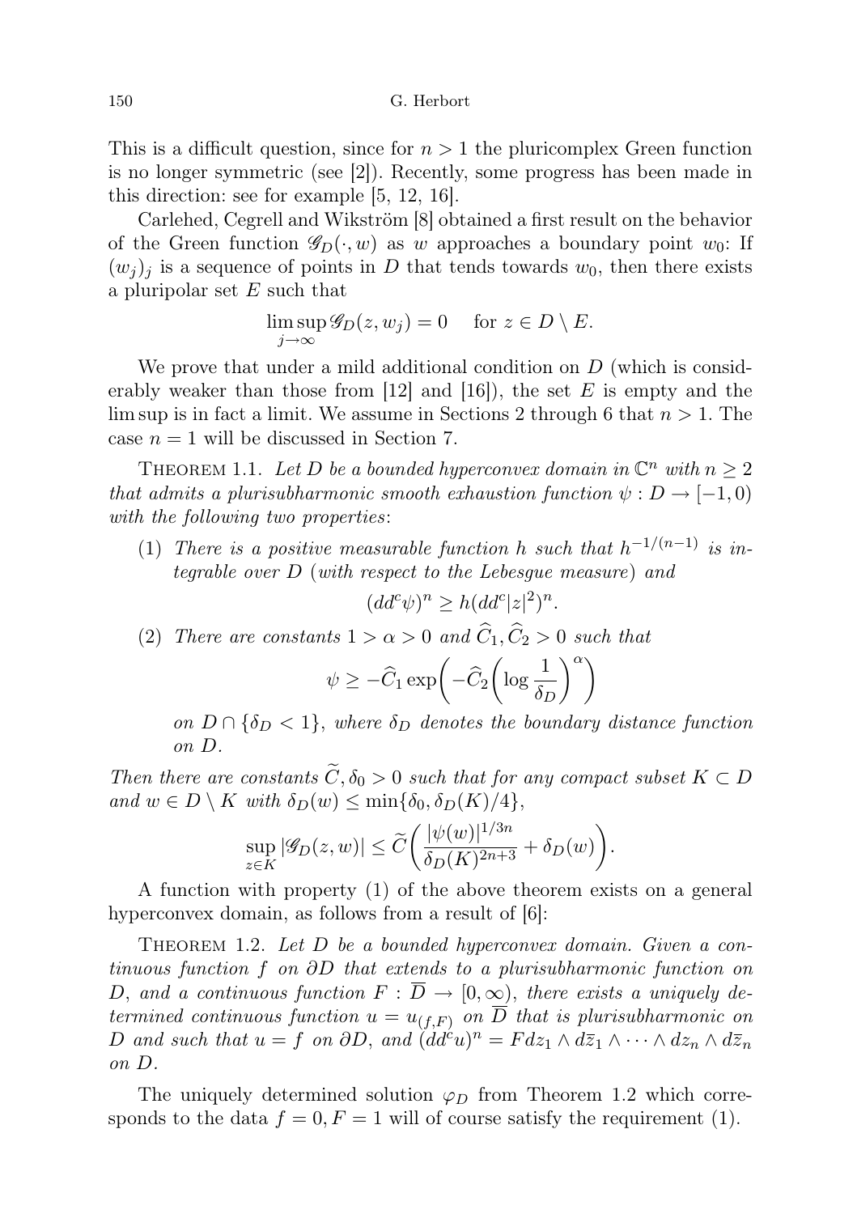This is a difficult question, since for $n > 1$ the pluricomplex Green function is no longer symmetric (see [2]). Recently, some progress has been made in this direction: see for example [5, 12, 16].

Carlehed, Cegrell and Wikström [8] obtained a first result on the behavior of the Green function $\mathscr{G}_D(\cdot, w)$ as $w$ approaches a boundary point $w_0$: If $(w_j)_j$ is a sequence of points in $D$ that tends towards $w_0$, then there exists a pluripolar set $E$ such that

$$\limsup_{j\to\infty} \mathscr{G}_D(z, w_j) = 0 \quad \text{for } z \in D \setminus E.$$

We prove that under a mild additional condition on $D$ (which is considerably weaker than those from [12] and [16]), the set $E$ is empty and the lim sup is in fact a limit. We assume in Sections 2 through 6 that $n > 1$. The case $n = 1$ will be discussed in Section 7.

Theorem 1.1. *Let $D$ be a bounded hyperconvex domain in $\mathbb{C}^n$ with $n \geq 2$ that admits a plurisubharmonic smooth exhaustion function $\psi : D \to [-1, 0)$ with the following two properties*:

(1) *There is a positive measurable function $h$ such that $h^{-1/(n-1)}$ is integrable over $D$ (with respect to the Lebesgue measure) and*
$$(dd^c\psi)^n \geq h(dd^c|z|^2)^n.$$

(2) *There are constants $1 > \alpha > 0$ and $\widehat{C}_1, \widehat{C}_2 > 0$ such that*
$$\psi \geq -\widehat{C}_1 \exp\biggl(-\widehat{C}_2\biggl(\log\frac{1}{\delta_D}\biggr)^{\alpha}\biggr)$$
*on $D \cap \{\delta_D < 1\}$, where $\delta_D$ denotes the boundary distance function on $D$.*

*Then there are constants $\widetilde{C}, \delta_0 > 0$ such that for any compact subset $K \subset D$ and $w \in D \setminus K$ with $\delta_D(w) \leq \min\{\delta_0, \delta_D(K)/4\}$,*

$$\sup_{z\in K} |\mathscr{G}_D(z, w)| \leq \widetilde{C}\biggl(\frac{|\psi(w)|^{1/3n}}{\delta_D(K)^{2n+3}} + \delta_D(w)\biggr).$$

A function with property (1) of the above theorem exists on a general hyperconvex domain, as follows from a result of [6]:

Theorem 1.2. *Let $D$ be a bounded hyperconvex domain. Given a continuous function $f$ on $\partial D$ that extends to a plurisubharmonic function on $D$, and a continuous function $F : \overline{D} \to [0, \infty)$, there exists a uniquely determined continuous function $u = u_{(f,F)}$ on $\overline{D}$ that is plurisubharmonic on $D$ and such that $u = f$ on $\partial D$, and $(dd^c u)^n = F dz_1 \wedge d\bar{z}_1 \wedge \cdots \wedge dz_n \wedge d\bar{z}_n$ on $D$.*

The uniquely determined solution $\varphi_D$ from Theorem 1.2 which corresponds to the data $f = 0, F = 1$ will of course satisfy the requirement (1).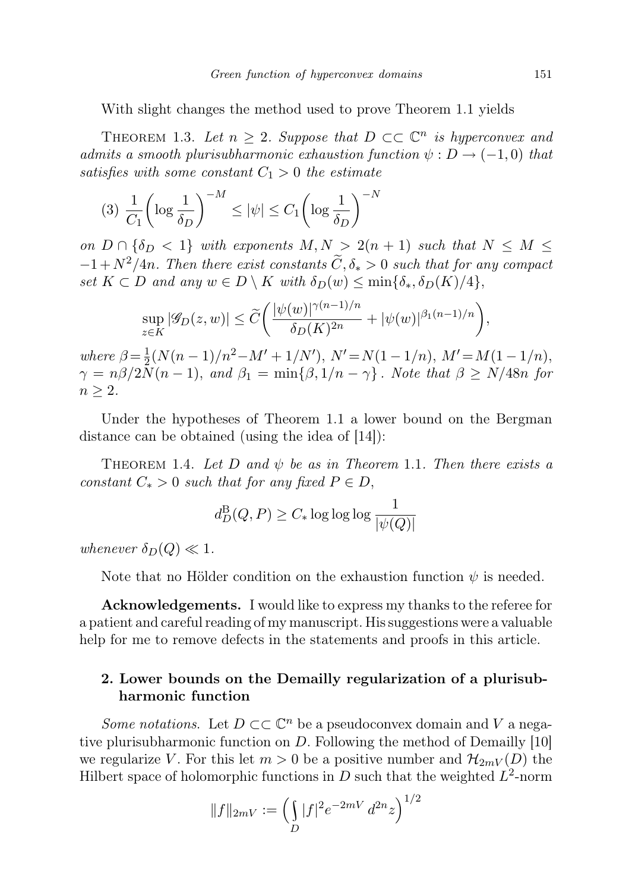With slight changes the method used to prove Theorem 1.1 yields

Theorem 1.3. *Let $n \geq 2$. Suppose that $D \subset\subset \mathbb{C}^n$ is hyperconvex and admits a smooth plurisubharmonic exhaustion function $\psi : D \to (-1, 0)$ that satisfies with some constant $C_1 > 0$ the estimate*

$$(3)\ \frac{1}{C_1}\bigg(\log\frac{1}{\delta_D}\bigg)^{-M} \leq |\psi| \leq C_1\bigg(\log\frac{1}{\delta_D}\bigg)^{-N}$$

*on $D \cap \{\delta_D < 1\}$ with exponents $M, N > 2(n+1)$ such that $N \leq M \leq -1 + N^2/4n$. Then there exist constants $\widetilde{C}, \delta_* > 0$ such that for any compact set $K \subset D$ and any $w \in D \setminus K$ with $\delta_D(w) \leq \min\{\delta_*, \delta_D(K)/4\}$,*

$$\sup_{z\in K} |\mathscr{G}_D(z, w)| \leq \widetilde{C}\bigg(\frac{|\psi(w)|^{\gamma(n-1)/n}}{\delta_D(K)^{2n}} + |\psi(w)|^{\beta_1(n-1)/n}\bigg),$$

*where $\beta = \frac{1}{2}(N(n-1)/n^2 - M' + 1/N')$, $N' = N(1-1/n)$, $M' = M(1-1/n)$, $\gamma = n\beta/2N(n-1)$, and $\beta_1 = \min\{\beta, 1/n - \gamma\}$. Note that $\beta \geq N/48n$ for $n \geq 2$.*

Under the hypotheses of Theorem 1.1 a lower bound on the Bergman distance can be obtained (using the idea of [14]):

Theorem 1.4. *Let $D$ and $\psi$ be as in Theorem 1.1. Then there exists a constant $C_* > 0$ such that for any fixed $P \in D$,*

$$d_D^{\mathrm{B}}(Q, P) \geq C_* \log\log\log\frac{1}{|\psi(Q)|}$$

*whenever $\delta_D(Q) \ll 1$.*

Note that no Hölder condition on the exhaustion function $\psi$ is needed.

**Acknowledgements.** I would like to express my thanks to the referee for a patient and careful reading of my manuscript. His suggestions were a valuable help for me to remove defects in the statements and proofs in this article.

## 2. Lower bounds on the Demailly regularization of a plurisubharmonic function

*Some notations.* Let $D \subset\subset \mathbb{C}^n$ be a pseudoconvex domain and $V$ a negative plurisubharmonic function on $D$. Following the method of Demailly [10] we regularize $V$. For this let $m > 0$ be a positive number and $\mathcal{H}_{2mV}(D)$ the Hilbert space of holomorphic functions in $D$ such that the weighted $L^2$-norm

$$\|f\|_{2mV} := \Big(\int_D |f|^2 e^{-2mV}\, d^{2n}z\Big)^{1/2}$$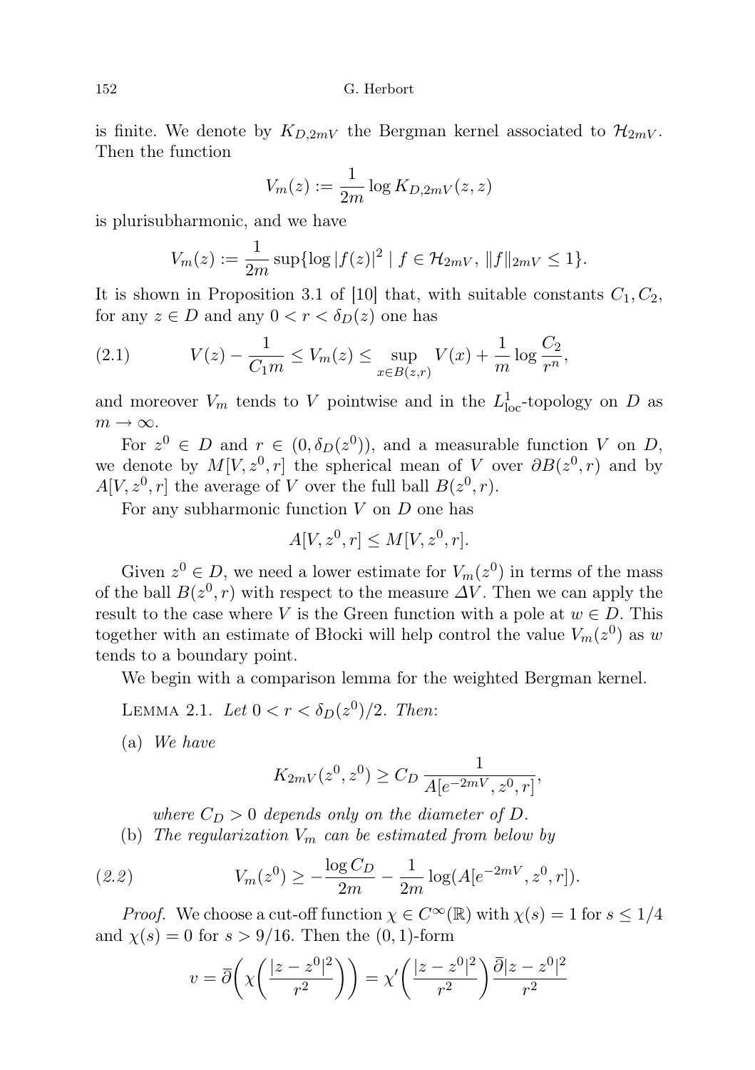is finite. We denote by $K_{D,2mV}$ the Bergman kernel associated to $\mathcal{H}_{2mV}$. Then the function

$$V_m(z) := \frac{1}{2m} \log K_{D,2mV}(z,z)$$

is plurisubharmonic, and we have

$$V_m(z) := \frac{1}{2m} \sup\{\log |f(z)|^2 \mid f \in \mathcal{H}_{2mV},\, \|f\|_{2mV} \leq 1\}.$$

It is shown in Proposition 3.1 of [10] that, with suitable constants $C_1, C_2$, for any $z \in D$ and any $0 < r < \delta_D(z)$ one has

$$V(z) - \frac{1}{C_1 m} \leq V_m(z) \leq \sup_{x \in B(z,r)} V(x) + \frac{1}{m} \log \frac{C_2}{r^n}, \tag{2.1}$$

and moreover $V_m$ tends to $V$ pointwise and in the $L^1_{\text{loc}}$-topology on $D$ as $m \to \infty$.

For $z^0 \in D$ and $r \in (0, \delta_D(z^0))$, and a measurable function $V$ on $D$, we denote by $M[V, z^0, r]$ the spherical mean of $V$ over $\partial B(z^0, r)$ and by $A[V, z^0, r]$ the average of $V$ over the full ball $B(z^0, r)$.

For any subharmonic function $V$ on $D$ one has

$$A[V, z^0, r] \leq M[V, z^0, r].$$

Given $z^0 \in D$, we need a lower estimate for $V_m(z^0)$ in terms of the mass of the ball $B(z^0, r)$ with respect to the measure $\Delta V$. Then we can apply the result to the case where $V$ is the Green function with a pole at $w \in D$. This together with an estimate of Błocki will help control the value $V_m(z^0)$ as $w$ tends to a boundary point.

We begin with a comparison lemma for the weighted Bergman kernel.

LEMMA 2.1. *Let $0 < r < \delta_D(z^0)/2$. Then*:

(a) *We have*

$$K_{2mV}(z^0, z^0) \geq C_D \frac{1}{A[e^{-2mV}, z^0, r]},$$

*where $C_D > 0$ depends only on the diameter of $D$.*

(b) *The regularization $V_m$ can be estimated from below by*

$$V_m(z^0) \geq -\frac{\log C_D}{2m} - \frac{1}{2m} \log(A[e^{-2mV}, z^0, r]). \tag{2.2}$$

*Proof.* We choose a cut-off function $\chi \in C^\infty(\mathbb{R})$ with $\chi(s) = 1$ for $s \leq 1/4$ and $\chi(s) = 0$ for $s > 9/16$. Then the $(0,1)$-form

$$v = \bar{\partial}\left(\chi\left(\frac{|z - z^0|^2}{r^2}\right)\right) = \chi'\left(\frac{|z - z^0|^2}{r^2}\right) \frac{\bar{\partial}|z - z^0|^2}{r^2}$$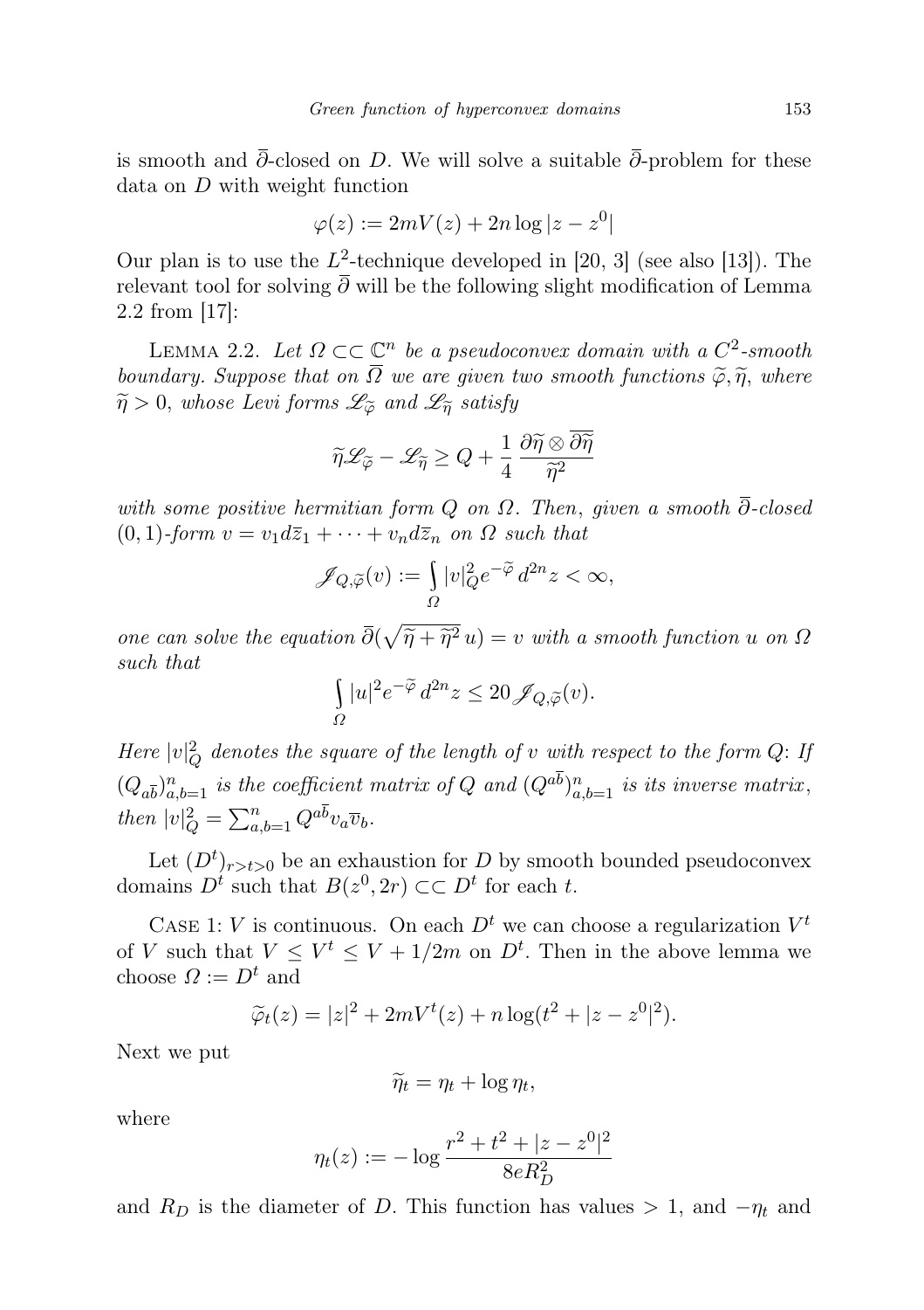is smooth and $\overline{\partial}$-closed on $D$. We will solve a suitable $\overline{\partial}$-problem for these data on $D$ with weight function

$$\varphi(z) := 2mV(z) + 2n \log|z - z^0|$$

Our plan is to use the $L^2$-technique developed in [20, 3] (see also [13]). The relevant tool for solving $\overline{\partial}$ will be the following slight modification of Lemma 2.2 from [17]:

LEMMA 2.2. *Let $\Omega \subset\subset \mathbb{C}^n$ be a pseudoconvex domain with a $C^2$-smooth boundary. Suppose that on $\overline{\Omega}$ we are given two smooth functions $\widetilde{\varphi}, \widetilde{\eta}$, where $\widetilde{\eta} > 0$, whose Levi forms $\mathscr{L}_{\widetilde{\varphi}}$ and $\mathscr{L}_{\widetilde{\eta}}$ satisfy*

$$\widetilde{\eta}\mathscr{L}_{\widetilde{\varphi}} - \mathscr{L}_{\widetilde{\eta}} \geq Q + \frac{1}{4}\,\frac{\partial\widetilde{\eta} \otimes \overline{\partial\widetilde{\eta}}}{\widetilde{\eta}^2}$$

*with some positive hermitian form $Q$ on $\Omega$. Then, given a smooth $\overline{\partial}$-closed $(0,1)$-form $v = v_1 d\overline{z}_1 + \cdots + v_n d\overline{z}_n$ on $\Omega$ such that*

$$\mathscr{I}_{Q,\widetilde{\varphi}}(v) := \int_{\Omega} |v|_Q^2 e^{-\widetilde{\varphi}}\, d^{2n}z < \infty,$$

*one can solve the equation $\overline{\partial}(\sqrt{\widetilde{\eta} + \widetilde{\eta}^2}\, u) = v$ with a smooth function $u$ on $\Omega$ such that*

$$\int_{\Omega} |u|^2 e^{-\widetilde{\varphi}}\, d^{2n}z \leq 20\, \mathscr{I}_{Q,\widetilde{\varphi}}(v).$$

*Here $|v|_Q^2$ denotes the square of the length of $v$ with respect to the form $Q$: If $(Q_{a\overline{b}})_{a,b=1}^n$ is the coefficient matrix of $Q$ and $(Q^{a\overline{b}})_{a,b=1}^n$ is its inverse matrix, then $|v|_Q^2 = \sum_{a,b=1}^n Q^{a\overline{b}} v_a \overline{v}_b$.*

Let $(D^t)_{r>t>0}$ be an exhaustion for $D$ by smooth bounded pseudoconvex domains $D^t$ such that $B(z^0, 2r) \subset\subset D^t$ for each $t$.

CASE 1: $V$ is continuous. On each $D^t$ we can choose a regularization $V^t$ of $V$ such that $V \leq V^t \leq V + 1/2m$ on $D^t$. Then in the above lemma we choose $\Omega := D^t$ and

$$\widetilde{\varphi}_t(z) = |z|^2 + 2mV^t(z) + n\log(t^2 + |z - z^0|^2).$$

Next we put

$$\widetilde{\eta}_t = \eta_t + \log \eta_t,$$

where

$$\eta_t(z) := -\log \frac{r^2 + t^2 + |z - z^0|^2}{8eR_D^2}$$

and $R_D$ is the diameter of $D$. This function has values $> 1$, and $-\eta_t$ and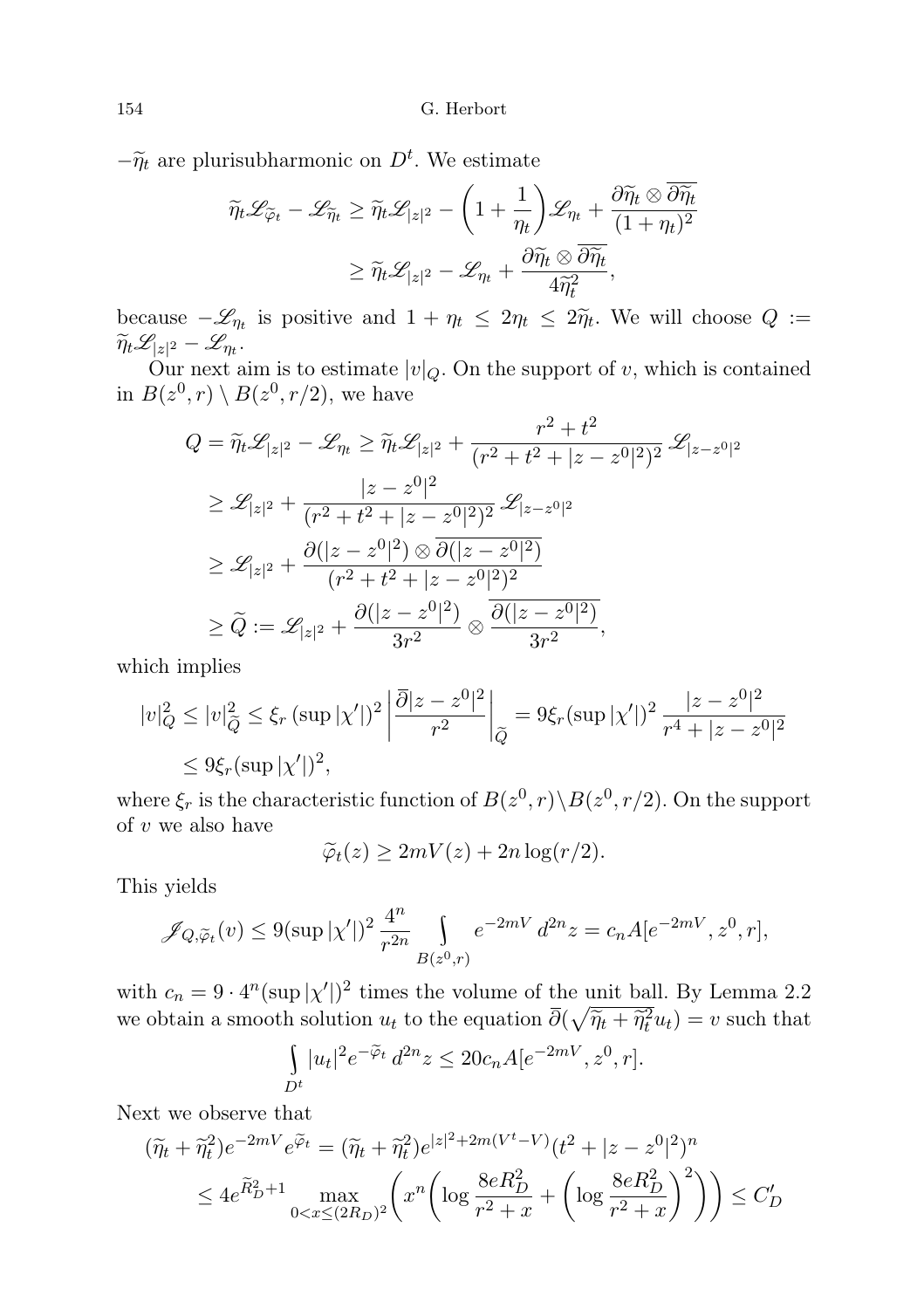$-\widetilde{\eta}_t$ are plurisubharmonic on $D^t$. We estimate

$$\widetilde{\eta}_t \mathscr{L}_{\widetilde{\varphi}_t} - \mathscr{L}_{\widetilde{\eta}_t} \geq \widetilde{\eta}_t \mathscr{L}_{|z|^2} - \left(1 + \frac{1}{\eta_t}\right) \mathscr{L}_{\eta_t} + \frac{\partial \widetilde{\eta}_t \otimes \overline{\partial \widetilde{\eta}_t}}{(1+\eta_t)^2}$$
$$\geq \widetilde{\eta}_t \mathscr{L}_{|z|^2} - \mathscr{L}_{\eta_t} + \frac{\partial \widetilde{\eta}_t \otimes \overline{\partial \widetilde{\eta}_t}}{4\widetilde{\eta}_t^2},$$

because $-\mathscr{L}_{\eta_t}$ is positive and $1 + \eta_t \leq 2\eta_t \leq 2\widetilde{\eta}_t$. We will choose $Q := \widetilde{\eta}_t \mathscr{L}_{|z|^2} - \mathscr{L}_{\eta_t}$.

Our next aim is to estimate $|v|_Q$. On the support of $v$, which is contained in $B(z^0, r) \setminus B(z^0, r/2)$, we have

$$Q = \widetilde{\eta}_t \mathscr{L}_{|z|^2} - \mathscr{L}_{\eta_t} \geq \widetilde{\eta}_t \mathscr{L}_{|z|^2} + \frac{r^2 + t^2}{(r^2 + t^2 + |z - z^0|^2)^2} \mathscr{L}_{|z-z^0|^2}$$
$$\geq \mathscr{L}_{|z|^2} + \frac{|z - z^0|^2}{(r^2 + t^2 + |z - z^0|^2)^2} \mathscr{L}_{|z-z^0|^2}$$
$$\geq \mathscr{L}_{|z|^2} + \frac{\partial(|z - z^0|^2) \otimes \overline{\partial(|z - z^0|^2)}}{(r^2 + t^2 + |z - z^0|^2)^2}$$
$$\geq \widetilde{Q} := \mathscr{L}_{|z|^2} + \frac{\partial(|z - z^0|^2)}{3r^2} \otimes \frac{\overline{\partial(|z - z^0|^2)}}{3r^2},$$

which implies

$$|v|_Q^2 \leq |v|_{\widetilde{Q}}^2 \leq \xi_r (\sup |\chi'|)^2 \left| \frac{\overline{\partial}|z - z^0|^2}{r^2} \right|_{\widetilde{Q}} = 9\xi_r (\sup |\chi'|)^2 \frac{|z - z^0|^2}{r^4 + |z - z^0|^2}$$
$$\leq 9\xi_r (\sup |\chi'|)^2,$$

where $\xi_r$ is the characteristic function of $B(z^0, r) \setminus B(z^0, r/2)$. On the support of $v$ we also have

$$\widetilde{\varphi}_t(z) \geq 2mV(z) + 2n \log(r/2).$$

This yields

$$\mathscr{J}_{Q,\widetilde{\varphi}_t}(v) \leq 9(\sup |\chi'|)^2 \frac{4^n}{r^{2n}} \int\limits_{B(z^0,r)} e^{-2mV} \, d^{2n}z = c_n A[e^{-2mV}, z^0, r],$$

with $c_n = 9 \cdot 4^n (\sup |\chi'|)^2$ times the volume of the unit ball. By Lemma 2.2 we obtain a smooth solution $u_t$ to the equation $\overline{\partial}(\sqrt{\widetilde{\eta}_t + \widetilde{\eta}_t^2} u_t) = v$ such that

$$\int\limits_{D^t} |u_t|^2 e^{-\widetilde{\varphi}_t} \, d^{2n}z \leq 20 c_n A[e^{-2mV}, z^0, r].$$

Next we observe that

$$(\widetilde{\eta}_t + \widetilde{\eta}_t^2) e^{-2mV} e^{\widetilde{\varphi}_t} = (\widetilde{\eta}_t + \widetilde{\eta}_t^2) e^{|z|^2 + 2m(V^t - V)} (t^2 + |z - z^0|^2)^n$$
$$\leq 4e^{\widetilde{R}_D^2 + 1} \max_{0 < x \leq (2R_D)^2} \left( x^n \left( \log \frac{8eR_D^2}{r^2 + x} + \left( \log \frac{8eR_D^2}{r^2 + x} \right)^2 \right) \right) \leq C'_D$$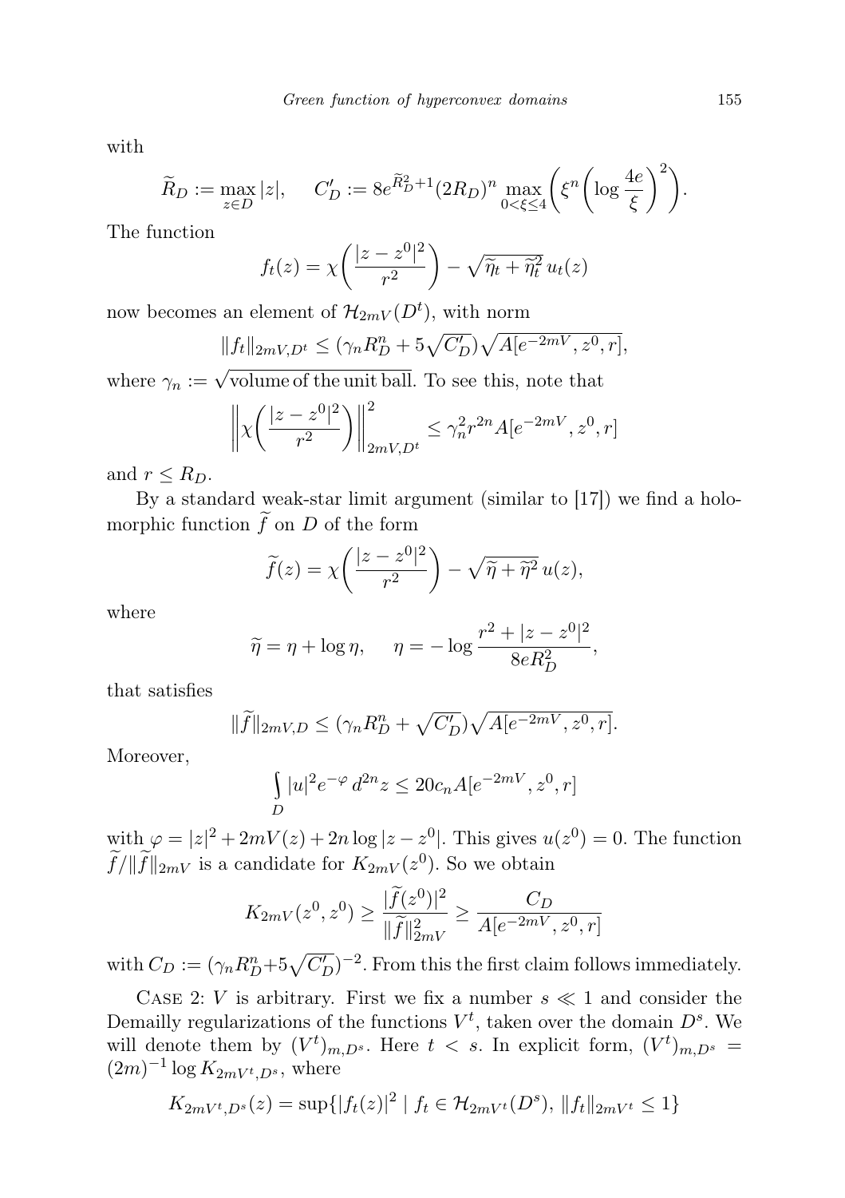with

$$\widetilde{R}_D := \max_{z \in D} |z|, \qquad C'_D := 8e^{\widetilde{R}_D^2+1}(2R_D)^n \max_{0<\xi\le 4}\left(\xi^n\left(\log\frac{4e}{\xi}\right)^2\right).$$

The function

$$f_t(z) = \chi\left(\frac{|z-z^0|^2}{r^2}\right) - \sqrt{\widetilde{\eta}_t + \widetilde{\eta}_t^2}\, u_t(z)$$

now becomes an element of $\mathcal{H}_{2mV}(D^t)$, with norm

$$\|f_t\|_{2mV,D^t} \le (\gamma_n R_D^n + 5\sqrt{C'_D})\sqrt{A[e^{-2mV}, z^0, r]},$$

where $\gamma_n := \sqrt{\text{volume of the unit ball}}$. To see this, note that

$$\left\|\chi\left(\frac{|z-z^0|^2}{r^2}\right)\right\|^2_{2mV,D^t} \le \gamma_n^2 r^{2n} A[e^{-2mV}, z^0, r]$$

and $r \le R_D$.

By a standard weak-star limit argument (similar to [17]) we find a holomorphic function $\widetilde{f}$ on $D$ of the form

$$\widetilde{f}(z) = \chi\left(\frac{|z-z^0|^2}{r^2}\right) - \sqrt{\widetilde{\eta} + \widetilde{\eta}^2}\, u(z),$$

where

$$\widetilde{\eta} = \eta + \log\eta, \qquad \eta = -\log\frac{r^2 + |z-z^0|^2}{8eR_D^2},$$

that satisfies

$$\|\widetilde{f}\|_{2mV,D} \le (\gamma_n R_D^n + \sqrt{C'_D})\sqrt{A[e^{-2mV}, z^0, r]}.$$

Moreover,

$$\int_D |u|^2 e^{-\varphi}\, d^{2n}z \le 20 c_n A[e^{-2mV}, z^0, r]$$

with $\varphi = |z|^2 + 2mV(z) + 2n\log|z-z^0|$. This gives $u(z^0) = 0$. The function $\widetilde{f}/\|\widetilde{f}\|_{2mV}$ is a candidate for $K_{2mV}(z^0)$. So we obtain

$$K_{2mV}(z^0, z^0) \ge \frac{|\widetilde{f}(z^0)|^2}{\|\widetilde{f}\|^2_{2mV}} \ge \frac{C_D}{A[e^{-2mV}, z^0, r]}$$

with $C_D := (\gamma_n R_D^n + 5\sqrt{C'_D})^{-2}$. From this the first claim follows immediately.

Case 2: $V$ is arbitrary. First we fix a number $s \ll 1$ and consider the Demailly regularizations of the functions $V^t$, taken over the domain $D^s$. We will denote them by $(V^t)_{m,D^s}$. Here $t < s$. In explicit form, $(V^t)_{m,D^s} = (2m)^{-1}\log K_{2mV^t,D^s}$, where

$$K_{2mV^t,D^s}(z) = \sup\{|f_t(z)|^2 \mid f_t \in \mathcal{H}_{2mV^t}(D^s),\ \|f_t\|_{2mV^t} \le 1\}$$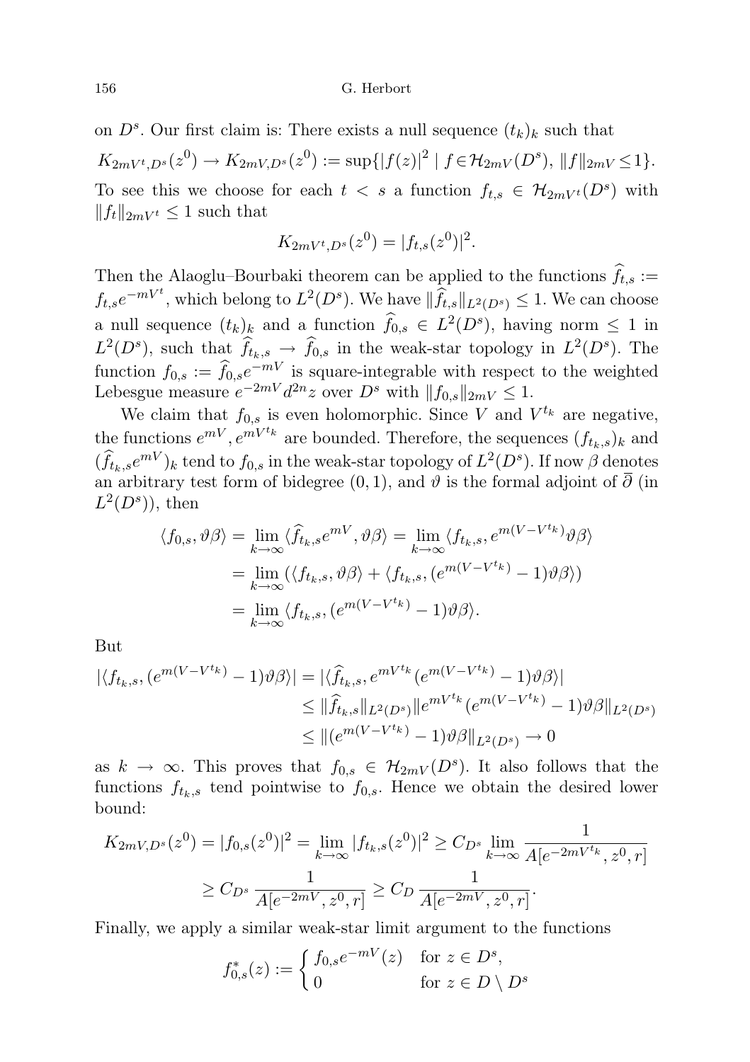on $D^s$. Our first claim is: There exists a null sequence $(t_k)_k$ such that

$$K_{2mV^t,D^s}(z^0) \to K_{2mV,D^s}(z^0) := \sup\{|f(z)|^2 \mid f \in \mathcal{H}_{2mV}(D^s),\ \|f\|_{2mV} \le 1\}.$$

To see this we choose for each $t < s$ a function $f_{t,s} \in \mathcal{H}_{2mV^t}(D^s)$ with $\|f_t\|_{2mV^t} \le 1$ such that

$$K_{2mV^t,D^s}(z^0) = |f_{t,s}(z^0)|^2.$$

Then the Alaoglu–Bourbaki theorem can be applied to the functions $\widehat{f}_{t,s} := f_{t,s}e^{-mV^t}$, which belong to $L^2(D^s)$. We have $\|\widehat{f}_{t,s}\|_{L^2(D^s)} \le 1$. We can choose a null sequence $(t_k)_k$ and a function $\widehat{f}_{0,s} \in L^2(D^s)$, having norm $\le 1$ in $L^2(D^s)$, such that $\widehat{f}_{t_k,s} \to \widehat{f}_{0,s}$ in the weak-star topology in $L^2(D^s)$. The function $f_{0,s} := \widehat{f}_{0,s}e^{-mV}$ is square-integrable with respect to the weighted Lebesgue measure $e^{-2mV}d^{2n}z$ over $D^s$ with $\|f_{0,s}\|_{2mV} \le 1$.

We claim that $f_{0,s}$ is even holomorphic. Since $V$ and $V^{t_k}$ are negative, the functions $e^{mV}, e^{mV^{t_k}}$ are bounded. Therefore, the sequences $(f_{t_k,s})_k$ and $(\widehat{f}_{t_k,s}e^{mV})_k$ tend to $f_{0,s}$ in the weak-star topology of $L^2(D^s)$. If now $\beta$ denotes an arbitrary test form of bidegree $(0,1)$, and $\vartheta$ is the formal adjoint of $\overline{\partial}$ (in $L^2(D^s)$), then

$$\begin{aligned}
\langle f_{0,s}, \vartheta\beta\rangle &= \lim_{k\to\infty} \langle \widehat{f}_{t_k,s}e^{mV}, \vartheta\beta\rangle = \lim_{k\to\infty} \langle f_{t_k,s}, e^{m(V-V^{t_k})}\vartheta\beta\rangle \\
&= \lim_{k\to\infty} (\langle f_{t_k,s}, \vartheta\beta\rangle + \langle f_{t_k,s}, (e^{m(V-V^{t_k})}-1)\vartheta\beta\rangle) \\
&= \lim_{k\to\infty} \langle f_{t_k,s}, (e^{m(V-V^{t_k})}-1)\vartheta\beta\rangle.
\end{aligned}$$

But

$$\begin{aligned}
|\langle f_{t_k,s}, (e^{m(V-V^{t_k})}-1)\vartheta\beta\rangle| &= |\langle \widehat{f}_{t_k,s}, e^{mV^{t_k}}(e^{m(V-V^{t_k})}-1)\vartheta\beta\rangle| \\
&\le \|\widehat{f}_{t_k,s}\|_{L^2(D^s)} \|e^{mV^{t_k}}(e^{m(V-V^{t_k})}-1)\vartheta\beta\|_{L^2(D^s)} \\
&\le \|(e^{m(V-V^{t_k})}-1)\vartheta\beta\|_{L^2(D^s)} \to 0
\end{aligned}$$

as $k \to \infty$. This proves that $f_{0,s} \in \mathcal{H}_{2mV}(D^s)$. It also follows that the functions $f_{t_k,s}$ tend pointwise to $f_{0,s}$. Hence we obtain the desired lower bound:

$$\begin{aligned}
K_{2mV,D^s}(z^0) = |f_{0,s}(z^0)|^2 &= \lim_{k\to\infty} |f_{t_k,s}(z^0)|^2 \ge C_{D^s} \lim_{k\to\infty} \frac{1}{A[e^{-2mV^{t_k}}, z^0, r]} \\
&\ge C_{D^s}\, \frac{1}{A[e^{-2mV}, z^0, r]} \ge C_D\, \frac{1}{A[e^{-2mV}, z^0, r]}.
\end{aligned}$$

Finally, we apply a similar weak-star limit argument to the functions

$$f^*_{0,s}(z) := \begin{cases} f_{0,s}e^{-mV}(z) & \text{for } z \in D^s, \\ 0 & \text{for } z \in D \setminus D^s \end{cases}$$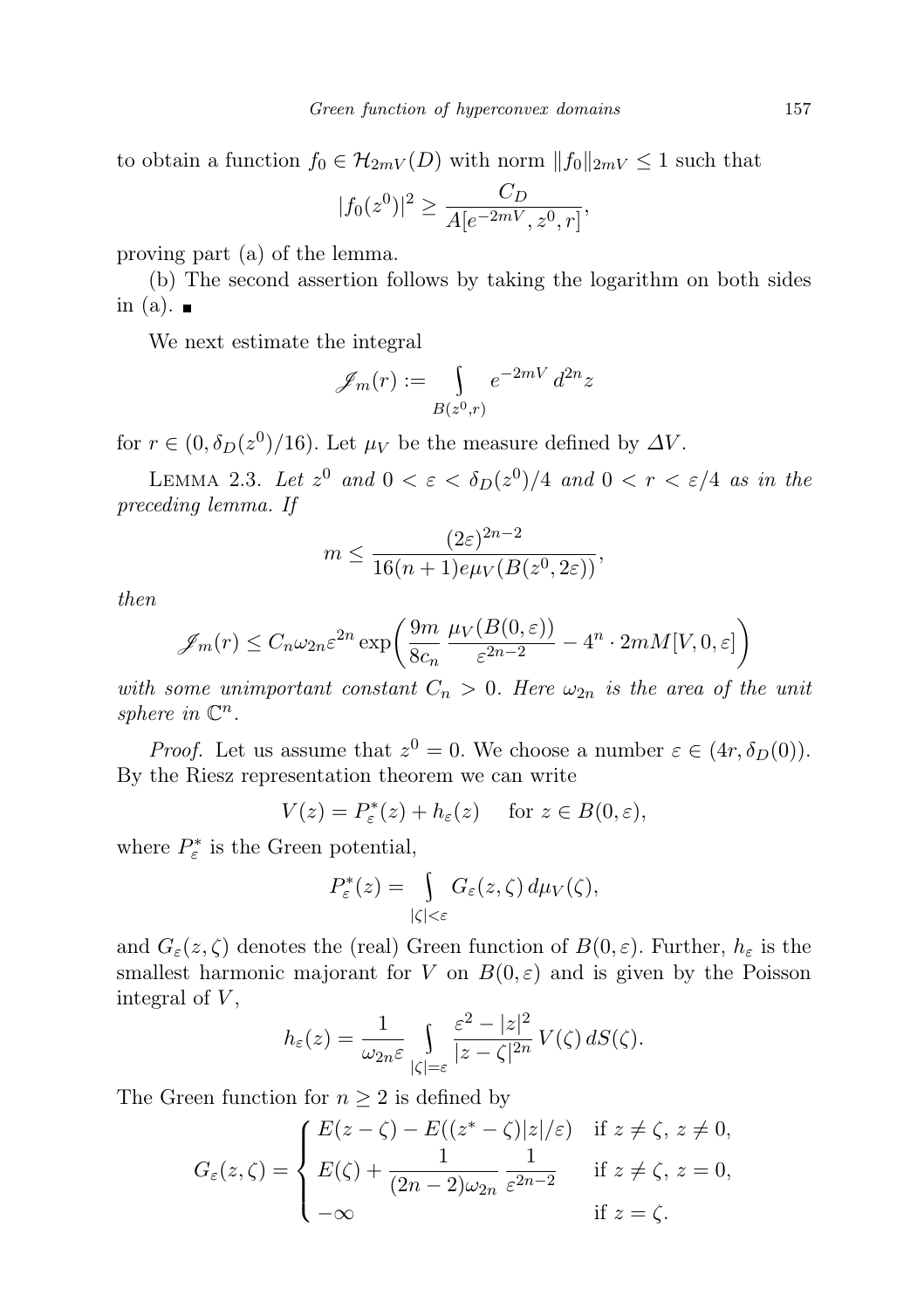to obtain a function $f_0 \in \mathcal{H}_{2mV}(D)$ with norm $\|f_0\|_{2mV} \le 1$ such that

$$|f_0(z^0)|^2 \ge \frac{C_D}{A[e^{-2mV}, z^0, r]},$$

proving part (a) of the lemma.

(b) The second assertion follows by taking the logarithm on both sides in (a). ■

We next estimate the integral

$$\mathscr{I}_m(r) := \int\limits_{B(z^0,r)} e^{-2mV}\, d^{2n}z$$

for $r \in (0, \delta_D(z^0)/16)$. Let $\mu_V$ be the measure defined by $\Delta V$.

Lemma 2.3. *Let $z^0$ and $0 < \varepsilon < \delta_D(z^0)/4$ and $0 < r < \varepsilon/4$ as in the preceding lemma. If*

$$m \le \frac{(2\varepsilon)^{2n-2}}{16(n+1)e\mu_V(B(z^0, 2\varepsilon))},$$

*then*

$$\mathscr{I}_m(r) \le C_n \omega_{2n} \varepsilon^{2n} \exp\biggl(\frac{9m}{8c_n}\, \frac{\mu_V(B(0,\varepsilon))}{\varepsilon^{2n-2}} - 4^n \cdot 2mM[V, 0, \varepsilon]\biggr)$$

*with some unimportant constant $C_n > 0$. Here $\omega_{2n}$ is the area of the unit sphere in $\mathbb{C}^n$.*

*Proof.* Let us assume that $z^0 = 0$. We choose a number $\varepsilon \in (4r, \delta_D(0))$. By the Riesz representation theorem we can write

$$V(z) = P^*_\varepsilon(z) + h_\varepsilon(z) \quad \text{ for } z \in B(0, \varepsilon),$$

where $P^*_\varepsilon$ is the Green potential,

$$P^*_\varepsilon(z) = \int\limits_{|\zeta|<\varepsilon} G_\varepsilon(z, \zeta)\, d\mu_V(\zeta),$$

and $G_\varepsilon(z, \zeta)$ denotes the (real) Green function of $B(0, \varepsilon)$. Further, $h_\varepsilon$ is the smallest harmonic majorant for $V$ on $B(0, \varepsilon)$ and is given by the Poisson integral of $V$,

$$h_\varepsilon(z) = \frac{1}{\omega_{2n}\varepsilon} \int\limits_{|\zeta|=\varepsilon} \frac{\varepsilon^2 - |z|^2}{|z - \zeta|^{2n}}\, V(\zeta)\, dS(\zeta).$$

The Green function for $n \ge 2$ is defined by

$$G_\varepsilon(z, \zeta) = \begin{cases} E(z - \zeta) - E((z^* - \zeta)|z|/\varepsilon) & \text{if } z \ne \zeta,\ z \ne 0, \\ E(\zeta) + \dfrac{1}{(2n-2)\omega_{2n}}\, \dfrac{1}{\varepsilon^{2n-2}} & \text{if } z \ne \zeta,\ z = 0, \\ -\infty & \text{if } z = \zeta. \end{cases}$$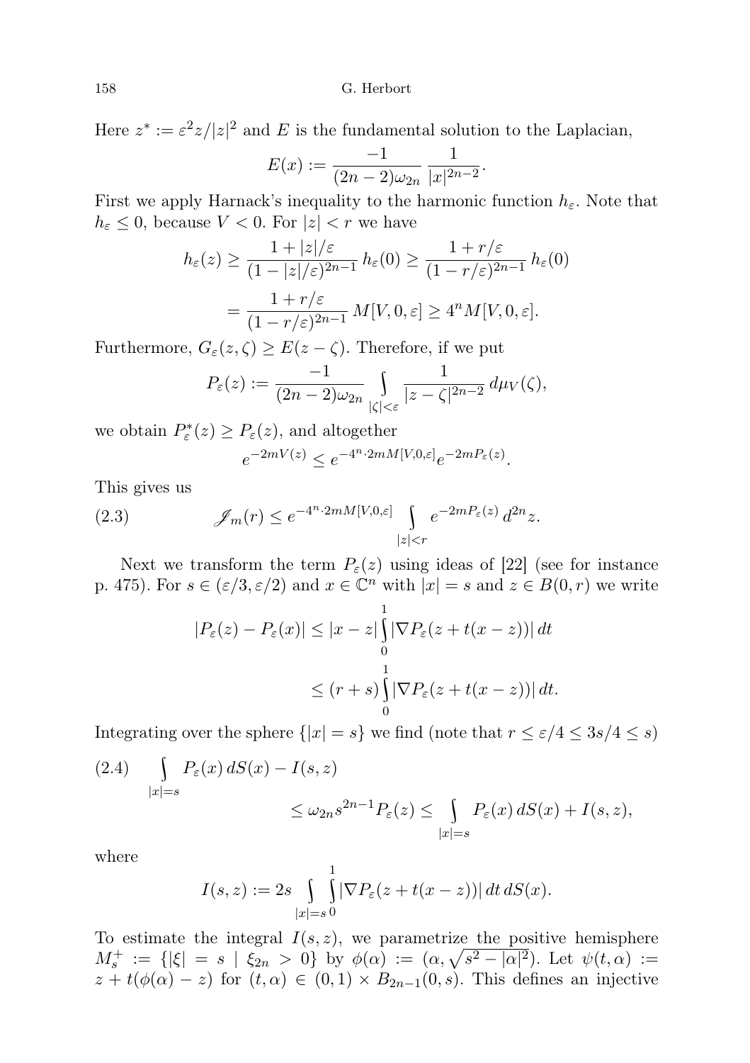Here $z^* := \varepsilon^2 z/|z|^2$ and $E$ is the fundamental solution to the Laplacian,

$$E(x) := \frac{-1}{(2n-2)\omega_{2n}} \frac{1}{|x|^{2n-2}}.$$

First we apply Harnack's inequality to the harmonic function $h_\varepsilon$. Note that $h_\varepsilon \le 0$, because $V < 0$. For $|z| < r$ we have

$$\begin{aligned} h_\varepsilon(z) &\ge \frac{1 + |z|/\varepsilon}{(1 - |z|/\varepsilon)^{2n-1}}\, h_\varepsilon(0) \ge \frac{1 + r/\varepsilon}{(1 - r/\varepsilon)^{2n-1}}\, h_\varepsilon(0) \\ &= \frac{1 + r/\varepsilon}{(1 - r/\varepsilon)^{2n-1}}\, M[V, 0, \varepsilon] \ge 4^n M[V, 0, \varepsilon]. \end{aligned}$$

Furthermore, $G_\varepsilon(z, \zeta) \ge E(z - \zeta)$. Therefore, if we put

$$P_\varepsilon(z) := \frac{-1}{(2n-2)\omega_{2n}} \int\limits_{|\zeta|<\varepsilon} \frac{1}{|z - \zeta|^{2n-2}}\, d\mu_V(\zeta),$$

we obtain $P_\varepsilon^*(z) \ge P_\varepsilon(z)$, and altogether

$$e^{-2mV(z)} \le e^{-4^n \cdot 2mM[V,0,\varepsilon]} e^{-2mP_\varepsilon(z)}.$$

This gives us

$$\mathscr{J}_m(r) \le e^{-4^n \cdot 2mM[V,0,\varepsilon]} \int\limits_{|z|<r} e^{-2mP_\varepsilon(z)}\, d^{2n}z. \tag{2.3}$$

Next we transform the term $P_\varepsilon(z)$ using ideas of [22] (see for instance p. 475). For $s \in (\varepsilon/3, \varepsilon/2)$ and $x \in \mathbb{C}^n$ with $|x| = s$ and $z \in B(0, r)$ we write

$$\begin{aligned} |P_\varepsilon(z) - P_\varepsilon(x)| &\le |x - z| \int\limits_0^1 |\nabla P_\varepsilon(z + t(x - z))|\, dt \\ &\le (r + s) \int\limits_0^1 |\nabla P_\varepsilon(z + t(x - z))|\, dt. \end{aligned}$$

Integrating over the sphere $\{|x| = s\}$ we find (note that $r \le \varepsilon/4 \le 3s/4 \le s$)

$$\begin{aligned} \int\limits_{|x|=s} P_\varepsilon(x)\, dS(x) - I(s, z) & \\ \le \omega_{2n} s^{2n-1} P_\varepsilon(z) &\le \int\limits_{|x|=s} P_\varepsilon(x)\, dS(x) + I(s, z), \end{aligned} \tag{2.4}$$

where

$$I(s, z) := 2s \int\limits_{|x|=s} \int\limits_0^1 |\nabla P_\varepsilon(z + t(x - z))|\, dt\, dS(x).$$

To estimate the integral $I(s, z)$, we parametrize the positive hemisphere $M_s^+ := \{|\xi| = s \mid \xi_{2n} > 0\}$ by $\phi(\alpha) := (\alpha, \sqrt{s^2 - |\alpha|^2})$. Let $\psi(t, \alpha) := z + t(\phi(\alpha) - z)$ for $(t, \alpha) \in (0, 1) \times B_{2n-1}(0, s)$. This defines an injective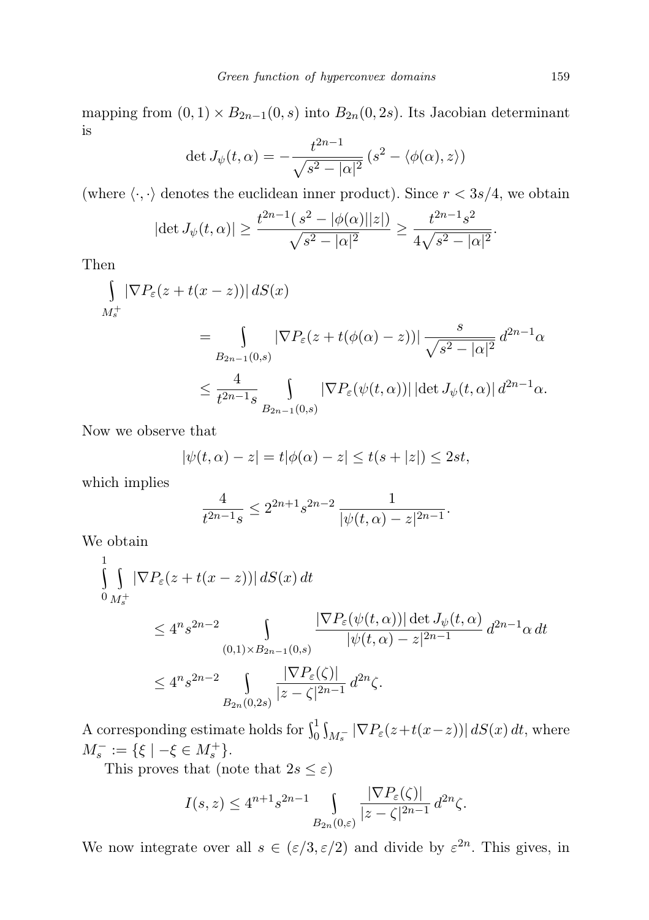mapping from $(0,1)\times B_{2n-1}(0,s)$ into $B_{2n}(0,2s)$. Its Jacobian determinant is

$$\det J_\psi(t,\alpha) = -\frac{t^{2n-1}}{\sqrt{s^2-|\alpha|^2}}\,(s^2 - \langle \phi(\alpha), z\rangle)$$

(where $\langle\cdot,\cdot\rangle$ denotes the euclidean inner product). Since $r < 3s/4$, we obtain

$$|\det J_\psi(t,\alpha)| \ge \frac{t^{2n-1}(\,s^2 - |\phi(\alpha)||z|)}{\sqrt{s^2-|\alpha|^2}} \ge \frac{t^{2n-1}s^2}{4\sqrt{s^2-|\alpha|^2}}.$$

Then

$$\begin{aligned}
\int\limits_{M_s^+} |\nabla P_\varepsilon(z+t(x-z))|\,dS(x) &= \int\limits_{B_{2n-1}(0,s)} |\nabla P_\varepsilon(z+t(\phi(\alpha)-z))|\,\frac{s}{\sqrt{s^2-|\alpha|^2}}\,d^{2n-1}\alpha \\
&\le \frac{4}{t^{2n-1}s}\int\limits_{B_{2n-1}(0,s)} |\nabla P_\varepsilon(\psi(t,\alpha))|\,|\det J_\psi(t,\alpha)|\,d^{2n-1}\alpha.
\end{aligned}$$

Now we observe that

$$|\psi(t,\alpha)-z| = t|\phi(\alpha)-z| \le t(s+|z|)\le 2st,$$

which implies

$$\frac{4}{t^{2n-1}s}\le 2^{2n+1}s^{2n-2}\,\frac{1}{|\psi(t,\alpha)-z|^{2n-1}}.$$

We obtain

$$\begin{aligned}
\int_0^1\int\limits_{M_s^+} |\nabla P_\varepsilon(z+t(x-z))|\,dS(x)\,dt &\le 4^n s^{2n-2}\int\limits_{(0,1)\times B_{2n-1}(0,s)} \frac{|\nabla P_\varepsilon(\psi(t,\alpha))|\det J_\psi(t,\alpha)}{|\psi(t,\alpha)-z|^{2n-1}}\,d^{2n-1}\alpha\,dt \\
&\le 4^n s^{2n-2}\int\limits_{B_{2n}(0,2s)}\frac{|\nabla P_\varepsilon(\zeta)|}{|z-\zeta|^{2n-1}}\,d^{2n}\zeta.
\end{aligned}$$

A corresponding estimate holds for $\int_0^1\int_{M_s^-}|\nabla P_\varepsilon(z+t(x-z))|\,dS(x)\,dt$, where $M_s^- := \{\xi \mid -\xi\in M_s^+\}$.

This proves that (note that $2s\le\varepsilon$)

$$I(s,z)\le 4^{n+1}s^{2n-1}\int\limits_{B_{2n}(0,\varepsilon)}\frac{|\nabla P_\varepsilon(\zeta)|}{|z-\zeta|^{2n-1}}\,d^{2n}\zeta.$$

We now integrate over all $s\in(\varepsilon/3,\varepsilon/2)$ and divide by $\varepsilon^{2n}$. This gives, in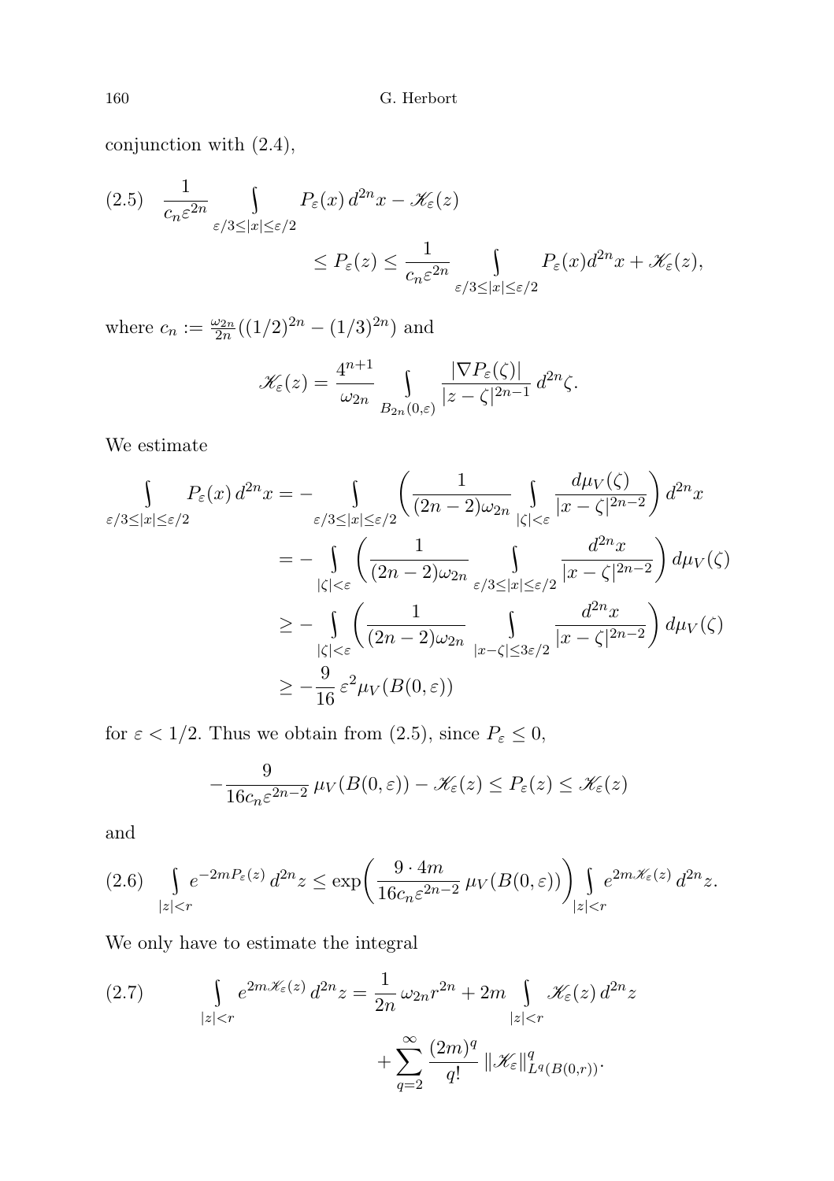conjunction with (2.4),

$$
\begin{aligned}
(2.5) \quad \frac{1}{c_n \varepsilon^{2n}} \int\limits_{\varepsilon/3 \le |x| \le \varepsilon/2} & P_\varepsilon(x)\, d^{2n}x - \mathscr{K}_\varepsilon(z) \\
&\le P_\varepsilon(z) \le \frac{1}{c_n \varepsilon^{2n}} \int\limits_{\varepsilon/3 \le |x| \le \varepsilon/2} P_\varepsilon(x) d^{2n}x + \mathscr{K}_\varepsilon(z),
\end{aligned}
$$

where $c_n := \frac{\omega_{2n}}{2n}((1/2)^{2n} - (1/3)^{2n})$ and

$$
\mathscr{K}_\varepsilon(z) = \frac{4^{n+1}}{\omega_{2n}} \int\limits_{B_{2n}(0,\varepsilon)} \frac{|\nabla P_\varepsilon(\zeta)|}{|z-\zeta|^{2n-1}}\, d^{2n}\zeta.
$$

We estimate

$$
\begin{aligned}
\int\limits_{\varepsilon/3 \le |x| \le \varepsilon/2} P_\varepsilon(x)\, d^{2n}x &= - \int\limits_{\varepsilon/3 \le |x| \le \varepsilon/2} \left( \frac{1}{(2n-2)\omega_{2n}} \int\limits_{|\zeta| < \varepsilon} \frac{d\mu_V(\zeta)}{|x-\zeta|^{2n-2}} \right) d^{2n}x \\
&= - \int\limits_{|\zeta| < \varepsilon} \left( \frac{1}{(2n-2)\omega_{2n}} \int\limits_{\varepsilon/3 \le |x| \le \varepsilon/2} \frac{d^{2n}x}{|x-\zeta|^{2n-2}} \right) d\mu_V(\zeta) \\
&\ge - \int\limits_{|\zeta| < \varepsilon} \left( \frac{1}{(2n-2)\omega_{2n}} \int\limits_{|x-\zeta| \le 3\varepsilon/2} \frac{d^{2n}x}{|x-\zeta|^{2n-2}} \right) d\mu_V(\zeta) \\
&\ge - \frac{9}{16}\, \varepsilon^2 \mu_V(B(0,\varepsilon))
\end{aligned}
$$

for $\varepsilon < 1/2$. Thus we obtain from (2.5), since $P_\varepsilon \le 0$,

$$
-\frac{9}{16 c_n \varepsilon^{2n-2}}\, \mu_V(B(0,\varepsilon)) - \mathscr{K}_\varepsilon(z) \le P_\varepsilon(z) \le \mathscr{K}_\varepsilon(z)
$$

and

$$
(2.6) \quad \int\limits_{|z|<r} e^{-2mP_\varepsilon(z)}\, d^{2n}z \le \exp\!\left( \frac{9 \cdot 4m}{16 c_n \varepsilon^{2n-2}}\, \mu_V(B(0,\varepsilon)) \right) \int\limits_{|z|<r} e^{2m\mathscr{K}_\varepsilon(z)}\, d^{2n}z.
$$

We only have to estimate the integral

$$
\begin{aligned}
(2.7) \qquad \int\limits_{|z|<r} e^{2m\mathscr{K}_\varepsilon(z)}\, d^{2n}z &= \frac{1}{2n}\, \omega_{2n} r^{2n} + 2m \int\limits_{|z|<r} \mathscr{K}_\varepsilon(z)\, d^{2n}z \\
&\quad + \sum_{q=2}^{\infty} \frac{(2m)^q}{q!}\, \|\mathscr{K}_\varepsilon\|^q_{L^q(B(0,r))}.
\end{aligned}
$$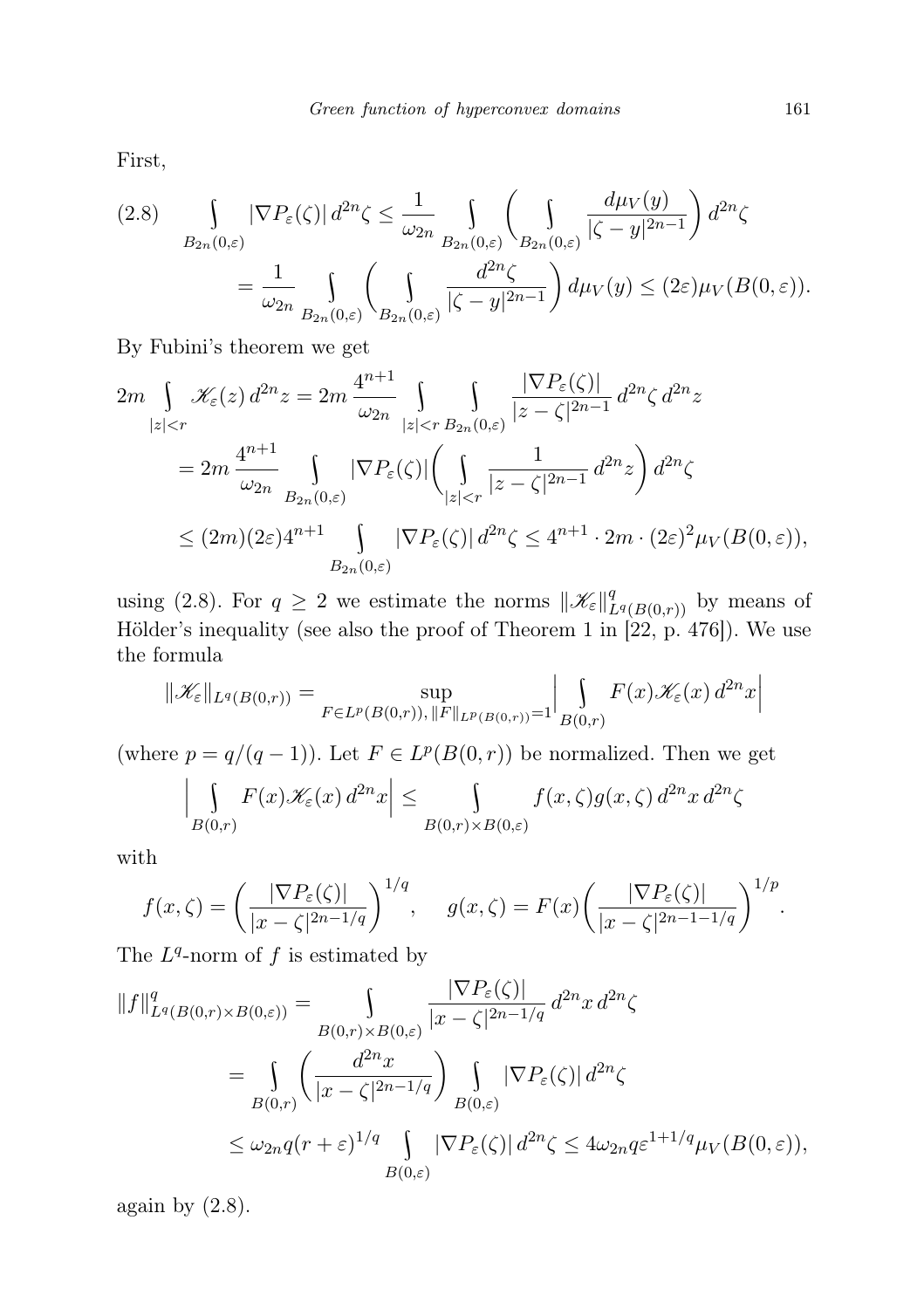First,

$$
(2.8)\qquad \int\limits_{B_{2n}(0,\varepsilon)} |\nabla P_\varepsilon(\zeta)|\, d^{2n}\zeta \le \frac{1}{\omega_{2n}} \int\limits_{B_{2n}(0,\varepsilon)} \bigg( \int\limits_{B_{2n}(0,\varepsilon)} \frac{d\mu_V(y)}{|\zeta - y|^{2n-1}} \bigg)\, d^{2n}\zeta
$$

$$
= \frac{1}{\omega_{2n}} \int\limits_{B_{2n}(0,\varepsilon)} \bigg( \int\limits_{B_{2n}(0,\varepsilon)} \frac{d^{2n}\zeta}{|\zeta - y|^{2n-1}} \bigg)\, d\mu_V(y) \le (2\varepsilon)\mu_V(B(0,\varepsilon)).
$$

By Fubini's theorem we get

$$
2m \int\limits_{|z|<r} \mathscr{K}_\varepsilon(z)\, d^{2n}z = 2m\, \frac{4^{n+1}}{\omega_{2n}} \int\limits_{|z|<r} \int\limits_{B_{2n}(0,\varepsilon)} \frac{|\nabla P_\varepsilon(\zeta)|}{|z-\zeta|^{2n-1}}\, d^{2n}\zeta\, d^{2n}z
$$

$$
= 2m\, \frac{4^{n+1}}{\omega_{2n}} \int\limits_{B_{2n}(0,\varepsilon)} |\nabla P_\varepsilon(\zeta)| \bigg( \int\limits_{|z|<r} \frac{1}{|z-\zeta|^{2n-1}}\, d^{2n}z \bigg)\, d^{2n}\zeta
$$

$$
\le (2m)(2\varepsilon)4^{n+1} \int\limits_{B_{2n}(0,\varepsilon)} |\nabla P_\varepsilon(\zeta)|\, d^{2n}\zeta \le 4^{n+1}\cdot 2m \cdot (2\varepsilon)^2 \mu_V(B(0,\varepsilon)),
$$

using (2.8). For $q \ge 2$ we estimate the norms $\|\mathscr{K}_\varepsilon\|^q_{L^q(B(0,r))}$ by means of Hölder's inequality (see also the proof of Theorem 1 in [22, p. 476]). We use the formula

$$
\|\mathscr{K}_\varepsilon\|_{L^q(B(0,r))} = \sup_{F\in L^p(B(0,r)),\, \|F\|_{L^p(B(0,r))}=1} \Big| \int\limits_{B(0,r)} F(x)\mathscr{K}_\varepsilon(x)\, d^{2n}x \Big|
$$

(where $p = q/(q-1)$). Let $F \in L^p(B(0,r))$ be normalized. Then we get

$$
\Big| \int\limits_{B(0,r)} F(x)\mathscr{K}_\varepsilon(x)\, d^{2n}x \Big| \le \int\limits_{B(0,r)\times B(0,\varepsilon)} f(x,\zeta)g(x,\zeta)\, d^{2n}x\, d^{2n}\zeta
$$

with

$$
f(x,\zeta) = \bigg( \frac{|\nabla P_\varepsilon(\zeta)|}{|x-\zeta|^{2n-1/q}} \bigg)^{1/q}, \qquad g(x,\zeta) = F(x)\bigg( \frac{|\nabla P_\varepsilon(\zeta)|}{|x-\zeta|^{2n-1-1/q}} \bigg)^{1/p}.
$$

The $L^q$-norm of $f$ is estimated by

$$
\|f\|^q_{L^q(B(0,r)\times B(0,\varepsilon))} = \int\limits_{B(0,r)\times B(0,\varepsilon)} \frac{|\nabla P_\varepsilon(\zeta)|}{|x-\zeta|^{2n-1/q}}\, d^{2n}x\, d^{2n}\zeta
$$

$$
= \int\limits_{B(0,r)} \bigg( \frac{d^{2n}x}{|x-\zeta|^{2n-1/q}} \bigg) \int\limits_{B(0,\varepsilon)} |\nabla P_\varepsilon(\zeta)|\, d^{2n}\zeta
$$

$$
\le \omega_{2n} q (r+\varepsilon)^{1/q} \int\limits_{B(0,\varepsilon)} |\nabla P_\varepsilon(\zeta)|\, d^{2n}\zeta \le 4\omega_{2n} q \varepsilon^{1+1/q} \mu_V(B(0,\varepsilon)),
$$

again by (2.8).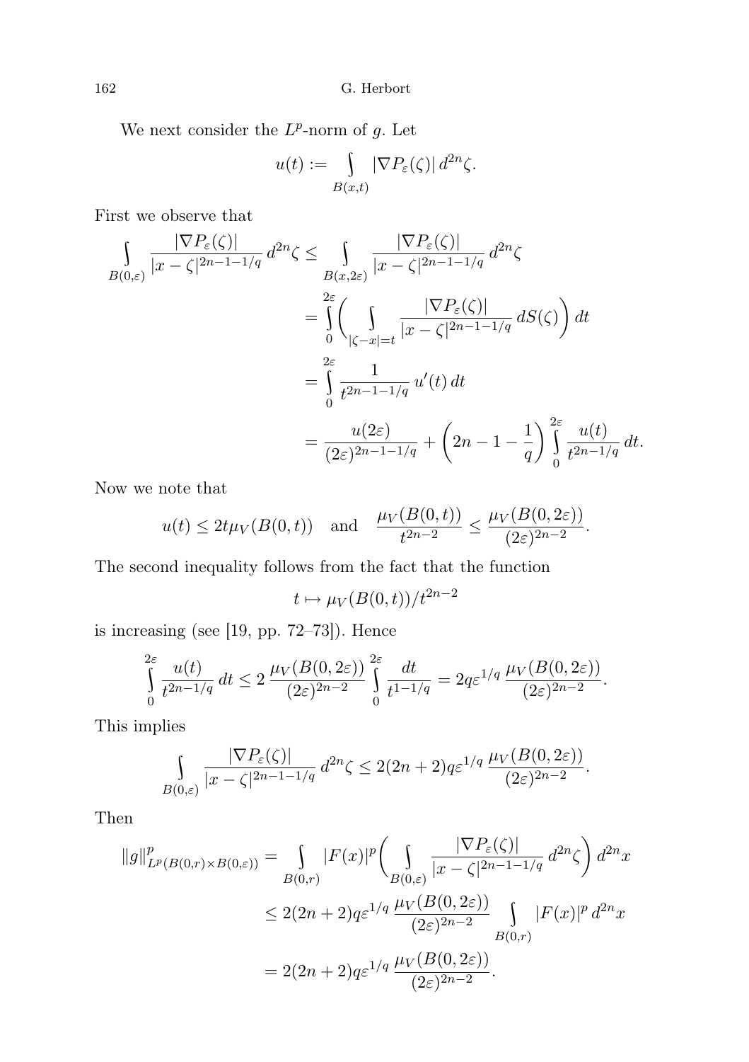We next consider the $L^p$-norm of $g$. Let

$$u(t) := \int_{B(x,t)} |\nabla P_\varepsilon(\zeta)| \, d^{2n}\zeta.$$

First we observe that

$$\begin{aligned}
\int_{B(0,\varepsilon)} \frac{|\nabla P_\varepsilon(\zeta)|}{|x-\zeta|^{2n-1-1/q}} \, d^{2n}\zeta &\le \int_{B(x,2\varepsilon)} \frac{|\nabla P_\varepsilon(\zeta)|}{|x-\zeta|^{2n-1-1/q}} \, d^{2n}\zeta \\
&= \int_0^{2\varepsilon} \biggl( \int_{|\zeta - x| = t} \frac{|\nabla P_\varepsilon(\zeta)|}{|x-\zeta|^{2n-1-1/q}} \, dS(\zeta) \biggr) \, dt \\
&= \int_0^{2\varepsilon} \frac{1}{t^{2n-1-1/q}} \, u'(t) \, dt \\
&= \frac{u(2\varepsilon)}{(2\varepsilon)^{2n-1-1/q}} + \biggl( 2n - 1 - \frac{1}{q} \biggr) \int_0^{2\varepsilon} \frac{u(t)}{t^{2n-1/q}} \, dt.
\end{aligned}$$

Now we note that

$$u(t) \le 2t\mu_V(B(0,t)) \quad \text{and} \quad \frac{\mu_V(B(0,t))}{t^{2n-2}} \le \frac{\mu_V(B(0,2\varepsilon))}{(2\varepsilon)^{2n-2}}.$$

The second inequality follows from the fact that the function

$$t \mapsto \mu_V(B(0,t))/t^{2n-2}$$

is increasing (see [19, pp. 72–73]). Hence

$$\int_0^{2\varepsilon} \frac{u(t)}{t^{2n-1/q}} \, dt \le 2 \, \frac{\mu_V(B(0,2\varepsilon))}{(2\varepsilon)^{2n-2}} \int_0^{2\varepsilon} \frac{dt}{t^{1-1/q}} = 2q\varepsilon^{1/q} \, \frac{\mu_V(B(0,2\varepsilon))}{(2\varepsilon)^{2n-2}}.$$

This implies

$$\int_{B(0,\varepsilon)} \frac{|\nabla P_\varepsilon(\zeta)|}{|x-\zeta|^{2n-1-1/q}} \, d^{2n}\zeta \le 2(2n+2)q\varepsilon^{1/q} \, \frac{\mu_V(B(0,2\varepsilon))}{(2\varepsilon)^{2n-2}}.$$

Then

$$\begin{aligned}
\|g\|^p_{L^p(B(0,r)\times B(0,\varepsilon))} &= \int_{B(0,r)} |F(x)|^p \biggl( \int_{B(0,\varepsilon)} \frac{|\nabla P_\varepsilon(\zeta)|}{|x-\zeta|^{2n-1-1/q}} \, d^{2n}\zeta \biggr) \, d^{2n}x \\
&\le 2(2n+2)q\varepsilon^{1/q} \, \frac{\mu_V(B(0,2\varepsilon))}{(2\varepsilon)^{2n-2}} \int_{B(0,r)} |F(x)|^p \, d^{2n}x \\
&= 2(2n+2)q\varepsilon^{1/q} \, \frac{\mu_V(B(0,2\varepsilon))}{(2\varepsilon)^{2n-2}}.
\end{aligned}$$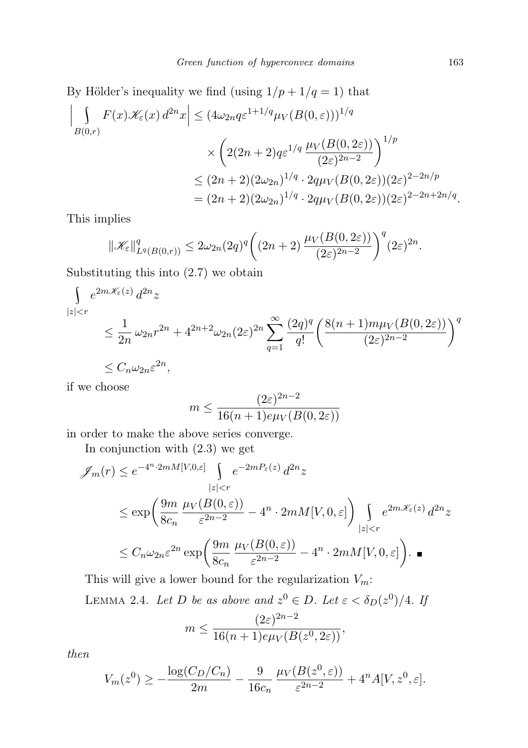By Hölder's inequality we find (using $1/p + 1/q = 1$) that

$$\Big| \int\limits_{B(0,r)} F(x)\mathscr{K}_\varepsilon(x)\, d^{2n}x \Big| \le (4\omega_{2n} q \varepsilon^{1+1/q} \mu_V(B(0,\varepsilon)))^{1/q}$$

$$\times \left( 2(2n+2)q\varepsilon^{1/q}\, \frac{\mu_V(B(0,2\varepsilon))}{(2\varepsilon)^{2n-2}} \right)^{1/p}$$

$$\le (2n+2)(2\omega_{2n})^{1/q} \cdot 2q\mu_V(B(0,2\varepsilon))(2\varepsilon)^{2-2n/p}$$

$$= (2n+2)(2\omega_{2n})^{1/q} \cdot 2q\mu_V(B(0,2\varepsilon))(2\varepsilon)^{2-2n+2n/q}.$$

This implies

$$\|\mathscr{K}_\varepsilon\|^q_{L^q(B(0,r))} \le 2\omega_{2n}(2q)^q \bigg( (2n+2)\, \frac{\mu_V(B(0,2\varepsilon))}{(2\varepsilon)^{2n-2}} \bigg)^q (2\varepsilon)^{2n}.$$

Substituting this into (2.7) we obtain

$$\int\limits_{|z|<r} e^{2m\mathscr{K}_\varepsilon(z)}\, d^{2n}z$$

$$\le \frac{1}{2n}\,\omega_{2n} r^{2n} + 4^{2n+2}\omega_{2n}(2\varepsilon)^{2n} \sum_{q=1}^{\infty} \frac{(2q)^q}{q!} \bigg( \frac{8(n+1)m\mu_V(B(0,2\varepsilon))}{(2\varepsilon)^{2n-2}} \bigg)^q$$

$$\le C_n \omega_{2n} \varepsilon^{2n},$$

if we choose

$$m \le \frac{(2\varepsilon)^{2n-2}}{16(n+1)e\mu_V(B(0,2\varepsilon))}$$

in order to make the above series converge.

In conjunction with (2.3) we get

$$\mathscr{J}_m(r) \le e^{-4^n\cdot 2mM[V,0,\varepsilon]} \int\limits_{|z|<r} e^{-2mP_\varepsilon(z)}\, d^{2n}z$$

$$\le \exp\bigg( \frac{9m}{8c_n}\, \frac{\mu_V(B(0,\varepsilon))}{\varepsilon^{2n-2}} - 4^n \cdot 2mM[V,0,\varepsilon] \bigg) \int\limits_{|z|<r} e^{2m\mathscr{K}_\varepsilon(z)}\, d^{2n}z$$

$$\le C_n\omega_{2n}\varepsilon^{2n} \exp\bigg( \frac{9m}{8c_n}\, \frac{\mu_V(B(0,\varepsilon))}{\varepsilon^{2n-2}} - 4^n \cdot 2mM[V,0,\varepsilon] \bigg). \ \blacksquare$$

This will give a lower bound for the regularization $V_m$:

Lemma 2.4. *Let $D$ be as above and $z^0 \in D$. Let $\varepsilon < \delta_D(z^0)/4$. If*

$$m \le \frac{(2\varepsilon)^{2n-2}}{16(n+1)e\mu_V(B(z^0,2\varepsilon))},$$

*then*

$$V_m(z^0) \ge -\frac{\log(C_D/C_n)}{2m} - \frac{9}{16c_n}\, \frac{\mu_V(B(z^0,\varepsilon))}{\varepsilon^{2n-2}} + 4^n A[V,z^0,\varepsilon].$$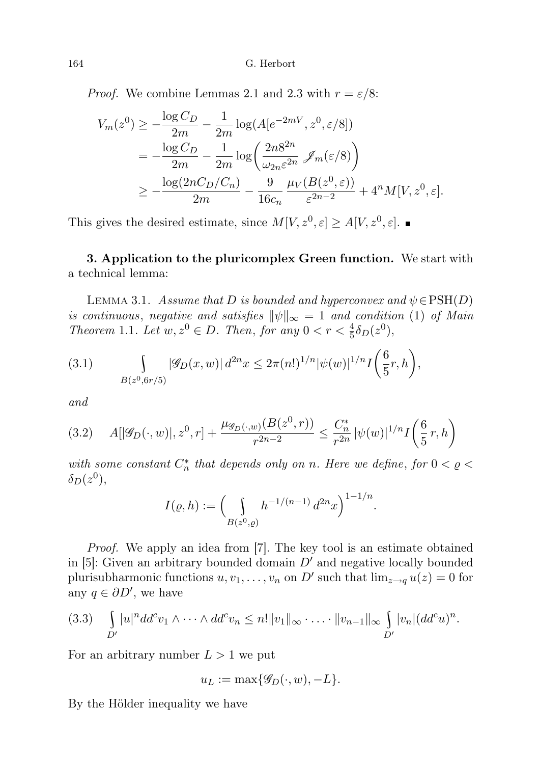*Proof.* We combine Lemmas 2.1 and 2.3 with $r = \varepsilon/8$:

$$
\begin{aligned}
V_m(z^0) &\geq -\frac{\log C_D}{2m} - \frac{1}{2m}\log(A[e^{-2mV}, z^0, \varepsilon/8]) \\
&= -\frac{\log C_D}{2m} - \frac{1}{2m}\log\bigg(\frac{2n8^{2n}}{\omega_{2n}\varepsilon^{2n}}\,\mathscr{J}_m(\varepsilon/8)\bigg) \\
&\geq -\frac{\log(2nC_D/C_n)}{2m} - \frac{9}{16c_n}\,\frac{\mu_V(B(z^0,\varepsilon))}{\varepsilon^{2n-2}} + 4^n M[V, z^0, \varepsilon].
\end{aligned}
$$

This gives the desired estimate, since $M[V, z^0, \varepsilon] \geq A[V, z^0, \varepsilon]$. ∎

**3. Application to the pluricomplex Green function.** We start with a technical lemma:

LEMMA 3.1. *Assume that $D$ is bounded and hyperconvex and $\psi \in \mathrm{PSH}(D)$ is continuous, negative and satisfies $\|\psi\|_\infty = 1$ and condition* (1) *of Main Theorem* 1.1. *Let $w, z^0 \in D$. Then, for any $0 < r < \frac{4}{5}\delta_D(z^0)$,*

$$
(3.1) \qquad \int\limits_{B(z^0, 6r/5)} |\mathscr{G}_D(x, w)|\, d^{2n}x \leq 2\pi (n!)^{1/n} |\psi(w)|^{1/n} I\bigg(\frac{6}{5}r, h\bigg),
$$

*and*

$$
(3.2) \qquad A[|\mathscr{G}_D(\cdot, w)|, z^0, r] + \frac{\mu_{\mathscr{G}_D(\cdot,w)}(B(z^0, r))}{r^{2n-2}} \leq \frac{C_n^*}{r^{2n}}\, |\psi(w)|^{1/n} I\bigg(\frac{6}{5}\, r, h\bigg)
$$

*with some constant $C_n^*$ that depends only on $n$. Here we define, for $0 < \varrho < \delta_D(z^0)$,*

$$
I(\varrho, h) := \Big(\int\limits_{B(z^0,\varrho)} h^{-1/(n-1)}\, d^{2n}x\Big)^{1-1/n}.
$$

*Proof.* We apply an idea from [7]. The key tool is an estimate obtained in [5]: Given an arbitrary bounded domain $D'$ and negative locally bounded plurisubharmonic functions $u, v_1, \ldots, v_n$ on $D'$ such that $\lim_{z \to q} u(z) = 0$ for any $q \in \partial D'$, we have

$$
(3.3) \quad \int\limits_{D'} |u|^n dd^c v_1 \wedge \cdots \wedge dd^c v_n \leq n! \|v_1\|_\infty \cdot \ldots \cdot \|v_{n-1}\|_\infty \int\limits_{D'} |v_n| (dd^c u)^n.
$$

For an arbitrary number $L > 1$ we put

$$
u_L := \max\{\mathscr{G}_D(\cdot, w), -L\}.
$$

By the Hölder inequality we have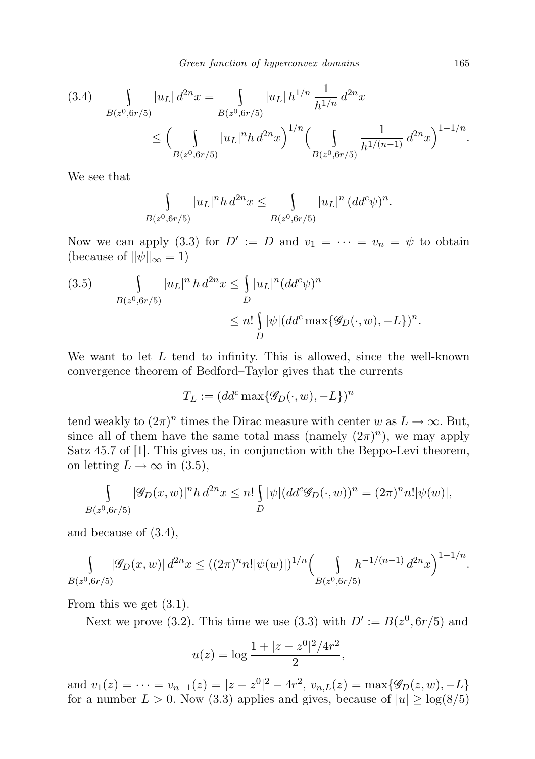$$
(3.4) \qquad \int_{B(z^0,6r/5)} |u_L|\, d^{2n}x = \int_{B(z^0,6r/5)} |u_L|\, h^{1/n}\, \frac{1}{h^{1/n}}\, d^{2n}x
$$
$$
\leq \Big( \int_{B(z^0,6r/5)} |u_L|^n h\, d^{2n}x \Big)^{1/n} \Big( \int_{B(z^0,6r/5)} \frac{1}{h^{1/(n-1)}}\, d^{2n}x \Big)^{1-1/n}.
$$

We see that

$$
\int_{B(z^0,6r/5)} |u_L|^n h\, d^{2n}x \leq \int_{B(z^0,6r/5)} |u_L|^n\, (dd^c\psi)^n.
$$

Now we can apply (3.3) for $D' := D$ and $v_1 = \cdots = v_n = \psi$ to obtain (because of $\|\psi\|_\infty = 1$)

$$
(3.5) \qquad \int_{B(z^0,6r/5)} |u_L|^n\, h\, d^{2n}x \leq \int_D |u_L|^n (dd^c\psi)^n
$$
$$
\leq n! \int_D |\psi| (dd^c \max\{\mathscr{G}_D(\cdot, w), -L\})^n.
$$

We want to let $L$ tend to infinity. This is allowed, since the well-known convergence theorem of Bedford–Taylor gives that the currents

$$
T_L := (dd^c \max\{\mathscr{G}_D(\cdot, w), -L\})^n
$$

tend weakly to $(2\pi)^n$ times the Dirac measure with center $w$ as $L \to \infty$. But, since all of them have the same total mass (namely $(2\pi)^n$), we may apply Satz 45.7 of [1]. This gives us, in conjunction with the Beppo-Levi theorem, on letting $L \to \infty$ in (3.5),

$$
\int_{B(z^0,6r/5)} |\mathscr{G}_D(x,w)|^n h\, d^{2n}x \leq n! \int_D |\psi| (dd^c \mathscr{G}_D(\cdot, w))^n = (2\pi)^n n! |\psi(w)|,
$$

and because of (3.4),

$$
\int_{B(z^0,6r/5)} |\mathscr{G}_D(x,w)|\, d^{2n}x \leq ((2\pi)^n n! |\psi(w)|)^{1/n} \Big( \int_{B(z^0,6r/5)} h^{-1/(n-1)}\, d^{2n}x \Big)^{1-1/n}.
$$

From this we get (3.1).

Next we prove (3.2). This time we use (3.3) with $D' := B(z^0, 6r/5)$ and

$$
u(z) = \log \frac{1 + |z - z^0|^2/4r^2}{2},
$$

and $v_1(z) = \cdots = v_{n-1}(z) = |z - z^0|^2 - 4r^2$, $v_{n,L}(z) = \max\{\mathscr{G}_D(z,w), -L\}$ for a number $L > 0$. Now (3.3) applies and gives, because of $|u| \geq \log(8/5)$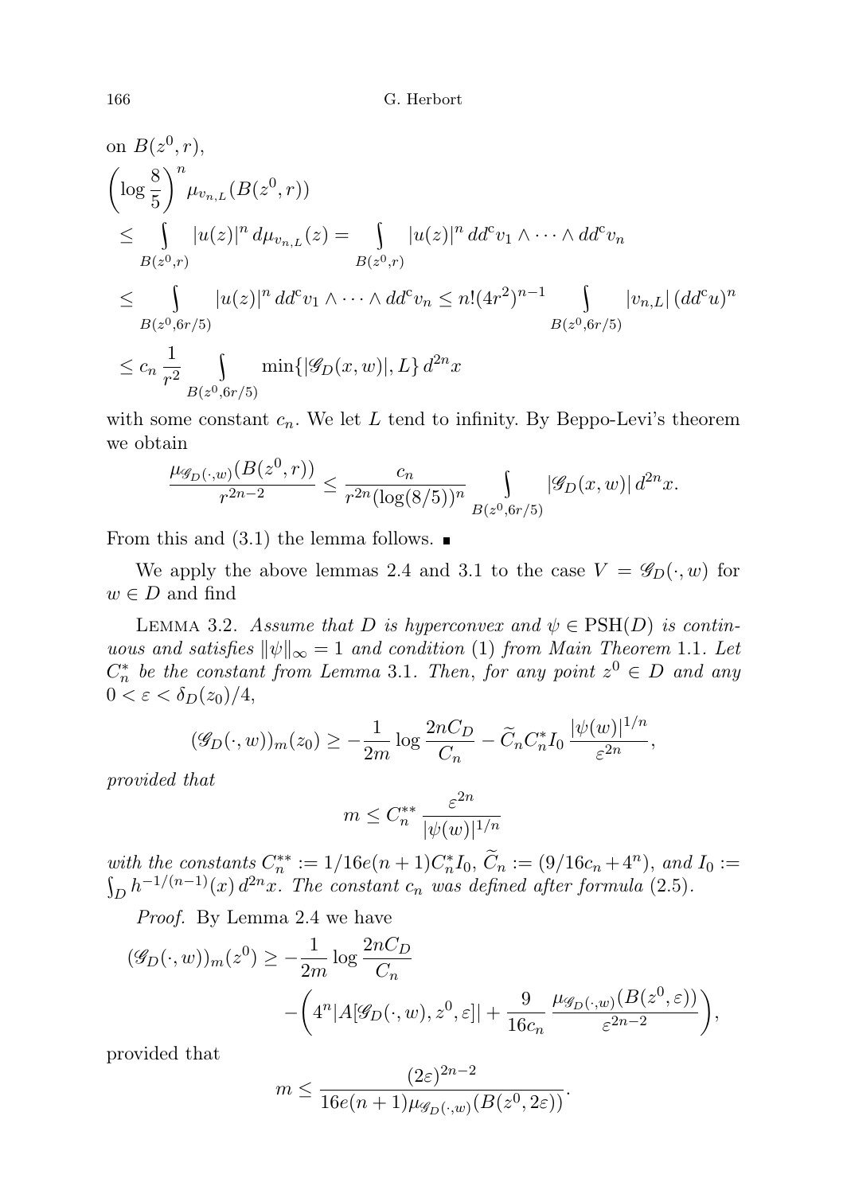on $B(z^0, r)$,

$$
\begin{aligned}
\left(\log \frac{8}{5}\right)^n & \mu_{v_{n,L}}(B(z^0,r)) \\
&\le \int\limits_{B(z^0,r)} |u(z)|^n \, d\mu_{v_{n,L}}(z) = \int\limits_{B(z^0,r)} |u(z)|^n \, dd^c v_1 \wedge \cdots \wedge dd^c v_n \\
&\le \int\limits_{B(z^0,6r/5)} |u(z)|^n \, dd^c v_1 \wedge \cdots \wedge dd^c v_n \le n!(4r^2)^{n-1} \int\limits_{B(z^0,6r/5)} |v_{n,L}| \, (dd^c u)^n \\
&\le c_n \frac{1}{r^2} \int\limits_{B(z^0,6r/5)} \min\{|\mathscr{G}_D(x,w)|, L\} \, d^{2n}x
\end{aligned}
$$

with some constant $c_n$. We let $L$ tend to infinity. By Beppo-Levi's theorem we obtain

$$
\frac{\mu_{\mathscr{G}_D(\cdot,w)}(B(z^0,r))}{r^{2n-2}} \le \frac{c_n}{r^{2n}(\log(8/5))^n} \int\limits_{B(z^0,6r/5)} |\mathscr{G}_D(x,w)| \, d^{2n}x.
$$

From this and (3.1) the lemma follows. ∎

We apply the above lemmas 2.4 and 3.1 to the case $V = \mathscr{G}_D(\cdot, w)$ for $w \in D$ and find

Lemma 3.2. *Assume that $D$ is hyperconvex and $\psi \in \mathrm{PSH}(D)$ is continuous and satisfies $\|\psi\|_\infty = 1$ and condition* (1) *from Main Theorem* 1.1. *Let $C_n^*$ be the constant from Lemma* 3.1. *Then, for any point $z^0 \in D$ and any $0 < \varepsilon < \delta_D(z_0)/4$,*

$$
(\mathscr{G}_D(\cdot,w))_m(z_0) \ge -\frac{1}{2m} \log \frac{2nC_D}{C_n} - \widetilde{C}_n C_n^* I_0 \, \frac{|\psi(w)|^{1/n}}{\varepsilon^{2n}},
$$

*provided that*

$$
m \le C_n^{**} \, \frac{\varepsilon^{2n}}{|\psi(w)|^{1/n}}
$$

*with the constants $C_n^{**} := 1/16e(n+1)C_n^* I_0$, $\widetilde{C}_n := (9/16c_n + 4^n)$, and $I_0 := \int_D h^{-1/(n-1)}(x) \, d^{2n}x$. The constant $c_n$ was defined after formula* (2.5).

*Proof.* By Lemma 2.4 we have

$$
\begin{aligned}
(\mathscr{G}_D(\cdot,w))_m(z^0) \ge & -\frac{1}{2m} \log \frac{2nC_D}{C_n} \\
& - \left( 4^n |A[\mathscr{G}_D(\cdot,w), z^0, \varepsilon]| + \frac{9}{16c_n} \, \frac{\mu_{\mathscr{G}_D(\cdot,w)}(B(z^0,\varepsilon))}{\varepsilon^{2n-2}} \right),
\end{aligned}
$$

provided that

$$
m \le \frac{(2\varepsilon)^{2n-2}}{16e(n+1)\mu_{\mathscr{G}_D(\cdot,w)}(B(z^0,2\varepsilon))}.
$$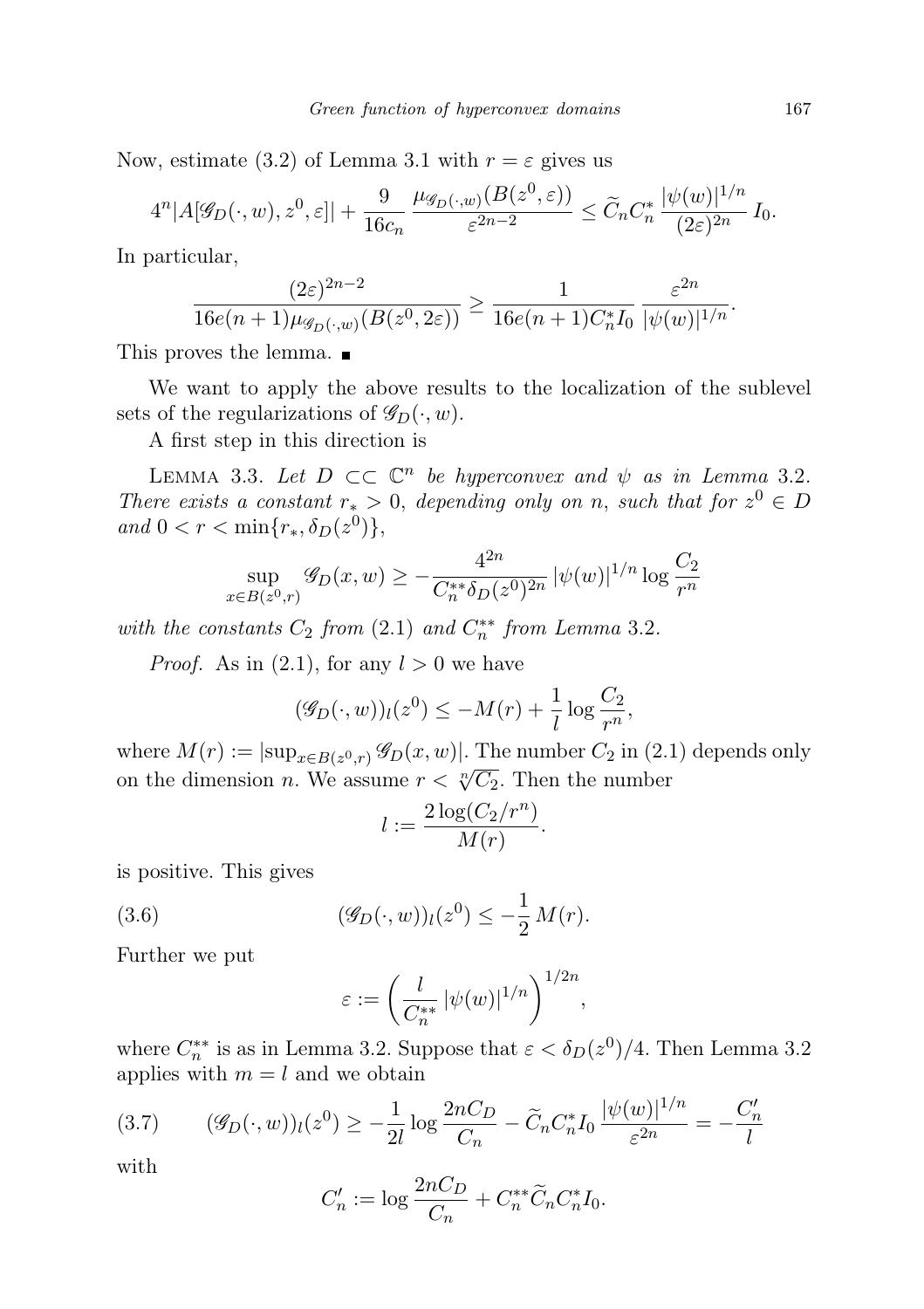Now, estimate (3.2) of Lemma 3.1 with $r = \varepsilon$ gives us

$$4^n |A[\mathscr{G}_D(\cdot, w), z^0, \varepsilon]| + \frac{9}{16c_n} \frac{\mu_{\mathscr{G}_D(\cdot,w)}(B(z^0,\varepsilon))}{\varepsilon^{2n-2}} \le \widetilde{C}_n C_n^* \frac{|\psi(w)|^{1/n}}{(2\varepsilon)^{2n}} I_0.$$

In particular,

$$\frac{(2\varepsilon)^{2n-2}}{16e(n+1)\mu_{\mathscr{G}_D(\cdot,w)}(B(z^0,2\varepsilon))} \ge \frac{1}{16e(n+1)C_n^* I_0} \frac{\varepsilon^{2n}}{|\psi(w)|^{1/n}}.$$

This proves the lemma. ∎

We want to apply the above results to the localization of the sublevel sets of the regularizations of $\mathscr{G}_D(\cdot, w)$.

A first step in this direction is

Lemma 3.3. *Let $D \subset\subset \mathbb{C}^n$ be hyperconvex and $\psi$ as in Lemma 3.2. There exists a constant $r_* > 0$, depending only on $n$, such that for $z^0 \in D$ and $0 < r < \min\{r_*, \delta_D(z^0)\}$,*

$$\sup_{x\in B(z^0,r)} \mathscr{G}_D(x,w) \ge -\frac{4^{2n}}{C_n^{**}\delta_D(z^0)^{2n}} |\psi(w)|^{1/n} \log\frac{C_2}{r^n}$$

*with the constants $C_2$ from (2.1) and $C_n^{**}$ from Lemma 3.2.*

*Proof.* As in (2.1), for any $l > 0$ we have

$$(\mathscr{G}_D(\cdot, w))_l(z^0) \le -M(r) + \frac{1}{l}\log\frac{C_2}{r^n},$$

where $M(r) := |\sup_{x\in B(z^0,r)} \mathscr{G}_D(x,w)|$. The number $C_2$ in (2.1) depends only on the dimension $n$. We assume $r < \sqrt[n]{C_2}$. Then the number

$$l := \frac{2\log(C_2/r^n)}{M(r)}.$$

is positive. This gives

$$(\mathscr{G}_D(\cdot, w))_l(z^0) \le -\frac{1}{2} M(r). \tag{3.6}$$

Further we put

$$\varepsilon := \left(\frac{l}{C_n^{**}} |\psi(w)|^{1/n}\right)^{1/2n},$$

where $C_n^{**}$ is as in Lemma 3.2. Suppose that $\varepsilon < \delta_D(z^0)/4$. Then Lemma 3.2 applies with $m = l$ and we obtain

$$(\mathscr{G}_D(\cdot, w))_l(z^0) \ge -\frac{1}{2l}\log\frac{2nC_D}{C_n} - \widetilde{C}_n C_n^* I_0 \frac{|\psi(w)|^{1/n}}{\varepsilon^{2n}} = -\frac{C_n'}{l} \tag{3.7}$$

with

$$C_n' := \log\frac{2nC_D}{C_n} + C_n^{**}\widetilde{C}_n C_n^* I_0.$$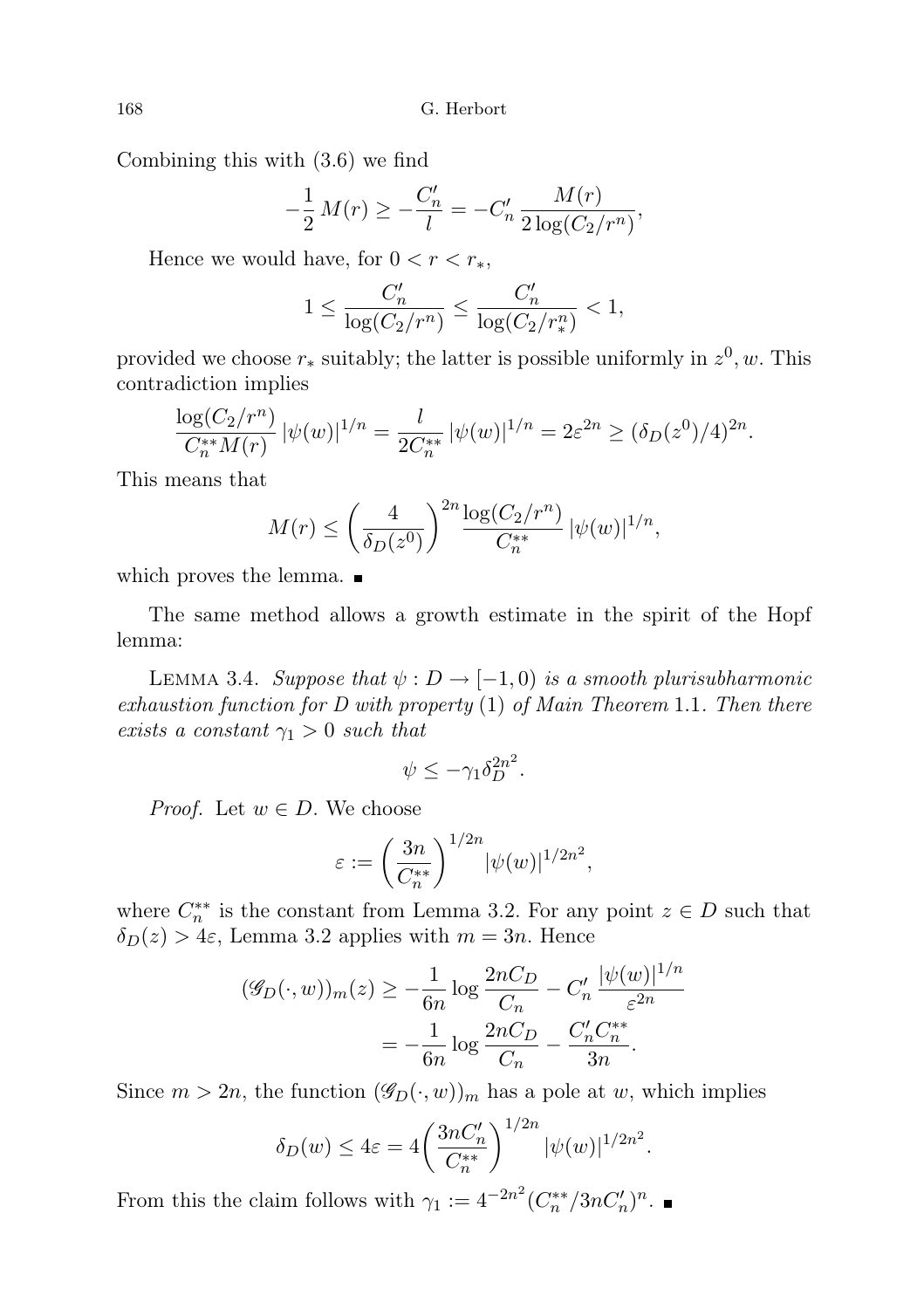Combining this with (3.6) we find

$$-\frac{1}{2}\,M(r) \geq -\frac{C_n'}{l} = -C_n'\,\frac{M(r)}{2\log(C_2/r^n)},$$

Hence we would have, for $0 < r < r_*$,

$$1 \leq \frac{C_n'}{\log(C_2/r^n)} \leq \frac{C_n'}{\log(C_2/r_*^n)} < 1,$$

provided we choose $r_*$ suitably; the latter is possible uniformly in $z^0, w$. This contradiction implies

$$\frac{\log(C_2/r^n)}{C_n^{**}M(r)}\,|\psi(w)|^{1/n} = \frac{l}{2C_n^{**}}\,|\psi(w)|^{1/n} = 2\varepsilon^{2n} \geq (\delta_D(z^0)/4)^{2n}.$$

This means that

$$M(r) \leq \left(\frac{4}{\delta_D(z^0)}\right)^{2n}\frac{\log(C_2/r^n)}{C_n^{**}}\,|\psi(w)|^{1/n},$$

which proves the lemma. ∎

The same method allows a growth estimate in the spirit of the Hopf lemma:

LEMMA 3.4. *Suppose that $\psi : D \to [-1, 0)$ is a smooth plurisubharmonic exhaustion function for $D$ with property* (1) *of Main Theorem* 1.1. *Then there exists a constant $\gamma_1 > 0$ such that*

$$\psi \leq -\gamma_1 \delta_D^{2n^2}.$$

*Proof.* Let $w \in D$. We choose

$$\varepsilon := \left(\frac{3n}{C_n^{**}}\right)^{1/2n} |\psi(w)|^{1/2n^2},$$

where $C_n^{**}$ is the constant from Lemma 3.2. For any point $z \in D$ such that $\delta_D(z) > 4\varepsilon$, Lemma 3.2 applies with $m = 3n$. Hence

$$\begin{aligned}
(\mathscr{G}_D(\cdot, w))_m(z) &\geq -\frac{1}{6n}\log\frac{2nC_D}{C_n} - C_n'\,\frac{|\psi(w)|^{1/n}}{\varepsilon^{2n}} \\
&= -\frac{1}{6n}\log\frac{2nC_D}{C_n} - \frac{C_n' C_n^{**}}{3n}.
\end{aligned}$$

Since $m > 2n$, the function $(\mathscr{G}_D(\cdot, w))_m$ has a pole at $w$, which implies

$$\delta_D(w) \leq 4\varepsilon = 4\left(\frac{3nC_n'}{C_n^{**}}\right)^{1/2n} |\psi(w)|^{1/2n^2}.$$

From this the claim follows with $\gamma_1 := 4^{-2n^2}(C_n^{**}/3nC_n')^n$. ∎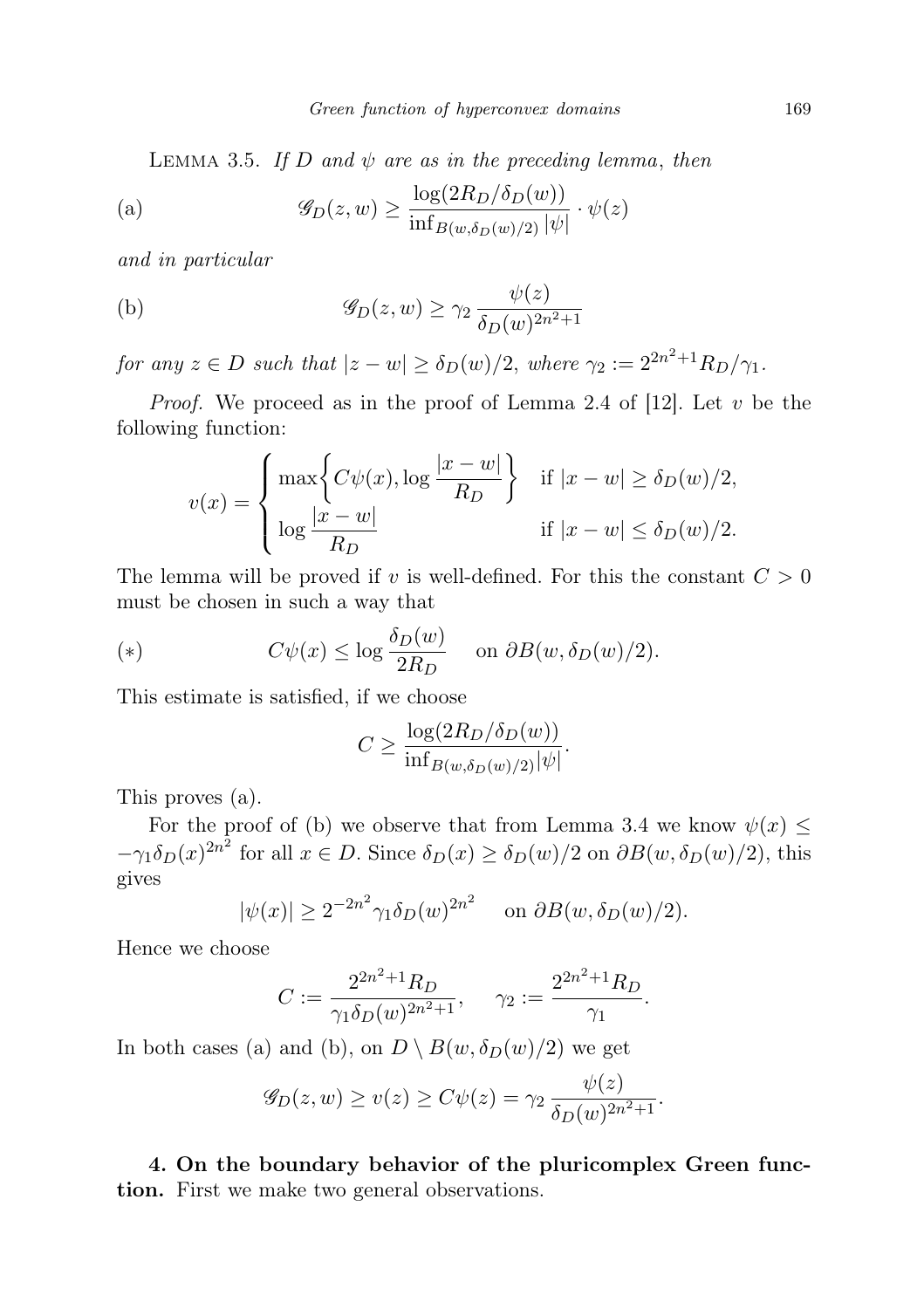LEMMA 3.5. *If $D$ and $\psi$ are as in the preceding lemma*, *then*

$$\text{(a)} \qquad \mathscr{G}_D(z,w) \geq \frac{\log(2R_D/\delta_D(w))}{\inf_{B(w,\delta_D(w)/2)} |\psi|} \cdot \psi(z)$$

*and in particular*

$$\text{(b)} \qquad \mathscr{G}_D(z,w) \geq \gamma_2 \frac{\psi(z)}{\delta_D(w)^{2n^2+1}}$$

*for any $z \in D$ such that $|z-w| \geq \delta_D(w)/2$, where $\gamma_2 := 2^{2n^2+1}R_D/\gamma_1$.*

*Proof.* We proceed as in the proof of Lemma 2.4 of [12]. Let $v$ be the following function:

$$v(x) = \begin{cases} \max\left\{C\psi(x), \log\dfrac{|x-w|}{R_D}\right\} & \text{if } |x-w| \geq \delta_D(w)/2, \\ \log\dfrac{|x-w|}{R_D} & \text{if } |x-w| \leq \delta_D(w)/2. \end{cases}$$

The lemma will be proved if $v$ is well-defined. For this the constant $C > 0$ must be chosen in such a way that

$$(*) \qquad C\psi(x) \leq \log\frac{\delta_D(w)}{2R_D} \quad \text{ on } \partial B(w, \delta_D(w)/2).$$

This estimate is satisfied, if we choose

$$C \geq \frac{\log(2R_D/\delta_D(w))}{\inf_{B(w,\delta_D(w)/2)}|\psi|}.$$

This proves (a).

For the proof of (b) we observe that from Lemma 3.4 we know $\psi(x) \leq -\gamma_1\delta_D(x)^{2n^2}$ for all $x \in D$. Since $\delta_D(x) \geq \delta_D(w)/2$ on $\partial B(w, \delta_D(w)/2)$, this gives

$$|\psi(x)| \geq 2^{-2n^2}\gamma_1\delta_D(w)^{2n^2} \quad \text{ on } \partial B(w, \delta_D(w)/2).$$

Hence we choose

$$C := \frac{2^{2n^2+1}R_D}{\gamma_1\delta_D(w)^{2n^2+1}}, \qquad \gamma_2 := \frac{2^{2n^2+1}R_D}{\gamma_1}.$$

In both cases (a) and (b), on $D \setminus B(w, \delta_D(w)/2)$ we get

$$\mathscr{G}_D(z,w) \geq v(z) \geq C\psi(z) = \gamma_2\frac{\psi(z)}{\delta_D(w)^{2n^2+1}}.$$

**4. On the boundary behavior of the pluricomplex Green function.** First we make two general observations.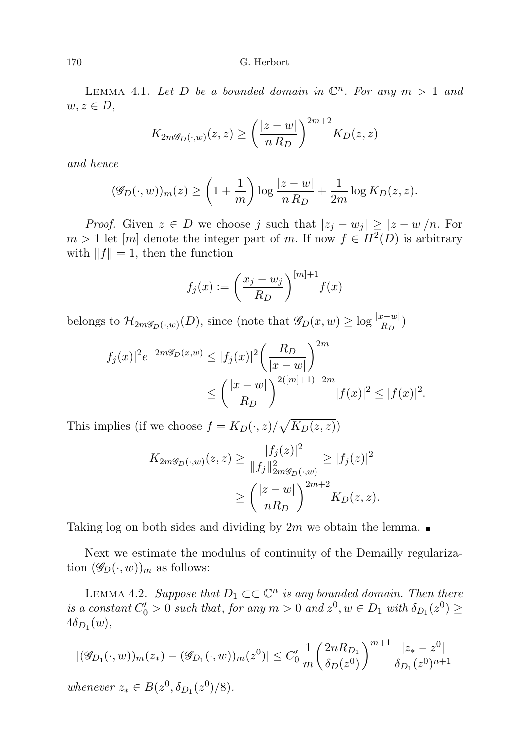Lemma 4.1. *Let $D$ be a bounded domain in $\mathbb{C}^n$. For any $m > 1$ and $w, z \in D$,*

$$K_{2m\mathscr{G}_D(\cdot,w)}(z,z) \geq \left(\frac{|z-w|}{n\,R_D}\right)^{2m+2} K_D(z,z)$$

*and hence*

$$(\mathscr{G}_D(\cdot,w))_m(z) \geq \left(1+\frac{1}{m}\right)\log\frac{|z-w|}{n\,R_D} + \frac{1}{2m}\log K_D(z,z).$$

*Proof.* Given $z \in D$ we choose $j$ such that $|z_j - w_j| \geq |z-w|/n$. For $m > 1$ let $[m]$ denote the integer part of $m$. If now $f \in H^2(D)$ is arbitrary with $\|f\| = 1$, then the function

$$f_j(x) := \left(\frac{x_j - w_j}{R_D}\right)^{[m]+1} f(x)$$

belongs to $\mathcal{H}_{2m\mathscr{G}_D(\cdot,w)}(D)$, since (note that $\mathscr{G}_D(x,w) \geq \log\frac{|x-w|}{R_D}$)

$$\begin{aligned}
|f_j(x)|^2 e^{-2m\mathscr{G}_D(x,w)} &\leq |f_j(x)|^2\left(\frac{R_D}{|x-w|}\right)^{2m} \\
&\leq \left(\frac{|x-w|}{R_D}\right)^{2([m]+1)-2m} |f(x)|^2 \leq |f(x)|^2.
\end{aligned}$$

This implies (if we choose $f = K_D(\cdot,z)/\sqrt{K_D(z,z)}$)

$$\begin{aligned}
K_{2m\mathscr{G}_D(\cdot,w)}(z,z) &\geq \frac{|f_j(z)|^2}{\|f_j\|^2_{2m\mathscr{G}_D(\cdot,w)}} \geq |f_j(z)|^2 \\
&\geq \left(\frac{|z-w|}{nR_D}\right)^{2m+2} K_D(z,z).
\end{aligned}$$

Taking log on both sides and dividing by $2m$ we obtain the lemma. ∎

Next we estimate the modulus of continuity of the Demailly regularization $(\mathscr{G}_D(\cdot,w))_m$ as follows:

Lemma 4.2. *Suppose that $D_1 \subset\subset \mathbb{C}^n$ is any bounded domain. Then there is a constant $C_0' > 0$ such that, for any $m > 0$ and $z^0, w \in D_1$ with $\delta_{D_1}(z^0) \geq 4\delta_{D_1}(w)$,*

$$|(\mathscr{G}_{D_1}(\cdot,w))_m(z_*) - (\mathscr{G}_{D_1}(\cdot,w))_m(z^0)| \leq C_0'\,\frac{1}{m}\left(\frac{2nR_{D_1}}{\delta_D(z^0)}\right)^{m+1}\frac{|z_* - z^0|}{\delta_{D_1}(z^0)^{n+1}}$$

*whenever $z_* \in B(z^0, \delta_{D_1}(z^0)/8)$.*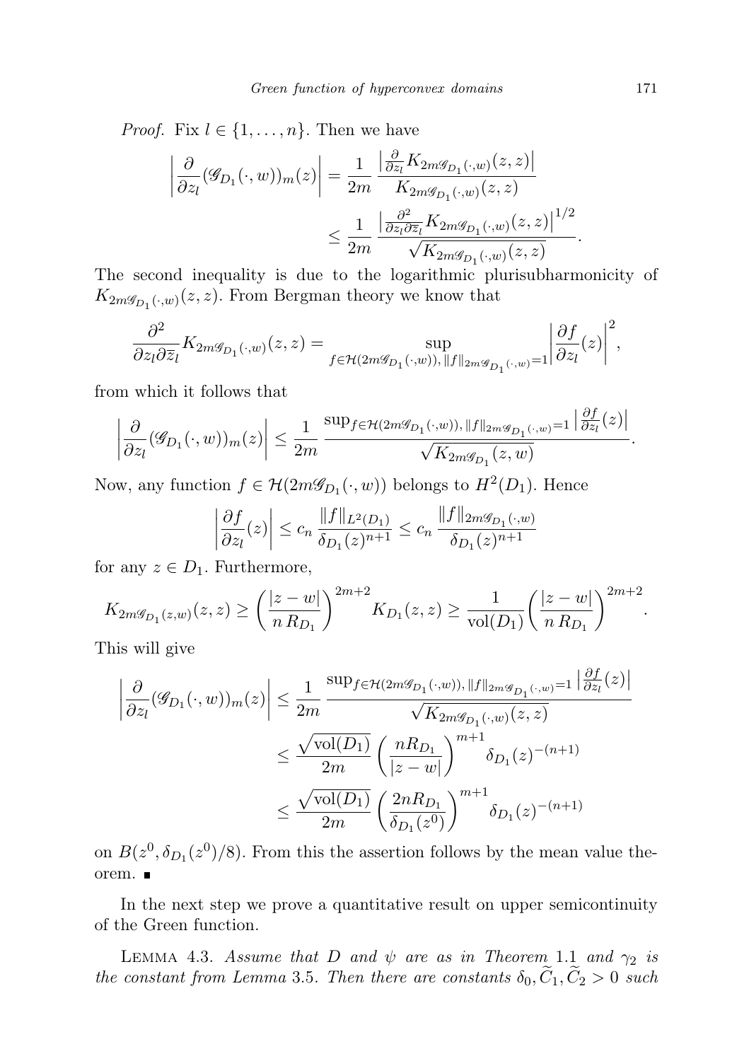*Proof.* Fix $l \in \{1, \ldots, n\}$. Then we have

$$\left|\frac{\partial}{\partial z_l}(\mathscr{G}_{D_1}(\cdot, w))_m(z)\right| = \frac{1}{2m} \frac{\left|\frac{\partial}{\partial z_l} K_{2m\mathscr{G}_{D_1}(\cdot,w)}(z, z)\right|}{K_{2m\mathscr{G}_{D_1}(\cdot,w)}(z, z)}$$

$$\leq \frac{1}{2m} \frac{\left|\frac{\partial^2}{\partial z_l \partial \overline{z}_l} K_{2m\mathscr{G}_{D_1}(\cdot,w)}(z, z)\right|^{1/2}}{\sqrt{K_{2m\mathscr{G}_{D_1}(\cdot,w)}(z, z)}}.$$

The second inequality is due to the logarithmic plurisubharmonicity of $K_{2m\mathscr{G}_{D_1}(\cdot,w)}(z, z)$. From Bergman theory we know that

$$\frac{\partial^2}{\partial z_l \partial \overline{z}_l} K_{2m\mathscr{G}_{D_1}(\cdot,w)}(z, z) = \sup_{f \in \mathcal{H}(2m\mathscr{G}_{D_1}(\cdot,w)),\, \|f\|_{2m\mathscr{G}_{D_1}(\cdot,w)}=1} \left|\frac{\partial f}{\partial z_l}(z)\right|^2,$$

from which it follows that

$$\left|\frac{\partial}{\partial z_l}(\mathscr{G}_{D_1}(\cdot, w))_m(z)\right| \leq \frac{1}{2m} \frac{\sup_{f \in \mathcal{H}(2m\mathscr{G}_{D_1}(\cdot,w)),\, \|f\|_{2m\mathscr{G}_{D_1}(\cdot,w)}=1} \left|\frac{\partial f}{\partial z_l}(z)\right|}{\sqrt{K_{2m\mathscr{G}_{D_1}}(z, w)}}.$$

Now, any function $f \in \mathcal{H}(2m\mathscr{G}_{D_1}(\cdot, w))$ belongs to $H^2(D_1)$. Hence

$$\left|\frac{\partial f}{\partial z_l}(z)\right| \leq c_n \frac{\|f\|_{L^2(D_1)}}{\delta_{D_1}(z)^{n+1}} \leq c_n \frac{\|f\|_{2m\mathscr{G}_{D_1}(\cdot,w)}}{\delta_{D_1}(z)^{n+1}}$$

for any $z \in D_1$. Furthermore,

$$K_{2m\mathscr{G}_{D_1}(z,w)}(z, z) \geq \left(\frac{|z - w|}{n\, R_{D_1}}\right)^{2m+2} K_{D_1}(z, z) \geq \frac{1}{\mathrm{vol}(D_1)}\left(\frac{|z - w|}{n\, R_{D_1}}\right)^{2m+2}.$$

This will give

$$\left|\frac{\partial}{\partial z_l}(\mathscr{G}_{D_1}(\cdot, w))_m(z)\right| \leq \frac{1}{2m} \frac{\sup_{f \in \mathcal{H}(2m\mathscr{G}_{D_1}(\cdot,w)),\, \|f\|_{2m\mathscr{G}_{D_1}(\cdot,w)}=1} \left|\frac{\partial f}{\partial z_l}(z)\right|}{\sqrt{K_{2m\mathscr{G}_{D_1}(\cdot,w)}(z, z)}}$$

$$\leq \frac{\sqrt{\mathrm{vol}(D_1)}}{2m} \left(\frac{nR_{D_1}}{|z - w|}\right)^{m+1} \delta_{D_1}(z)^{-(n+1)}$$

$$\leq \frac{\sqrt{\mathrm{vol}(D_1)}}{2m} \left(\frac{2nR_{D_1}}{\delta_{D_1}(z^0)}\right)^{m+1} \delta_{D_1}(z)^{-(n+1)}$$

on $B(z^0, \delta_{D_1}(z^0)/8)$. From this the assertion follows by the mean value theorem. ∎

In the next step we prove a quantitative result on upper semicontinuity of the Green function.

LEMMA 4.3. *Assume that $D$ and $\psi$ are as in Theorem 1.1 and $\gamma_2$ is the constant from Lemma 3.5. Then there are constants $\delta_0, \widetilde{C}_1, \widetilde{C}_2 > 0$ such*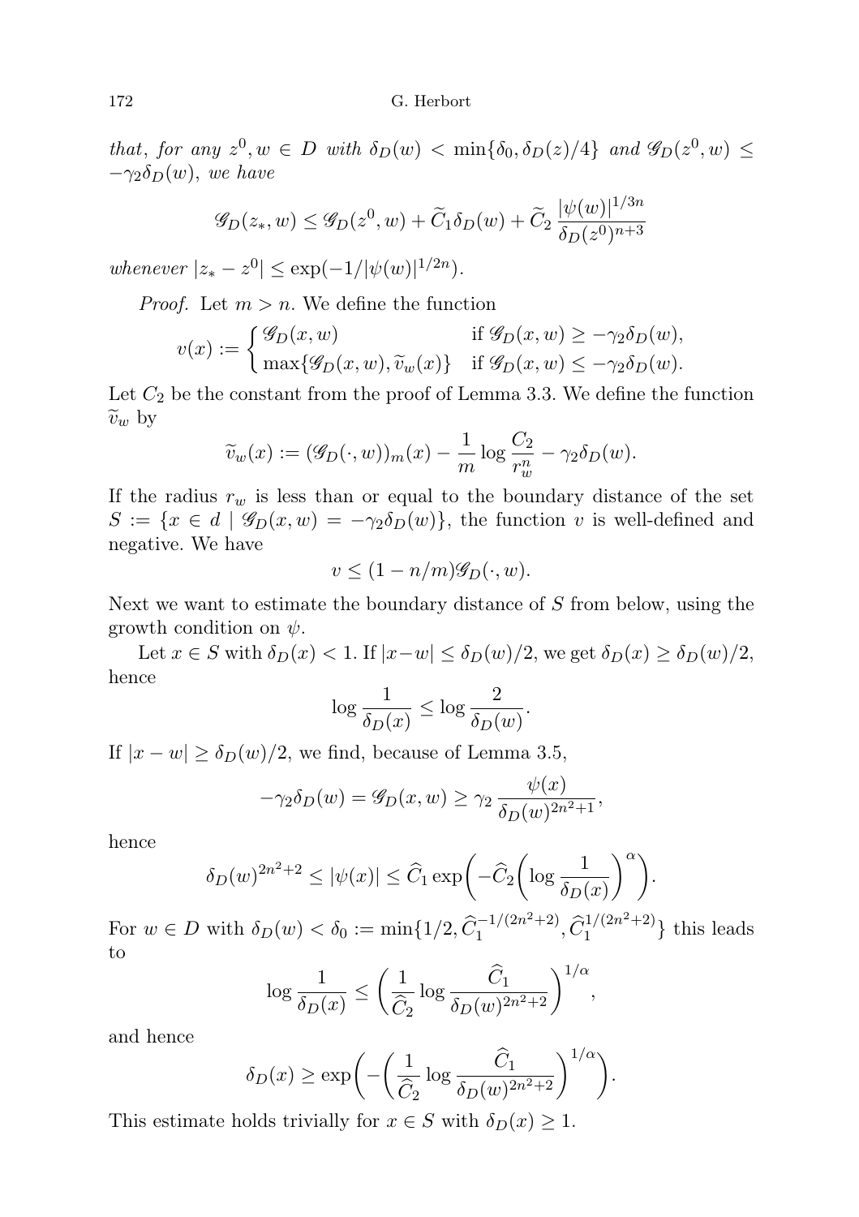*that, for any* $z^0, w \in D$ *with* $\delta_D(w) < \min\{\delta_0, \delta_D(z)/4\}$ *and* $\mathscr{G}_D(z^0, w) \leq -\gamma_2 \delta_D(w)$, *we have*

$$\mathscr{G}_D(z_*, w) \leq \mathscr{G}_D(z^0, w) + \widetilde{C}_1 \delta_D(w) + \widetilde{C}_2 \frac{|\psi(w)|^{1/3n}}{\delta_D(z^0)^{n+3}}$$

*whenever* $|z_* - z^0| \leq \exp(-1/|\psi(w)|^{1/2n})$.

*Proof.* Let $m > n$. We define the function

$$v(x) := \begin{cases} \mathscr{G}_D(x, w) & \text{if } \mathscr{G}_D(x, w) \geq -\gamma_2 \delta_D(w), \\ \max\{\mathscr{G}_D(x, w), \widetilde{v}_w(x)\} & \text{if } \mathscr{G}_D(x, w) \leq -\gamma_2 \delta_D(w). \end{cases}$$

Let $C_2$ be the constant from the proof of Lemma 3.3. We define the function $\widetilde{v}_w$ by

$$\widetilde{v}_w(x) := (\mathscr{G}_D(\cdot, w))_m(x) - \frac{1}{m} \log \frac{C_2}{r_w^n} - \gamma_2 \delta_D(w).$$

If the radius $r_w$ is less than or equal to the boundary distance of the set $S := \{x \in d \mid \mathscr{G}_D(x, w) = -\gamma_2 \delta_D(w)\}$, the function $v$ is well-defined and negative. We have

$$v \leq (1 - n/m)\mathscr{G}_D(\cdot, w).$$

Next we want to estimate the boundary distance of $S$ from below, using the growth condition on $\psi$.

Let $x \in S$ with $\delta_D(x) < 1$. If $|x - w| \leq \delta_D(w)/2$, we get $\delta_D(x) \geq \delta_D(w)/2$, hence

$$\log \frac{1}{\delta_D(x)} \leq \log \frac{2}{\delta_D(w)}.$$

If $|x - w| \geq \delta_D(w)/2$, we find, because of Lemma 3.5,

$$-\gamma_2 \delta_D(w) = \mathscr{G}_D(x, w) \geq \gamma_2 \frac{\psi(x)}{\delta_D(w)^{2n^2+1}},$$

hence

$$\delta_D(w)^{2n^2+2} \leq |\psi(x)| \leq \widehat{C}_1 \exp\biggl(-\widehat{C}_2 \biggl(\log \frac{1}{\delta_D(x)}\biggr)^{\alpha}\biggr).$$

For $w \in D$ with $\delta_D(w) < \delta_0 := \min\{1/2, \widehat{C}_1^{-1/(2n^2+2)}, \widehat{C}_1^{1/(2n^2+2)}\}$ this leads to

$$\log \frac{1}{\delta_D(x)} \leq \biggl(\frac{1}{\widehat{C}_2} \log \frac{\widehat{C}_1}{\delta_D(w)^{2n^2+2}}\biggr)^{1/\alpha},$$

and hence

$$\delta_D(x) \geq \exp\biggl(-\biggl(\frac{1}{\widehat{C}_2} \log \frac{\widehat{C}_1}{\delta_D(w)^{2n^2+2}}\biggr)^{1/\alpha}\biggr).$$

This estimate holds trivially for $x \in S$ with $\delta_D(x) \geq 1$.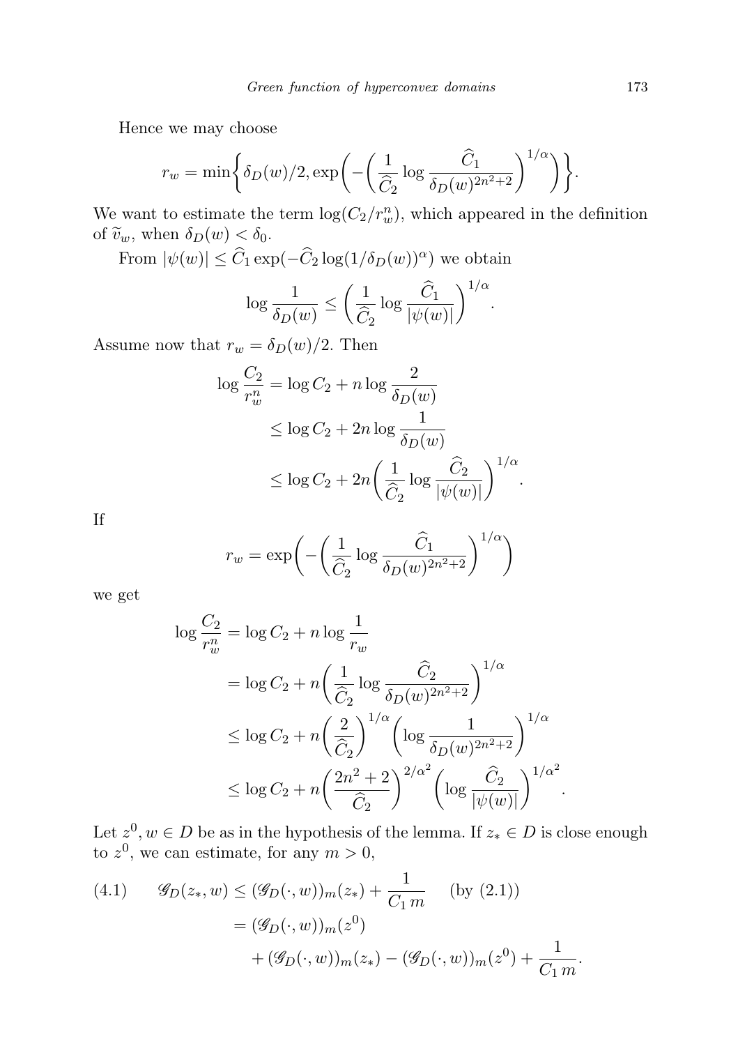Hence we may choose

$$r_w = \min\left\{\delta_D(w)/2, \exp\left(-\left(\frac{1}{\widehat{C}_2}\log\frac{\widehat{C}_1}{\delta_D(w)^{2n^2+2}}\right)^{1/\alpha}\right)\right\}.$$

We want to estimate the term $\log(C_2/r_w^n)$, which appeared in the definition of $\widetilde{v}_w$, when $\delta_D(w) < \delta_0$.

From $|\psi(w)| \le \widehat{C}_1 \exp(-\widehat{C}_2 \log(1/\delta_D(w))^\alpha)$ we obtain

$$\log\frac{1}{\delta_D(w)} \le \left(\frac{1}{\widehat{C}_2}\log\frac{\widehat{C}_1}{|\psi(w)|}\right)^{1/\alpha}.$$

Assume now that $r_w = \delta_D(w)/2$. Then

$$\begin{aligned}
\log\frac{C_2}{r_w^n} &= \log C_2 + n\log\frac{2}{\delta_D(w)} \\
&\le \log C_2 + 2n\log\frac{1}{\delta_D(w)} \\
&\le \log C_2 + 2n\left(\frac{1}{\widehat{C}_2}\log\frac{\widehat{C}_2}{|\psi(w)|}\right)^{1/\alpha}.
\end{aligned}$$

If

$$r_w = \exp\left(-\left(\frac{1}{\widehat{C}_2}\log\frac{\widehat{C}_1}{\delta_D(w)^{2n^2+2}}\right)^{1/\alpha}\right)$$

we get

$$\begin{aligned}
\log\frac{C_2}{r_w^n} &= \log C_2 + n\log\frac{1}{r_w} \\
&= \log C_2 + n\left(\frac{1}{\widehat{C}_2}\log\frac{\widehat{C}_2}{\delta_D(w)^{2n^2+2}}\right)^{1/\alpha} \\
&\le \log C_2 + n\left(\frac{2}{\widehat{C}_2}\right)^{1/\alpha}\left(\log\frac{1}{\delta_D(w)^{2n^2+2}}\right)^{1/\alpha} \\
&\le \log C_2 + n\left(\frac{2n^2+2}{\widehat{C}_2}\right)^{2/\alpha^2}\left(\log\frac{\widehat{C}_2}{|\psi(w)|}\right)^{1/\alpha^2}.
\end{aligned}$$

Let $z^0, w \in D$ be as in the hypothesis of the lemma. If $z_* \in D$ is close enough to $z^0$, we can estimate, for any $m > 0$,

$$\begin{aligned}
(4.1) \qquad \mathscr{G}_D(z_*, w) &\le (\mathscr{G}_D(\cdot, w))_m(z_*) + \frac{1}{C_1\, m} \qquad \text{(by (2.1))} \\
&= (\mathscr{G}_D(\cdot, w))_m(z^0) \\
&\quad + (\mathscr{G}_D(\cdot, w))_m(z_*) - (\mathscr{G}_D(\cdot, w))_m(z^0) + \frac{1}{C_1\, m}.
\end{aligned}$$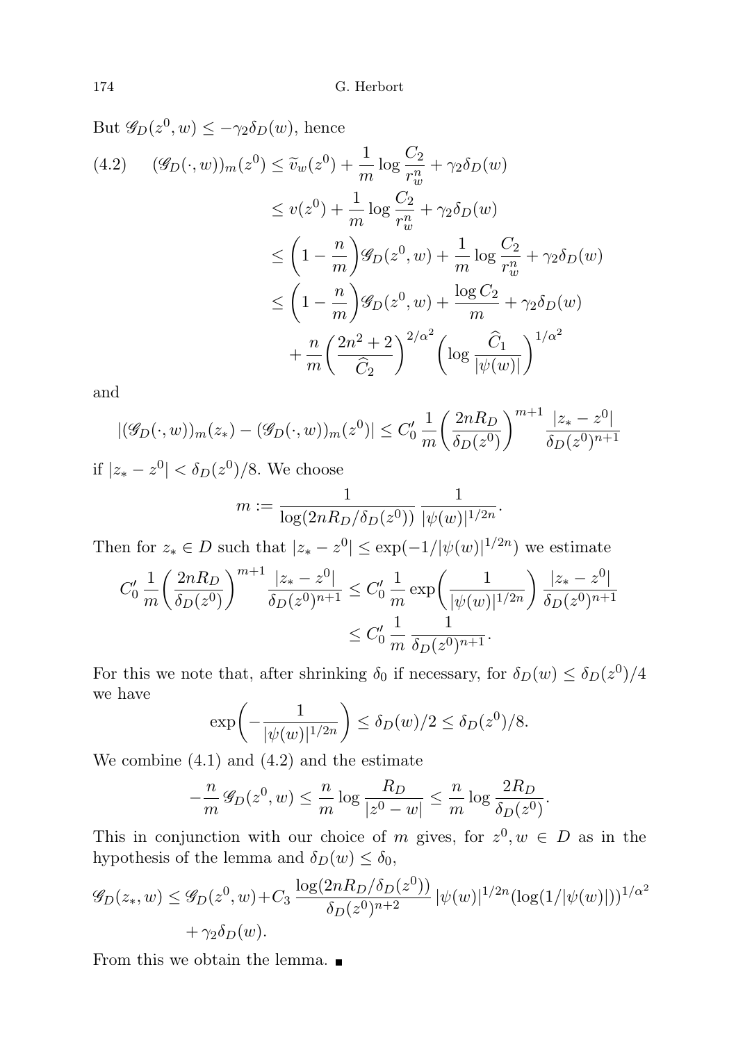But $\mathscr{G}_D(z^0, w) \le -\gamma_2 \delta_D(w)$, hence

$$
\begin{aligned}
(4.2) \qquad (\mathscr{G}_D(\cdot, w))_m(z^0) &\le \widetilde{v}_w(z^0) + \frac{1}{m} \log \frac{C_2}{r_w^n} + \gamma_2 \delta_D(w) \\
&\le v(z^0) + \frac{1}{m} \log \frac{C_2}{r_w^n} + \gamma_2 \delta_D(w) \\
&\le \left(1 - \frac{n}{m}\right) \mathscr{G}_D(z^0, w) + \frac{1}{m} \log \frac{C_2}{r_w^n} + \gamma_2 \delta_D(w) \\
&\le \left(1 - \frac{n}{m}\right) \mathscr{G}_D(z^0, w) + \frac{\log C_2}{m} + \gamma_2 \delta_D(w) \\
&\quad + \frac{n}{m} \left( \frac{2n^2 + 2}{\widehat{C}_2} \right)^{2/\alpha^2} \left( \log \frac{\widehat{C}_1}{|\psi(w)|} \right)^{1/\alpha^2}
\end{aligned}
$$

and

$$
|(\mathscr{G}_D(\cdot, w))_m(z_*) - (\mathscr{G}_D(\cdot, w))_m(z^0)| \le C_0' \, \frac{1}{m} \left( \frac{2nR_D}{\delta_D(z^0)} \right)^{m+1} \frac{|z_* - z^0|}{\delta_D(z^0)^{n+1}}
$$

if $|z_* - z^0| < \delta_D(z^0)/8$. We choose

$$
m := \frac{1}{\log(2nR_D/\delta_D(z^0))} \, \frac{1}{|\psi(w)|^{1/2n}}.
$$

Then for $z_* \in D$ such that $|z_* - z^0| \le \exp(-1/|\psi(w)|^{1/2n})$ we estimate

$$
\begin{aligned}
C_0' \, \frac{1}{m} \left( \frac{2nR_D}{\delta_D(z^0)} \right)^{m+1} \frac{|z_* - z^0|}{\delta_D(z^0)^{n+1}} &\le C_0' \, \frac{1}{m} \exp\left( \frac{1}{|\psi(w)|^{1/2n}} \right) \frac{|z_* - z^0|}{\delta_D(z^0)^{n+1}} \\
&\le C_0' \, \frac{1}{m} \, \frac{1}{\delta_D(z^0)^{n+1}}.
\end{aligned}
$$

For this we note that, after shrinking $\delta_0$ if necessary, for $\delta_D(w) \le \delta_D(z^0)/4$ we have

$$
\exp\left( -\frac{1}{|\psi(w)|^{1/2n}} \right) \le \delta_D(w)/2 \le \delta_D(z^0)/8.
$$

We combine (4.1) and (4.2) and the estimate

$$
-\frac{n}{m} \, \mathscr{G}_D(z^0, w) \le \frac{n}{m} \log \frac{R_D}{|z^0 - w|} \le \frac{n}{m} \log \frac{2R_D}{\delta_D(z^0)}.
$$

This in conjunction with our choice of $m$ gives, for $z^0, w \in D$ as in the hypothesis of the lemma and $\delta_D(w) \le \delta_0$,

$$
\begin{aligned}
\mathscr{G}_D(z_*, w) \le \mathscr{G}_D(z^0, w) &+ C_3 \, \frac{\log(2nR_D/\delta_D(z^0))}{\delta_D(z^0)^{n+2}} \, |\psi(w)|^{1/2n} (\log(1/|\psi(w)|))^{1/\alpha^2} \\
&+ \gamma_2 \delta_D(w).
\end{aligned}
$$

From this we obtain the lemma. ∎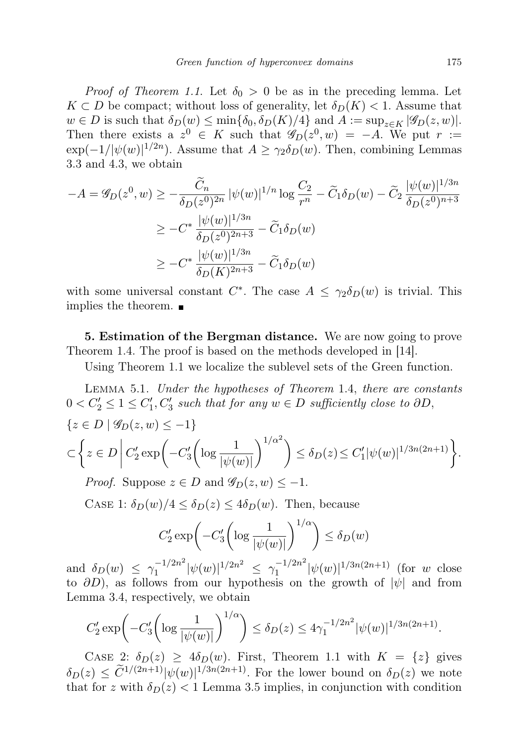*Proof of Theorem 1.1.* Let $\delta_0 > 0$ be as in the preceding lemma. Let $K \subset D$ be compact; without loss of generality, let $\delta_D(K) < 1$. Assume that $w \in D$ is such that $\delta_D(w) \le \min\{\delta_0, \delta_D(K)/4\}$ and $A := \sup_{z\in K} |\mathscr{G}_D(z,w)|$. Then there exists a $z^0 \in K$ such that $\mathscr{G}_D(z^0,w) = -A$. We put $r := \exp(-1/|\psi(w)|^{1/2n})$. Assume that $A \ge \gamma_2 \delta_D(w)$. Then, combining Lemmas 3.3 and 4.3, we obtain

$$
\begin{aligned}
-A = \mathscr{G}_D(z^0,w) &\ge -\frac{\widetilde{C}_n}{\delta_D(z^0)^{2n}}\,|\psi(w)|^{1/n}\log\frac{C_2}{r^n} - \widetilde{C}_1\delta_D(w) - \widetilde{C}_2\,\frac{|\psi(w)|^{1/3n}}{\delta_D(z^0)^{n+3}}\\
&\ge -C^*\,\frac{|\psi(w)|^{1/3n}}{\delta_D(z^0)^{2n+3}} - \widetilde{C}_1\delta_D(w)\\
&\ge -C^*\,\frac{|\psi(w)|^{1/3n}}{\delta_D(K)^{2n+3}} - \widetilde{C}_1\delta_D(w)
\end{aligned}
$$

with some universal constant $C^*$. The case $A \le \gamma_2\delta_D(w)$ is trivial. This implies the theorem. ∎

**5. Estimation of the Bergman distance.** We are now going to prove Theorem 1.4. The proof is based on the methods developed in [14].

Using Theorem 1.1 we localize the sublevel sets of the Green function.

Lemma 5.1. *Under the hypotheses of Theorem* 1.4, *there are constants* $0 < C_2' \le 1 \le C_1', C_3'$ *such that for any* $w \in D$ *sufficiently close to* $\partial D$,

$$
\{z \in D \mid \mathscr{G}_D(z,w) \le -1\}
$$
$$
\subset \left\{ z \in D \;\middle|\; C_2'\exp\biggl(-C_3'\biggl(\log\frac{1}{|\psi(w)|}\biggr)^{1/\alpha^2}\biggr) \le \delta_D(z) \le C_1'|\psi(w)|^{1/3n(2n+1)} \right\}.
$$

*Proof.* Suppose $z \in D$ and $\mathscr{G}_D(z,w) \le -1$.

Case 1: $\delta_D(w)/4 \le \delta_D(z) \le 4\delta_D(w)$. Then, because

$$
C_2'\exp\biggl(-C_3'\biggl(\log\frac{1}{|\psi(w)|}\biggr)^{1/\alpha}\biggr) \le \delta_D(w)
$$

and $\delta_D(w) \le \gamma_1^{-1/2n^2}|\psi(w)|^{1/2n^2} \le \gamma_1^{-1/2n^2}|\psi(w)|^{1/3n(2n+1)}$ (for $w$ close to $\partial D$), as follows from our hypothesis on the growth of $|\psi|$ and from Lemma 3.4, respectively, we obtain

$$
C_2'\exp\biggl(-C_3'\biggl(\log\frac{1}{|\psi(w)|}\biggr)^{1/\alpha}\biggr) \le \delta_D(z) \le 4\gamma_1^{-1/2n^2}|\psi(w)|^{1/3n(2n+1)}.
$$

Case 2: $\delta_D(z) \ge 4\delta_D(w)$. First, Theorem 1.1 with $K = \{z\}$ gives $\delta_D(z) \le \widetilde{C}^{1/(2n+1)}|\psi(w)|^{1/3n(2n+1)}$. For the lower bound on $\delta_D(z)$ we note that for $z$ with $\delta_D(z) < 1$ Lemma 3.5 implies, in conjunction with condition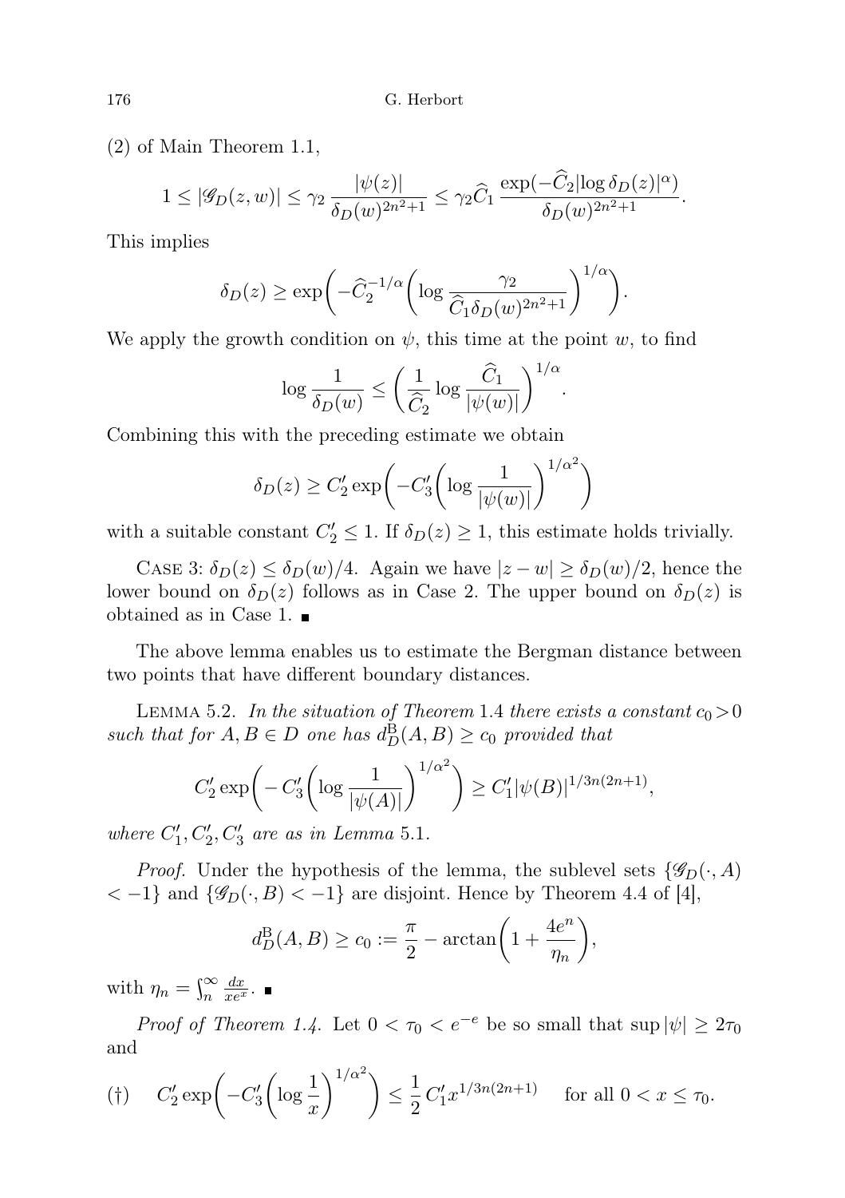(2) of Main Theorem 1.1,

$$1 \le |\mathscr{G}_D(z,w)| \le \gamma_2 \frac{|\psi(z)|}{\delta_D(w)^{2n^2+1}} \le \gamma_2 \widehat{C}_1 \frac{\exp(-\widehat{C}_2 |\log \delta_D(z)|^\alpha)}{\delta_D(w)^{2n^2+1}}.$$

This implies

$$\delta_D(z) \ge \exp\biggl(-\widehat{C}_2^{-1/\alpha}\biggl(\log \frac{\gamma_2}{\widehat{C}_1 \delta_D(w)^{2n^2+1}}\biggr)^{1/\alpha}\biggr).$$

We apply the growth condition on $\psi$, this time at the point $w$, to find

$$\log \frac{1}{\delta_D(w)} \le \biggl(\frac{1}{\widehat{C}_2} \log \frac{\widehat{C}_1}{|\psi(w)|}\biggr)^{1/\alpha}.$$

Combining this with the preceding estimate we obtain

$$\delta_D(z) \ge C_2' \exp\biggl(-C_3'\biggl(\log \frac{1}{|\psi(w)|}\biggr)^{1/\alpha^2}\biggr)$$

with a suitable constant $C_2' \le 1$. If $\delta_D(z) \ge 1$, this estimate holds trivially.

Case 3: $\delta_D(z) \le \delta_D(w)/4$. Again we have $|z-w| \ge \delta_D(w)/2$, hence the lower bound on $\delta_D(z)$ follows as in Case 2. The upper bound on $\delta_D(z)$ is obtained as in Case 1. ∎

The above lemma enables us to estimate the Bergman distance between two points that have different boundary distances.

Lemma 5.2. *In the situation of Theorem* 1.4 *there exists a constant* $c_0 > 0$ *such that for* $A, B \in D$ *one has* $d_D^{\mathrm{B}}(A,B) \ge c_0$ *provided that*

$$C_2' \exp\biggl(-C_3'\biggl(\log \frac{1}{|\psi(A)|}\biggr)^{1/\alpha^2}\biggr) \ge C_1' |\psi(B)|^{1/3n(2n+1)},$$

*where* $C_1', C_2', C_3'$ *are as in Lemma* 5.1.

*Proof.* Under the hypothesis of the lemma, the sublevel sets $\{\mathscr{G}_D(\cdot, A) < -1\}$ and $\{\mathscr{G}_D(\cdot, B) < -1\}$ are disjoint. Hence by Theorem 4.4 of [4],

$$d_D^{\mathrm{B}}(A,B) \ge c_0 := \frac{\pi}{2} - \arctan\biggl(1 + \frac{4e^n}{\eta_n}\biggr),$$

with $\eta_n = \int_n^\infty \frac{dx}{xe^x}$. ∎

*Proof of Theorem 1.4.* Let $0 < \tau_0 < e^{-e}$ be so small that $\sup|\psi| \ge 2\tau_0$ and

$$(\dagger) \qquad C_2' \exp\biggl(-C_3'\biggl(\log \frac{1}{x}\biggr)^{1/\alpha^2}\biggr) \le \frac{1}{2} C_1' x^{1/3n(2n+1)} \quad \text{for all } 0 < x \le \tau_0.$$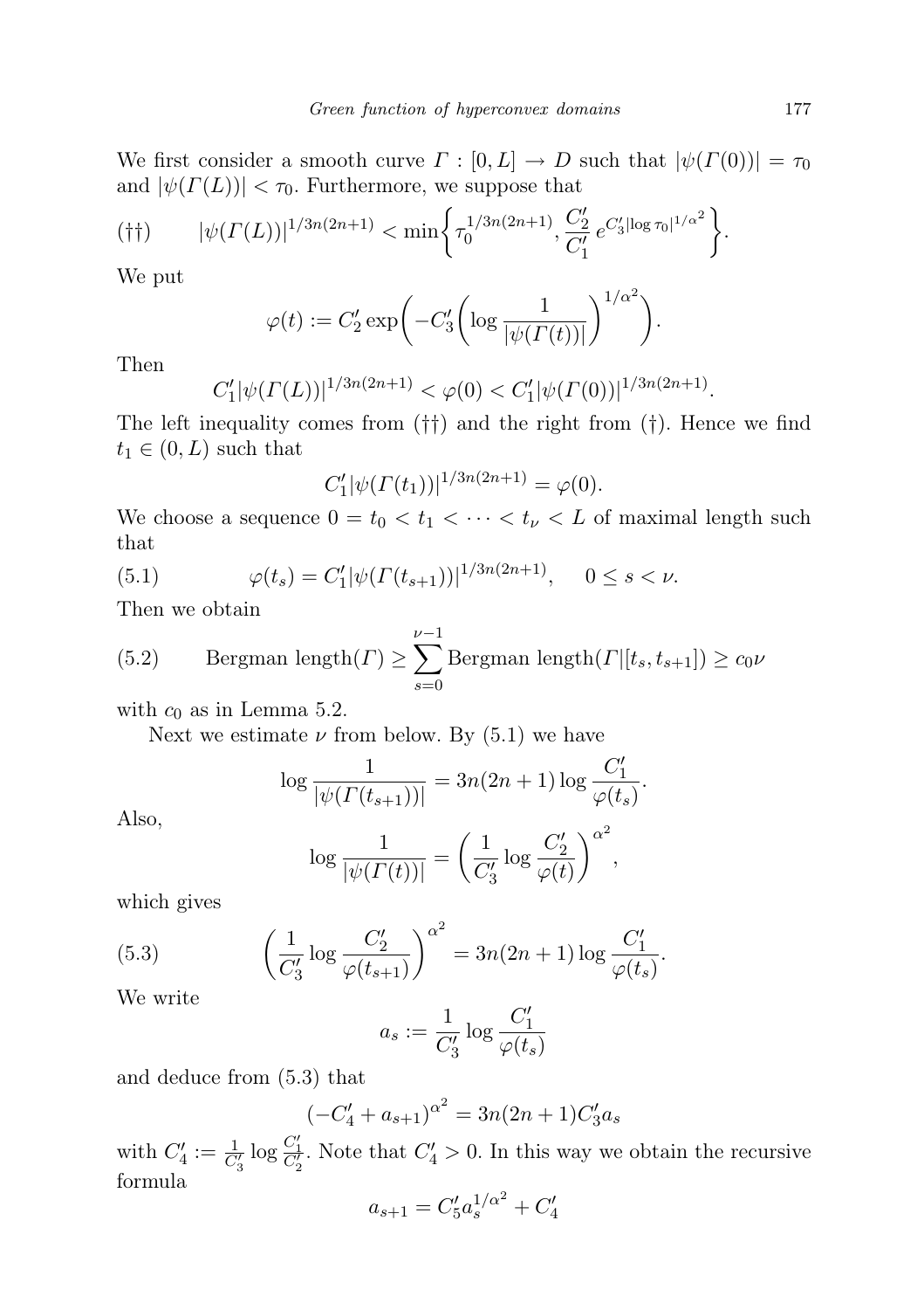We first consider a smooth curve $\Gamma : [0, L] \to D$ such that $|\psi(\Gamma(0))| = \tau_0$ and $|\psi(\Gamma(L))| < \tau_0$. Furthermore, we suppose that

$$(\dagger\dagger) \qquad |\psi(\Gamma(L))|^{1/3n(2n+1)} < \min\left\{ \tau_0^{1/3n(2n+1)}, \frac{C_2'}{C_1'}\, e^{C_3' |\log \tau_0|^{1/\alpha^2}} \right\}.$$

We put

$$\varphi(t) := C_2' \exp\left( -C_3' \left( \log \frac{1}{|\psi(\Gamma(t))|} \right)^{1/\alpha^2} \right).$$

Then

$$C_1' |\psi(\Gamma(L))|^{1/3n(2n+1)} < \varphi(0) < C_1' |\psi(\Gamma(0))|^{1/3n(2n+1)}.$$

The left inequality comes from $(\dagger\dagger)$ and the right from $(\dagger)$. Hence we find $t_1 \in (0, L)$ such that

$$C_1' |\psi(\Gamma(t_1))|^{1/3n(2n+1)} = \varphi(0).$$

We choose a sequence $0 = t_0 < t_1 < \cdots < t_\nu < L$ of maximal length such that

$$(5.1) \qquad \varphi(t_s) = C_1' |\psi(\Gamma(t_{s+1}))|^{1/3n(2n+1)}, \quad 0 \le s < \nu.$$

Then we obtain

$$(5.2) \qquad \text{Bergman length}(\Gamma) \ge \sum_{s=0}^{\nu-1} \text{Bergman length}(\Gamma|[t_s, t_{s+1}]) \ge c_0 \nu$$

with $c_0$ as in Lemma 5.2.

Next we estimate $\nu$ from below. By (5.1) we have

$$\log \frac{1}{|\psi(\Gamma(t_{s+1}))|} = 3n(2n+1) \log \frac{C_1'}{\varphi(t_s)}.$$

Also,

$$\log \frac{1}{|\psi(\Gamma(t))|} = \left( \frac{1}{C_3'} \log \frac{C_2'}{\varphi(t)} \right)^{\alpha^2},$$

which gives

$$(5.3) \qquad \left( \frac{1}{C_3'} \log \frac{C_2'}{\varphi(t_{s+1})} \right)^{\alpha^2} = 3n(2n+1) \log \frac{C_1'}{\varphi(t_s)}.$$

We write

$$a_s := \frac{1}{C_3'} \log \frac{C_1'}{\varphi(t_s)}$$

and deduce from (5.3) that

$$(-C_4' + a_{s+1})^{\alpha^2} = 3n(2n+1) C_3' a_s$$

with $C_4' := \frac{1}{C_3'} \log \frac{C_1'}{C_2'}$. Note that $C_4' > 0$. In this way we obtain the recursive formula

$$a_{s+1} = C_5' a_s^{1/\alpha^2} + C_4'$$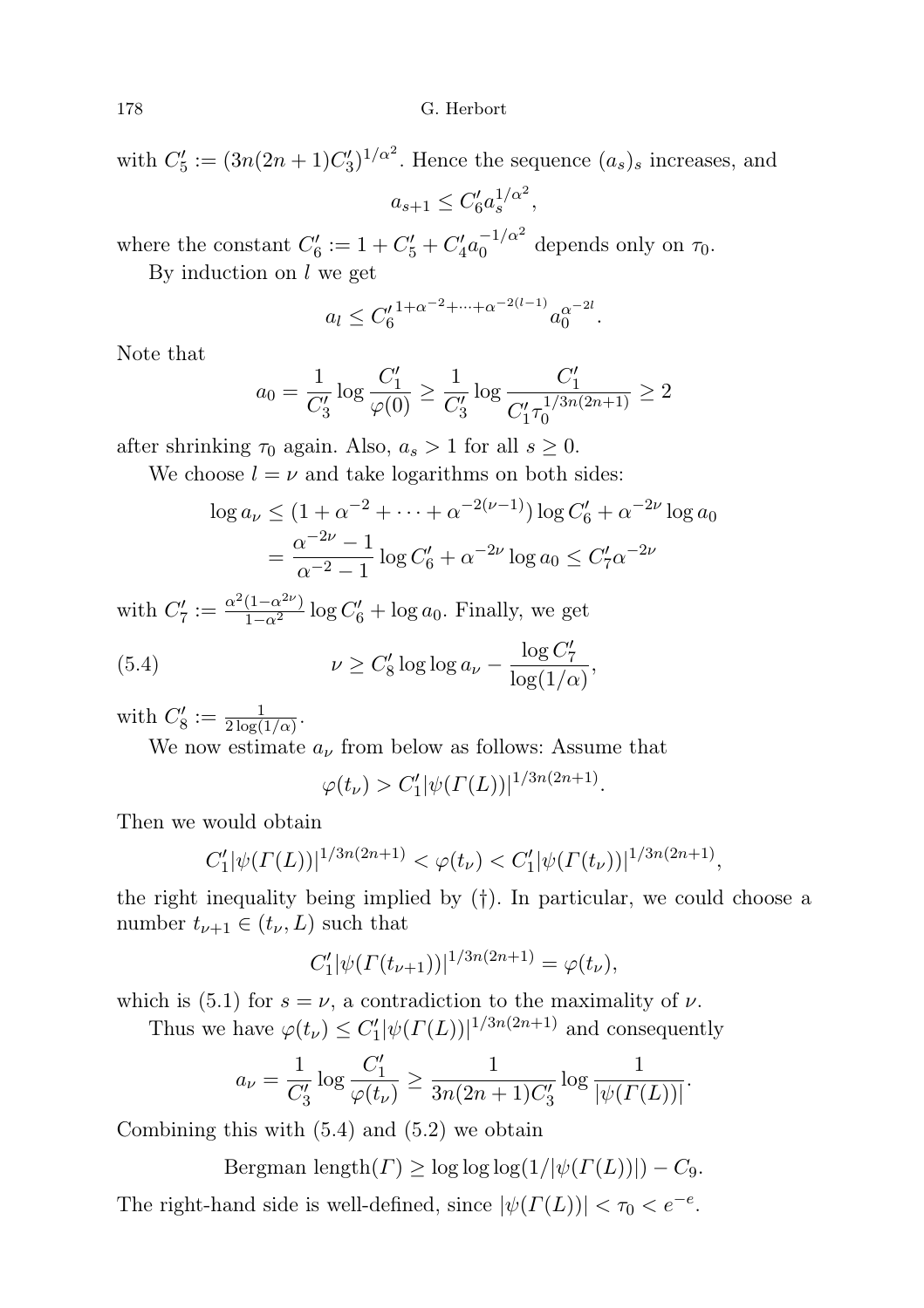with $C_5' := (3n(2n+1)C_3')^{1/\alpha^2}$. Hence the sequence $(a_s)_s$ increases, and

$$a_{s+1} \le C_6' a_s^{1/\alpha^2},$$

where the constant $C_6' := 1 + C_5' + C_4' a_0^{-1/\alpha^2}$ depends only on $\tau_0$.

By induction on $l$ we get

$$a_l \le {C_6'}^{1+\alpha^{-2}+\cdots+\alpha^{-2(l-1)}} a_0^{\alpha^{-2l}}.$$

Note that

$$a_0 = \frac{1}{C_3'} \log \frac{C_1'}{\varphi(0)} \ge \frac{1}{C_3'} \log \frac{C_1'}{C_1' \tau_0^{1/3n(2n+1)}} \ge 2$$

after shrinking $\tau_0$ again. Also, $a_s > 1$ for all $s \ge 0$.

We choose $l = \nu$ and take logarithms on both sides:

$$\begin{aligned}\log a_\nu &\le (1 + \alpha^{-2} + \cdots + \alpha^{-2(\nu-1)}) \log C_6' + \alpha^{-2\nu} \log a_0 \\ &= \frac{\alpha^{-2\nu} - 1}{\alpha^{-2} - 1} \log C_6' + \alpha^{-2\nu} \log a_0 \le C_7' \alpha^{-2\nu}\end{aligned}$$

with $C_7' := \frac{\alpha^2(1-\alpha^{2\nu})}{1-\alpha^2} \log C_6' + \log a_0$. Finally, we get

$$\nu \ge C_8' \log\log a_\nu - \frac{\log C_7'}{\log(1/\alpha)}, \tag{5.4}$$

with $C_8' := \frac{1}{2\log(1/\alpha)}$.

We now estimate $a_\nu$ from below as follows: Assume that

$$\varphi(t_\nu) > C_1' |\psi(\Gamma(L))|^{1/3n(2n+1)}.$$

Then we would obtain

$$C_1' |\psi(\Gamma(L))|^{1/3n(2n+1)} < \varphi(t_\nu) < C_1' |\psi(\Gamma(t_\nu))|^{1/3n(2n+1)},$$

the right inequality being implied by (†). In particular, we could choose a number $t_{\nu+1} \in (t_\nu, L)$ such that

$$C_1' |\psi(\Gamma(t_{\nu+1}))|^{1/3n(2n+1)} = \varphi(t_\nu),$$

which is (5.1) for $s = \nu$, a contradiction to the maximality of $\nu$.

Thus we have $\varphi(t_\nu) \le C_1' |\psi(\Gamma(L))|^{1/3n(2n+1)}$ and consequently

$$a_\nu = \frac{1}{C_3'} \log \frac{C_1'}{\varphi(t_\nu)} \ge \frac{1}{3n(2n+1)C_3'} \log \frac{1}{|\psi(\Gamma(L))|}.$$

Combining this with (5.4) and (5.2) we obtain

$$\text{Bergman length}(\Gamma) \ge \log\log\log(1/|\psi(\Gamma(L))|) - C_9.$$

The right-hand side is well-defined, since $|\psi(\Gamma(L))| < \tau_0 < e^{-e}$.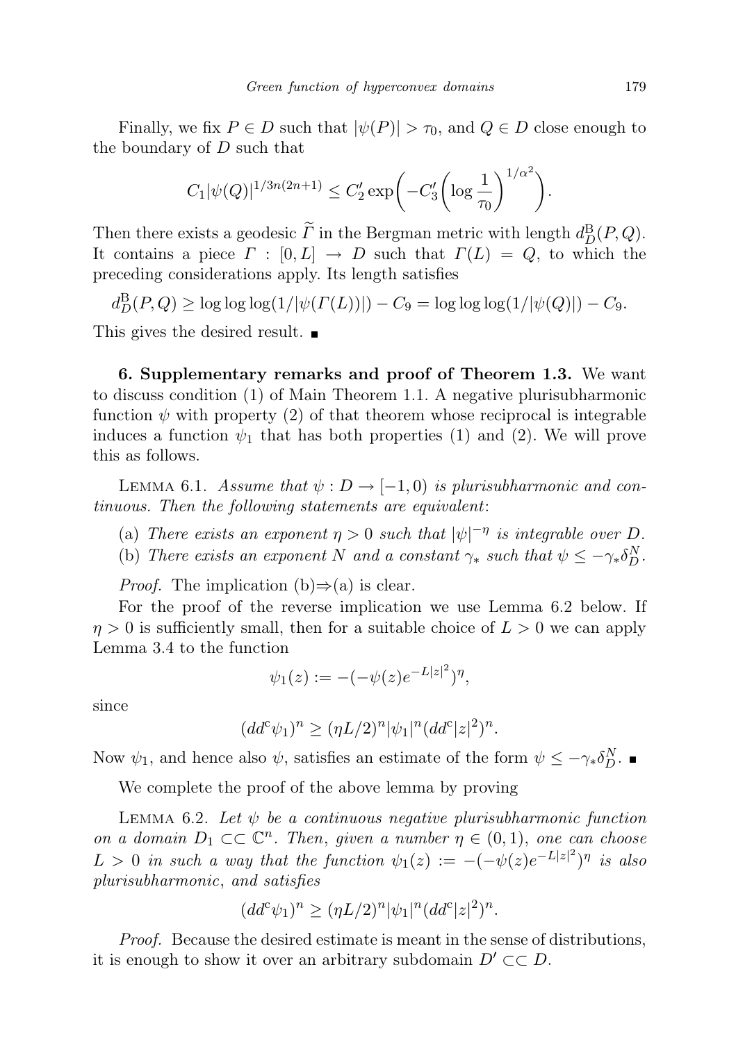Finally, we fix $P \in D$ such that $|\psi(P)| > \tau_0$, and $Q \in D$ close enough to the boundary of $D$ such that

$$C_1|\psi(Q)|^{1/3n(2n+1)} \leq C_2' \exp\biggl(-C_3'\biggl(\log \frac{1}{\tau_0}\biggr)^{1/\alpha^2}\biggr).$$

Then there exists a geodesic $\widetilde{\Gamma}$ in the Bergman metric with length $d_D^{\mathrm{B}}(P,Q)$. It contains a piece $\Gamma : [0, L] \to D$ such that $\Gamma(L) = Q$, to which the preceding considerations apply. Its length satisfies

$$d_D^{\mathrm{B}}(P,Q) \geq \log\log\log(1/|\psi(\Gamma(L))|) - C_9 = \log\log\log(1/|\psi(Q)|) - C_9.$$

This gives the desired result. ∎

**6. Supplementary remarks and proof of Theorem 1.3.** We want to discuss condition (1) of Main Theorem 1.1. A negative plurisubharmonic function $\psi$ with property (2) of that theorem whose reciprocal is integrable induces a function $\psi_1$ that has both properties (1) and (2). We will prove this as follows.

LEMMA 6.1. *Assume that $\psi : D \to [-1, 0)$ is plurisubharmonic and continuous. Then the following statements are equivalent*:

(a) *There exists an exponent $\eta > 0$ such that $|\psi|^{-\eta}$ is integrable over $D$.*

(b) *There exists an exponent $N$ and a constant $\gamma_*$ such that $\psi \leq -\gamma_* \delta_D^N$.*

*Proof.* The implication (b)⇒(a) is clear.

For the proof of the reverse implication we use Lemma 6.2 below. If $\eta > 0$ is sufficiently small, then for a suitable choice of $L > 0$ we can apply Lemma 3.4 to the function

$$\psi_1(z) := -(-\psi(z)e^{-L|z|^2})^\eta,$$

since

$$(dd^c\psi_1)^n \geq (\eta L/2)^n |\psi_1|^n (dd^c|z|^2)^n.$$

Now $\psi_1$, and hence also $\psi$, satisfies an estimate of the form $\psi \leq -\gamma_* \delta_D^N$. ∎

We complete the proof of the above lemma by proving

LEMMA 6.2. *Let $\psi$ be a continuous negative plurisubharmonic function on a domain $D_1 \subset\subset \mathbb{C}^n$. Then, given a number $\eta \in (0, 1)$, one can choose $L > 0$ in such a way that the function $\psi_1(z) := -(-\psi(z)e^{-L|z|^2})^\eta$ is also plurisubharmonic*, *and satisfies*

$$(dd^c\psi_1)^n \geq (\eta L/2)^n |\psi_1|^n (dd^c|z|^2)^n.$$

*Proof.* Because the desired estimate is meant in the sense of distributions, it is enough to show it over an arbitrary subdomain $D' \subset\subset D$.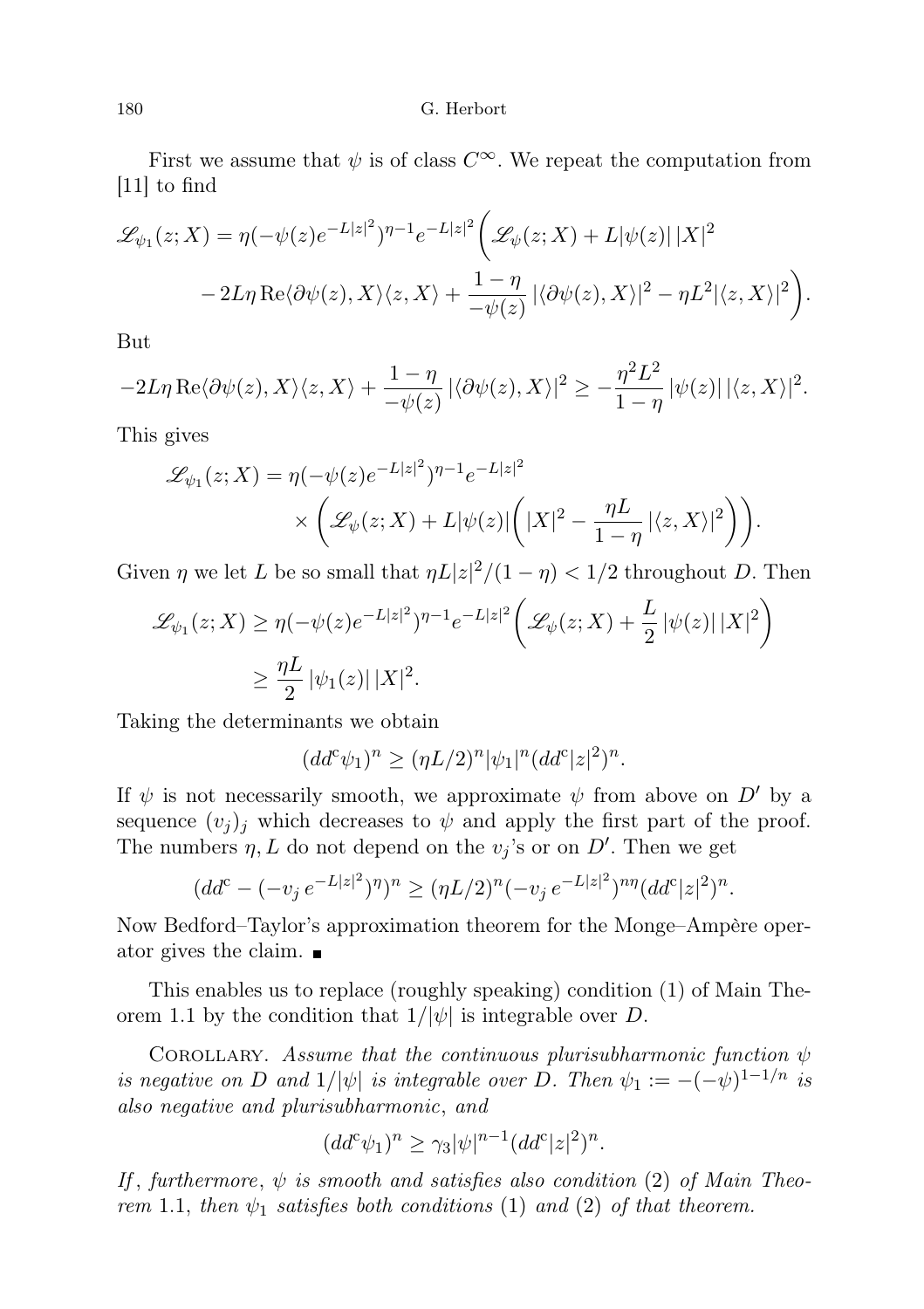First we assume that $\psi$ is of class $C^\infty$. We repeat the computation from [11] to find

$$\mathscr{L}_{\psi_1}(z;X) = \eta(-\psi(z)e^{-L|z|^2})^{\eta-1}e^{-L|z|^2}\bigg(\mathscr{L}_{\psi}(z;X) + L|\psi(z)|\,|X|^2 \\ - 2L\eta\,\mathrm{Re}\langle\partial\psi(z),X\rangle\langle z,X\rangle + \frac{1-\eta}{-\psi(z)}\,|\langle\partial\psi(z),X\rangle|^2 - \eta L^2|\langle z,X\rangle|^2\bigg).$$

But

$$-2L\eta\,\mathrm{Re}\langle\partial\psi(z),X\rangle\langle z,X\rangle + \frac{1-\eta}{-\psi(z)}\,|\langle\partial\psi(z),X\rangle|^2 \geq -\frac{\eta^2L^2}{1-\eta}\,|\psi(z)|\,|\langle z,X\rangle|^2.$$

This gives

$$\mathscr{L}_{\psi_1}(z;X) = \eta(-\psi(z)e^{-L|z|^2})^{\eta-1}e^{-L|z|^2} \\ \times\bigg(\mathscr{L}_{\psi}(z;X) + L|\psi(z)|\bigg(|X|^2 - \frac{\eta L}{1-\eta}\,|\langle z,X\rangle|^2\bigg)\bigg).$$

Given $\eta$ we let $L$ be so small that $\eta L|z|^2/(1-\eta) < 1/2$ throughout $D$. Then

$$\mathscr{L}_{\psi_1}(z;X) \geq \eta(-\psi(z)e^{-L|z|^2})^{\eta-1}e^{-L|z|^2}\bigg(\mathscr{L}_{\psi}(z;X) + \frac{L}{2}\,|\psi(z)|\,|X|^2\bigg) \\ \geq \frac{\eta L}{2}\,|\psi_1(z)|\,|X|^2.$$

Taking the determinants we obtain

$$(dd^c\psi_1)^n \geq (\eta L/2)^n|\psi_1|^n(dd^c|z|^2)^n.$$

If $\psi$ is not necessarily smooth, we approximate $\psi$ from above on $D'$ by a sequence $(v_j)_j$ which decreases to $\psi$ and apply the first part of the proof. The numbers $\eta, L$ do not depend on the $v_j$'s or on $D'$. Then we get

$$(dd^c - (-v_j\,e^{-L|z|^2})^\eta)^n \geq (\eta L/2)^n(-v_j\,e^{-L|z|^2})^{n\eta}(dd^c|z|^2)^n.$$

Now Bedford–Taylor's approximation theorem for the Monge–Ampère operator gives the claim. ∎

This enables us to replace (roughly speaking) condition (1) of Main Theorem 1.1 by the condition that $1/|\psi|$ is integrable over $D$.

Corollary. *Assume that the continuous plurisubharmonic function $\psi$ is negative on $D$ and $1/|\psi|$ is integrable over $D$. Then $\psi_1 := -(-\psi)^{1-1/n}$ is also negative and plurisubharmonic*, *and*

$$(dd^c\psi_1)^n \geq \gamma_3|\psi|^{n-1}(dd^c|z|^2)^n.$$

*If*, *furthermore*, *$\psi$ is smooth and satisfies also condition* (2) *of Main Theorem* 1.1, *then $\psi_1$ satisfies both conditions* (1) *and* (2) *of that theorem.*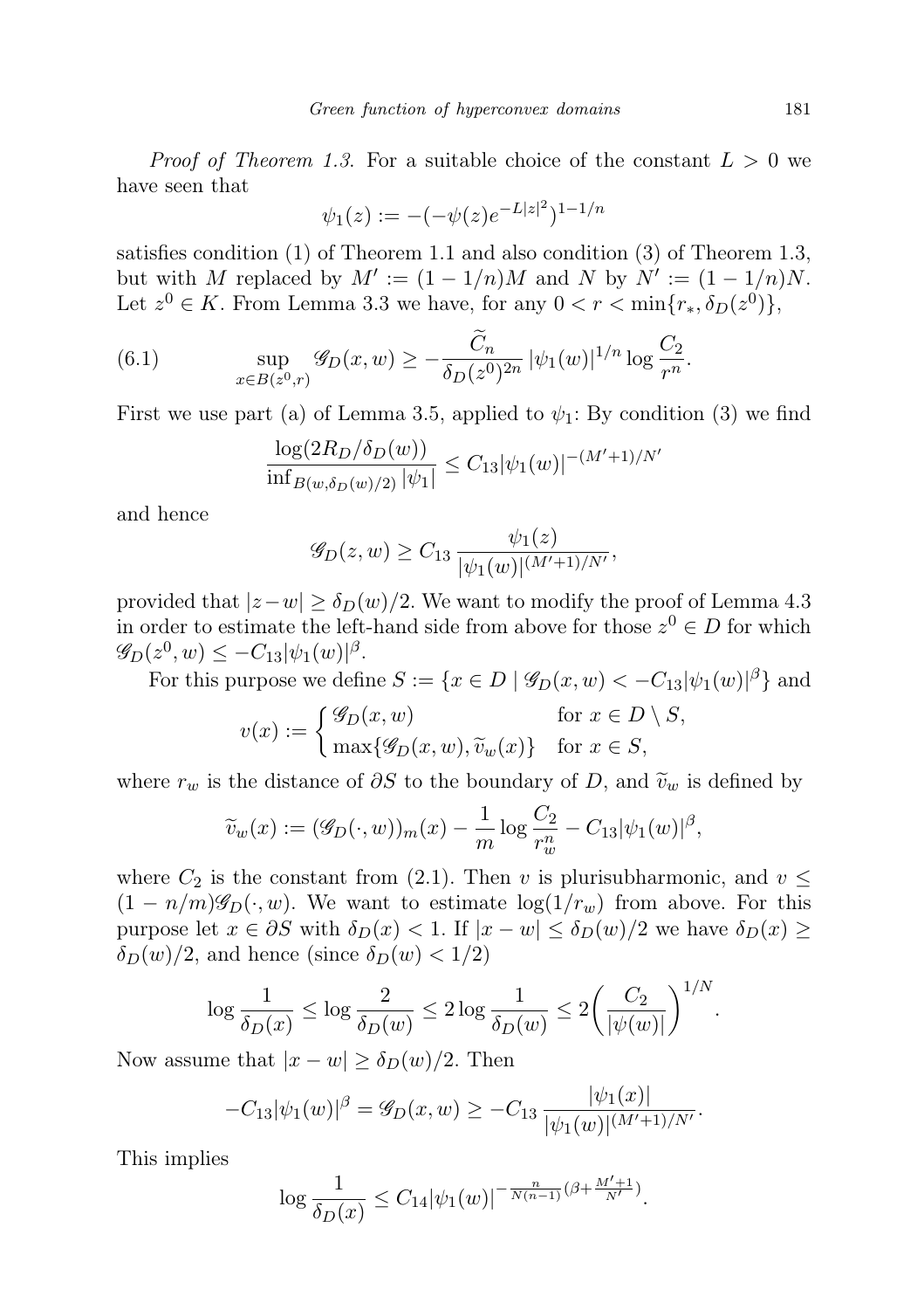*Proof of Theorem 1.3.* For a suitable choice of the constant $L > 0$ we have seen that

$$\psi_1(z) := -(-\psi(z)e^{-L|z|^2})^{1-1/n}$$

satisfies condition (1) of Theorem 1.1 and also condition (3) of Theorem 1.3, but with $M$ replaced by $M' := (1-1/n)M$ and $N$ by $N' := (1-1/n)N$. Let $z^0 \in K$. From Lemma 3.3 we have, for any $0 < r < \min\{r_*, \delta_D(z^0)\}$,

$$\sup_{x \in B(z^0,r)} \mathscr{G}_D(x,w) \geq -\frac{\widetilde{C}_n}{\delta_D(z^0)^{2n}} |\psi_1(w)|^{1/n} \log \frac{C_2}{r^n}. \tag{6.1}$$

First we use part (a) of Lemma 3.5, applied to $\psi_1$: By condition (3) we find

$$\frac{\log(2R_D/\delta_D(w))}{\inf_{B(w,\delta_D(w)/2)} |\psi_1|} \leq C_{13} |\psi_1(w)|^{-(M'+1)/N'}$$

and hence

$$\mathscr{G}_D(z,w) \geq C_{13} \frac{\psi_1(z)}{|\psi_1(w)|^{(M'+1)/N'}},$$

provided that $|z-w| \geq \delta_D(w)/2$. We want to modify the proof of Lemma 4.3 in order to estimate the left-hand side from above for those $z^0 \in D$ for which $\mathscr{G}_D(z^0,w) \leq -C_{13}|\psi_1(w)|^\beta$.

For this purpose we define $S := \{x \in D \mid \mathscr{G}_D(x,w) < -C_{13}|\psi_1(w)|^\beta\}$ and

$$v(x) := \begin{cases} \mathscr{G}_D(x,w) & \text{for } x \in D \setminus S, \\ \max\{\mathscr{G}_D(x,w), \widetilde{v}_w(x)\} & \text{for } x \in S, \end{cases}$$

where $r_w$ is the distance of $\partial S$ to the boundary of $D$, and $\widetilde{v}_w$ is defined by

$$\widetilde{v}_w(x) := (\mathscr{G}_D(\cdot,w))_m(x) - \frac{1}{m} \log \frac{C_2}{r_w^n} - C_{13}|\psi_1(w)|^\beta,$$

where $C_2$ is the constant from (2.1). Then $v$ is plurisubharmonic, and $v \leq (1-n/m)\mathscr{G}_D(\cdot,w)$. We want to estimate $\log(1/r_w)$ from above. For this purpose let $x \in \partial S$ with $\delta_D(x) < 1$. If $|x-w| \leq \delta_D(w)/2$ we have $\delta_D(x) \geq \delta_D(w)/2$, and hence (since $\delta_D(w) < 1/2$)

$$\log \frac{1}{\delta_D(x)} \leq \log \frac{2}{\delta_D(w)} \leq 2 \log \frac{1}{\delta_D(w)} \leq 2 \left( \frac{C_2}{|\psi(w)|} \right)^{1/N}.$$

Now assume that $|x-w| \geq \delta_D(w)/2$. Then

$$-C_{13}|\psi_1(w)|^\beta = \mathscr{G}_D(x,w) \geq -C_{13} \frac{|\psi_1(x)|}{|\psi_1(w)|^{(M'+1)/N'}}.$$

This implies

$$\log \frac{1}{\delta_D(x)} \leq C_{14} |\psi_1(w)|^{-\frac{n}{N(n-1)}(\beta + \frac{M'+1}{N'})}.$$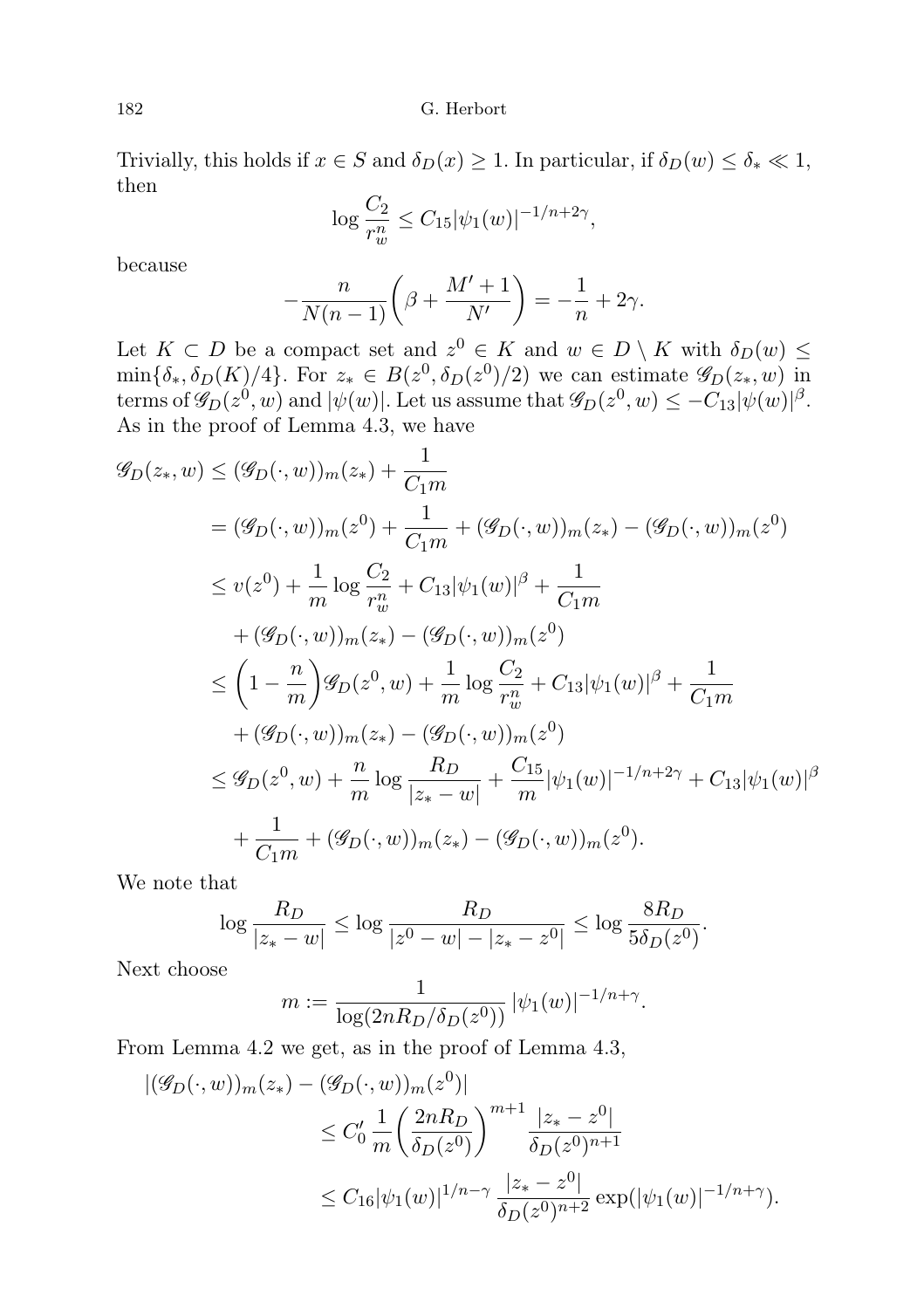Trivially, this holds if $x \in S$ and $\delta_D(x) \geq 1$. In particular, if $\delta_D(w) \leq \delta_* \ll 1$, then

$$\log \frac{C_2}{r_w^n} \leq C_{15}|\psi_1(w)|^{-1/n+2\gamma},$$

because

$$-\frac{n}{N(n-1)}\left(\beta + \frac{M'+1}{N'}\right) = -\frac{1}{n} + 2\gamma.$$

Let $K \subset D$ be a compact set and $z^0 \in K$ and $w \in D \setminus K$ with $\delta_D(w) \leq \min\{\delta_*, \delta_D(K)/4\}$. For $z_* \in B(z^0, \delta_D(z^0)/2)$ we can estimate $\mathscr{G}_D(z_*, w)$ in terms of $\mathscr{G}_D(z^0, w)$ and $|\psi(w)|$. Let us assume that $\mathscr{G}_D(z^0, w) \leq -C_{13}|\psi(w)|^{\beta}$. As in the proof of Lemma 4.3, we have

$$\begin{aligned}
\mathscr{G}_D(z_*, w) &\leq (\mathscr{G}_D(\cdot, w))_m(z_*) + \frac{1}{C_1 m} \\
&= (\mathscr{G}_D(\cdot, w))_m(z^0) + \frac{1}{C_1 m} + (\mathscr{G}_D(\cdot, w))_m(z_*) - (\mathscr{G}_D(\cdot, w))_m(z^0) \\
&\leq v(z^0) + \frac{1}{m}\log\frac{C_2}{r_w^n} + C_{13}|\psi_1(w)|^{\beta} + \frac{1}{C_1 m} \\
&\quad + (\mathscr{G}_D(\cdot, w))_m(z_*) - (\mathscr{G}_D(\cdot, w))_m(z^0) \\
&\leq \left(1 - \frac{n}{m}\right)\mathscr{G}_D(z^0, w) + \frac{1}{m}\log\frac{C_2}{r_w^n} + C_{13}|\psi_1(w)|^{\beta} + \frac{1}{C_1 m} \\
&\quad + (\mathscr{G}_D(\cdot, w))_m(z_*) - (\mathscr{G}_D(\cdot, w))_m(z^0) \\
&\leq \mathscr{G}_D(z^0, w) + \frac{n}{m}\log\frac{R_D}{|z_* - w|} + \frac{C_{15}}{m}|\psi_1(w)|^{-1/n+2\gamma} + C_{13}|\psi_1(w)|^{\beta} \\
&\quad + \frac{1}{C_1 m} + (\mathscr{G}_D(\cdot, w))_m(z_*) - (\mathscr{G}_D(\cdot, w))_m(z^0).
\end{aligned}$$

We note that

$$\log\frac{R_D}{|z_* - w|} \leq \log\frac{R_D}{|z^0 - w| - |z_* - z^0|} \leq \log\frac{8R_D}{5\delta_D(z^0)}.$$

Next choose

$$m := \frac{1}{\log(2nR_D/\delta_D(z^0))}\,|\psi_1(w)|^{-1/n+\gamma}.$$

From Lemma 4.2 we get, as in the proof of Lemma 4.3,

$$\begin{aligned}
|(\mathscr{G}_D(\cdot, w))_m(z_*) &- (\mathscr{G}_D(\cdot, w))_m(z^0)| \\
&\leq C_0' \frac{1}{m}\left(\frac{2nR_D}{\delta_D(z^0)}\right)^{m+1}\frac{|z_* - z^0|}{\delta_D(z^0)^{n+1}} \\
&\leq C_{16}|\psi_1(w)|^{1/n-\gamma}\,\frac{|z_* - z^0|}{\delta_D(z^0)^{n+2}}\exp(|\psi_1(w)|^{-1/n+\gamma}).
\end{aligned}$$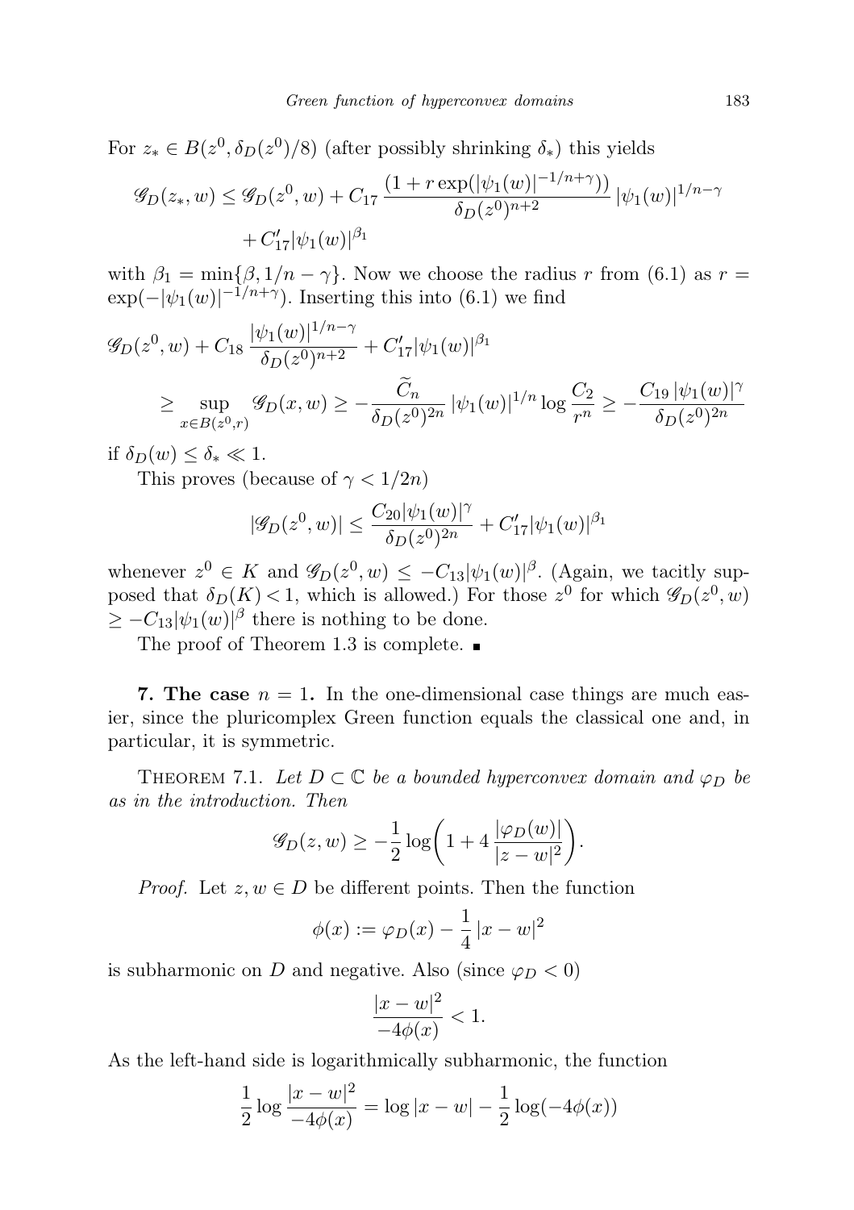For $z_* \in B(z^0, \delta_D(z^0)/8)$ (after possibly shrinking $\delta_*$) this yields

$$\mathscr{G}_D(z_*, w) \le \mathscr{G}_D(z^0, w) + C_{17}\, \frac{(1 + r\exp(|\psi_1(w)|^{-1/n+\gamma}))}{\delta_D(z^0)^{n+2}}\, |\psi_1(w)|^{1/n-\gamma} + C_{17}'|\psi_1(w)|^{\beta_1}$$

with $\beta_1 = \min\{\beta, 1/n - \gamma\}$. Now we choose the radius $r$ from (6.1) as $r = \exp(-|\psi_1(w)|^{-1/n+\gamma})$. Inserting this into (6.1) we find

$$\mathscr{G}_D(z^0, w) + C_{18}\, \frac{|\psi_1(w)|^{1/n-\gamma}}{\delta_D(z^0)^{n+2}} + C_{17}'|\psi_1(w)|^{\beta_1} \ge \sup_{x \in B(z^0, r)} \mathscr{G}_D(x, w) \ge -\frac{\widetilde{C}_n}{\delta_D(z^0)^{2n}}\, |\psi_1(w)|^{1/n} \log\frac{C_2}{r^n} \ge -\frac{C_{19}\, |\psi_1(w)|^{\gamma}}{\delta_D(z^0)^{2n}}$$

if $\delta_D(w) \le \delta_* \ll 1$.

This proves (because of $\gamma < 1/2n$)

$$|\mathscr{G}_D(z^0, w)| \le \frac{C_{20}|\psi_1(w)|^{\gamma}}{\delta_D(z^0)^{2n}} + C_{17}'|\psi_1(w)|^{\beta_1}$$

whenever $z^0 \in K$ and $\mathscr{G}_D(z^0, w) \le -C_{13}|\psi_1(w)|^{\beta}$. (Again, we tacitly supposed that $\delta_D(K) < 1$, which is allowed.) For those $z^0$ for which $\mathscr{G}_D(z^0, w) \ge -C_{13}|\psi_1(w)|^{\beta}$ there is nothing to be done.

The proof of Theorem 1.3 is complete. ∎

## 7. The case $n = 1$.

In the one-dimensional case things are much easier, since the pluricomplex Green function equals the classical one and, in particular, it is symmetric.

THEOREM 7.1. *Let $D \subset \mathbb{C}$ be a bounded hyperconvex domain and $\varphi_D$ be as in the introduction. Then*

$$\mathscr{G}_D(z, w) \ge -\frac{1}{2}\log\biggl(1 + 4\,\frac{|\varphi_D(w)|}{|z - w|^2}\biggr).$$

*Proof.* Let $z, w \in D$ be different points. Then the function

$$\phi(x) := \varphi_D(x) - \frac{1}{4}\,|x - w|^2$$

is subharmonic on $D$ and negative. Also (since $\varphi_D < 0$)

$$\frac{|x - w|^2}{-4\phi(x)} < 1.$$

As the left-hand side is logarithmically subharmonic, the function

$$\frac{1}{2}\log\frac{|x - w|^2}{-4\phi(x)} = \log|x - w| - \frac{1}{2}\log(-4\phi(x))$$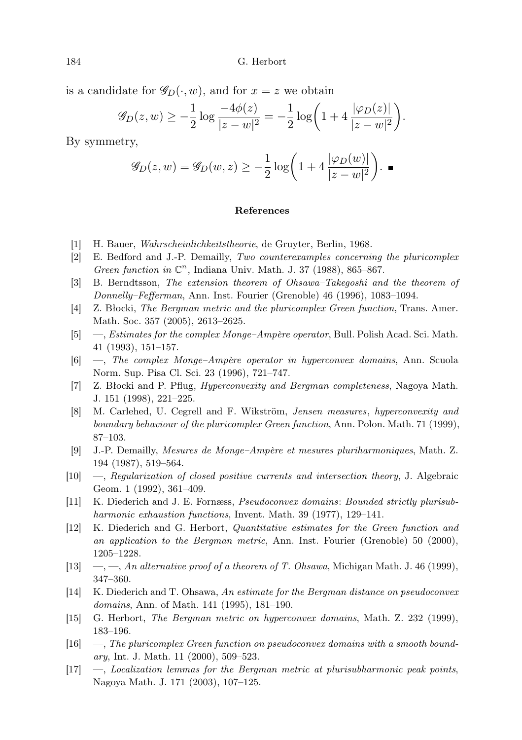is a candidate for $\mathscr{G}_D(\cdot, w)$, and for $x = z$ we obtain

$$\mathscr{G}_D(z, w) \geq -\frac{1}{2}\log\frac{-4\phi(z)}{|z-w|^2} = -\frac{1}{2}\log\biggl(1 + 4\,\frac{|\varphi_D(z)|}{|z-w|^2}\biggr).$$

By symmetry,

$$\mathscr{G}_D(z, w) = \mathscr{G}_D(w, z) \geq -\frac{1}{2}\log\biggl(1 + 4\,\frac{|\varphi_D(w)|}{|z-w|^2}\biggr). \;\blacksquare$$

### References

[1] H. Bauer, *Wahrscheinlichkeitstheorie*, de Gruyter, Berlin, 1968.

[2] E. Bedford and J.-P. Demailly, *Two counterexamples concerning the pluricomplex Green function in* $\mathbb{C}^n$, Indiana Univ. Math. J. 37 (1988), 865–867.

[3] B. Berndtsson, *The extension theorem of Ohsawa–Takegoshi and the theorem of Donnelly–Fefferman*, Ann. Inst. Fourier (Grenoble) 46 (1996), 1083–1094.

[4] Z. Błocki, *The Bergman metric and the pluricomplex Green function*, Trans. Amer. Math. Soc. 357 (2005), 2613–2625.

[5] —, *Estimates for the complex Monge–Ampère operator*, Bull. Polish Acad. Sci. Math. 41 (1993), 151–157.

[6] —, *The complex Monge–Ampère operator in hyperconvex domains*, Ann. Scuola Norm. Sup. Pisa Cl. Sci. 23 (1996), 721–747.

[7] Z. Błocki and P. Pflug, *Hyperconvexity and Bergman completeness*, Nagoya Math. J. 151 (1998), 221–225.

[8] M. Carlehed, U. Cegrell and F. Wikström, *Jensen measures, hyperconvexity and boundary behaviour of the pluricomplex Green function*, Ann. Polon. Math. 71 (1999), 87–103.

[9] J.-P. Demailly, *Mesures de Monge–Ampère et mesures pluriharmoniques*, Math. Z. 194 (1987), 519–564.

[10] —, *Regularization of closed positive currents and intersection theory*, J. Algebraic Geom. 1 (1992), 361–409.

[11] K. Diederich and J. E. Fornæss, *Pseudoconvex domains: Bounded strictly plurisubharmonic exhaustion functions*, Invent. Math. 39 (1977), 129–141.

[12] K. Diederich and G. Herbort, *Quantitative estimates for the Green function and an application to the Bergman metric*, Ann. Inst. Fourier (Grenoble) 50 (2000), 1205–1228.

[13] —, —, *An alternative proof of a theorem of T. Ohsawa*, Michigan Math. J. 46 (1999), 347–360.

[14] K. Diederich and T. Ohsawa, *An estimate for the Bergman distance on pseudoconvex domains*, Ann. of Math. 141 (1995), 181–190.

[15] G. Herbort, *The Bergman metric on hyperconvex domains*, Math. Z. 232 (1999), 183–196.

[16] —, *The pluricomplex Green function on pseudoconvex domains with a smooth boundary*, Int. J. Math. 11 (2000), 509–523.

[17] —, *Localization lemmas for the Bergman metric at plurisubharmonic peak points*, Nagoya Math. J. 171 (2003), 107–125.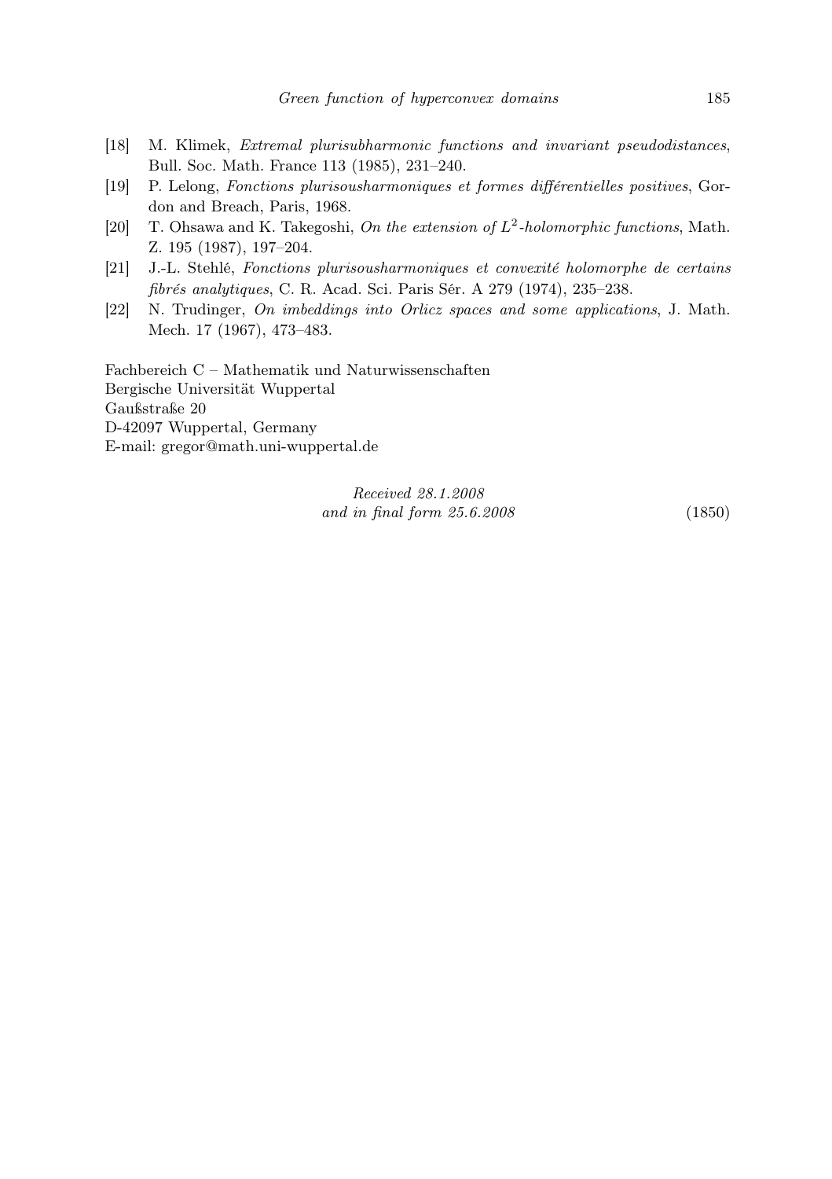[18] M. Klimek, *Extremal plurisubharmonic functions and invariant pseudodistances*, Bull. Soc. Math. France 113 (1985), 231–240.

[19] P. Lelong, *Fonctions plurisousharmoniques et formes différentielles positives*, Gordon and Breach, Paris, 1968.

[20] T. Ohsawa and K. Takegoshi, *On the extension of $L^2$-holomorphic functions*, Math. Z. 195 (1987), 197–204.

[21] J.-L. Stehlé, *Fonctions plurisousharmoniques et convexité holomorphe de certains fibrés analytiques*, C. R. Acad. Sci. Paris Sér. A 279 (1974), 235–238.

[22] N. Trudinger, *On imbeddings into Orlicz spaces and some applications*, J. Math. Mech. 17 (1967), 473–483.

Fachbereich C – Mathematik und Naturwissenschaften
Bergische Universität Wuppertal
Gaußstraße 20
D-42097 Wuppertal, Germany
E-mail: gregor@math.uni-wuppertal.de

*Received 28.1.2008*
*and in final form 25.6.2008* (1850)